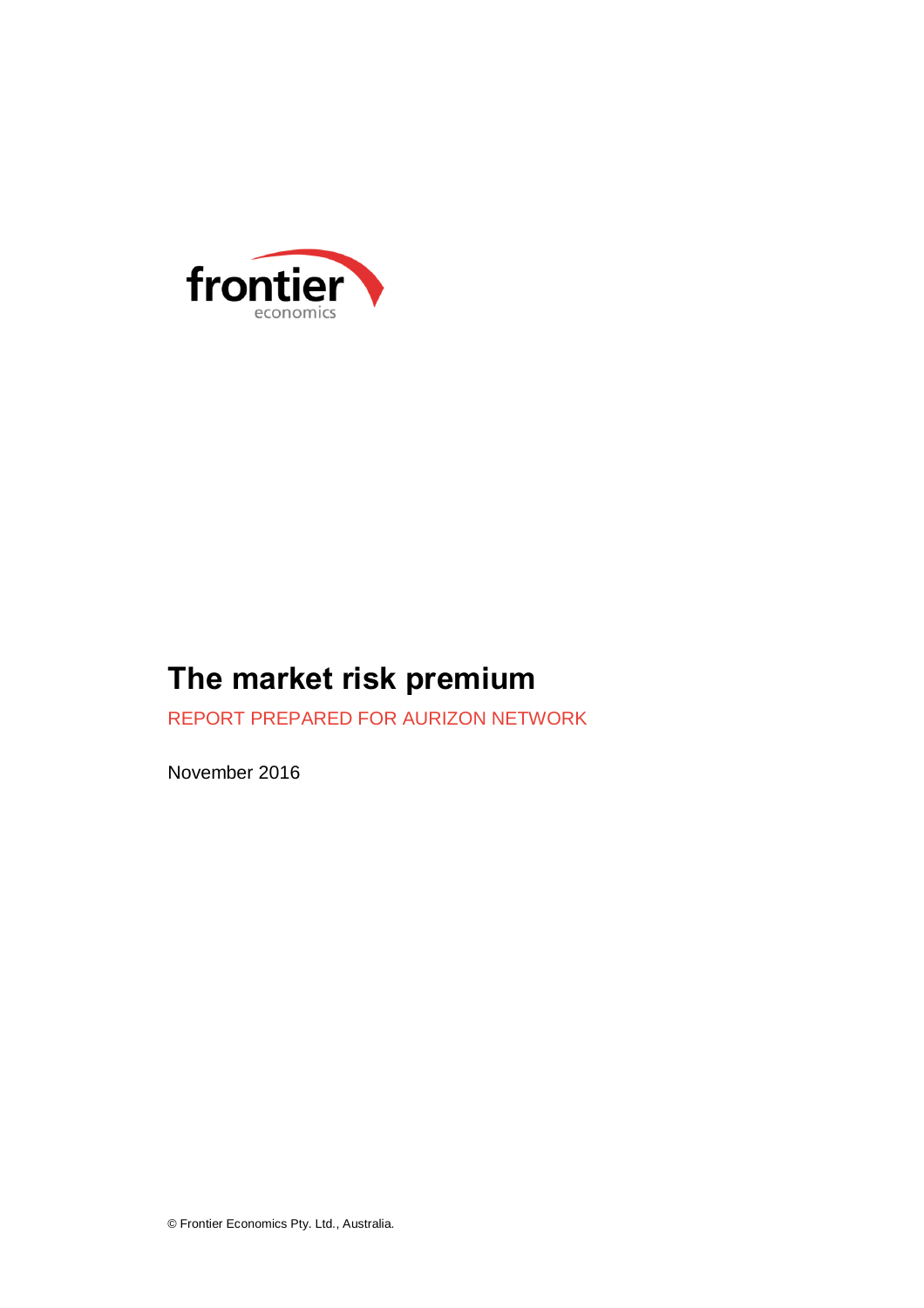frontier economics

# The market risk premium

REPORT PREPARED FOR AURIZON NETWORK

November 2016

© Frontier Economics Pty. Ltd., Australia.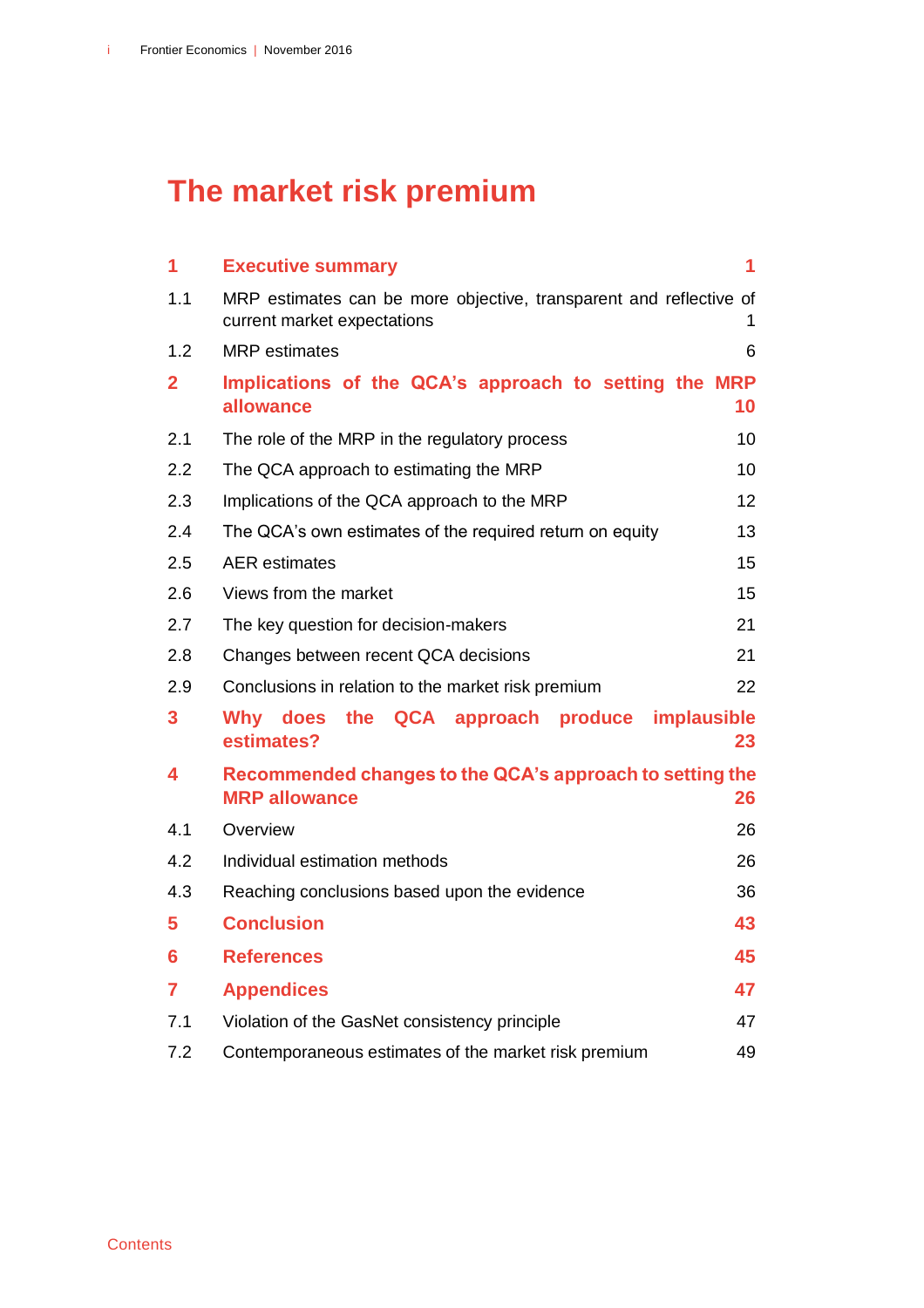# The market risk premium

| | | |
|---|---|---|
| **1** | **Executive summary** | **1** |
| 1.1 | MRP estimates can be more objective, transparent and reflective of current market expectations | 1 |
| 1.2 | MRP estimates | 6 |
| **2** | **Implications of the QCA's approach to setting the MRP allowance** | **10** |
| 2.1 | The role of the MRP in the regulatory process | 10 |
| 2.2 | The QCA approach to estimating the MRP | 10 |
| 2.3 | Implications of the QCA approach to the MRP | 12 |
| 2.4 | The QCA's own estimates of the required return on equity | 13 |
| 2.5 | AER estimates | 15 |
| 2.6 | Views from the market | 15 |
| 2.7 | The key question for decision-makers | 21 |
| 2.8 | Changes between recent QCA decisions | 21 |
| 2.9 | Conclusions in relation to the market risk premium | 22 |
| **3** | **Why does the QCA approach produce implausible estimates?** | **23** |
| **4** | **Recommended changes to the QCA's approach to setting the MRP allowance** | **26** |
| 4.1 | Overview | 26 |
| 4.2 | Individual estimation methods | 26 |
| 4.3 | Reaching conclusions based upon the evidence | 36 |
| **5** | **Conclusion** | **43** |
| **6** | **References** | **45** |
| **7** | **Appendices** | **47** |
| 7.1 | Violation of the GasNet consistency principle | 47 |
| 7.2 | Contemporaneous estimates of the market risk premium | 49 |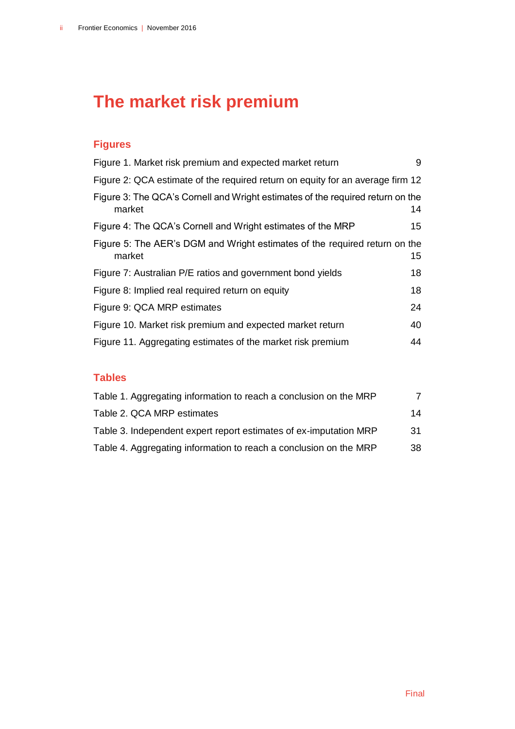# The market risk premium

## Figures

Figure 1. Market risk premium and expected market return 9

Figure 2: QCA estimate of the required return on equity for an average firm 12

Figure 3: The QCA's Cornell and Wright estimates of the required return on the market 14

Figure 4: The QCA's Cornell and Wright estimates of the MRP 15

Figure 5: The AER's DGM and Wright estimates of the required return on the market 15

Figure 7: Australian P/E ratios and government bond yields 18

Figure 8: Implied real required return on equity 18

Figure 9: QCA MRP estimates 24

Figure 10. Market risk premium and expected market return 40

Figure 11. Aggregating estimates of the market risk premium 44

## Tables

Table 1. Aggregating information to reach a conclusion on the MRP 7

Table 2. QCA MRP estimates 14

Table 3. Independent expert report estimates of ex-imputation MRP 31

Table 4. Aggregating information to reach a conclusion on the MRP 38

Final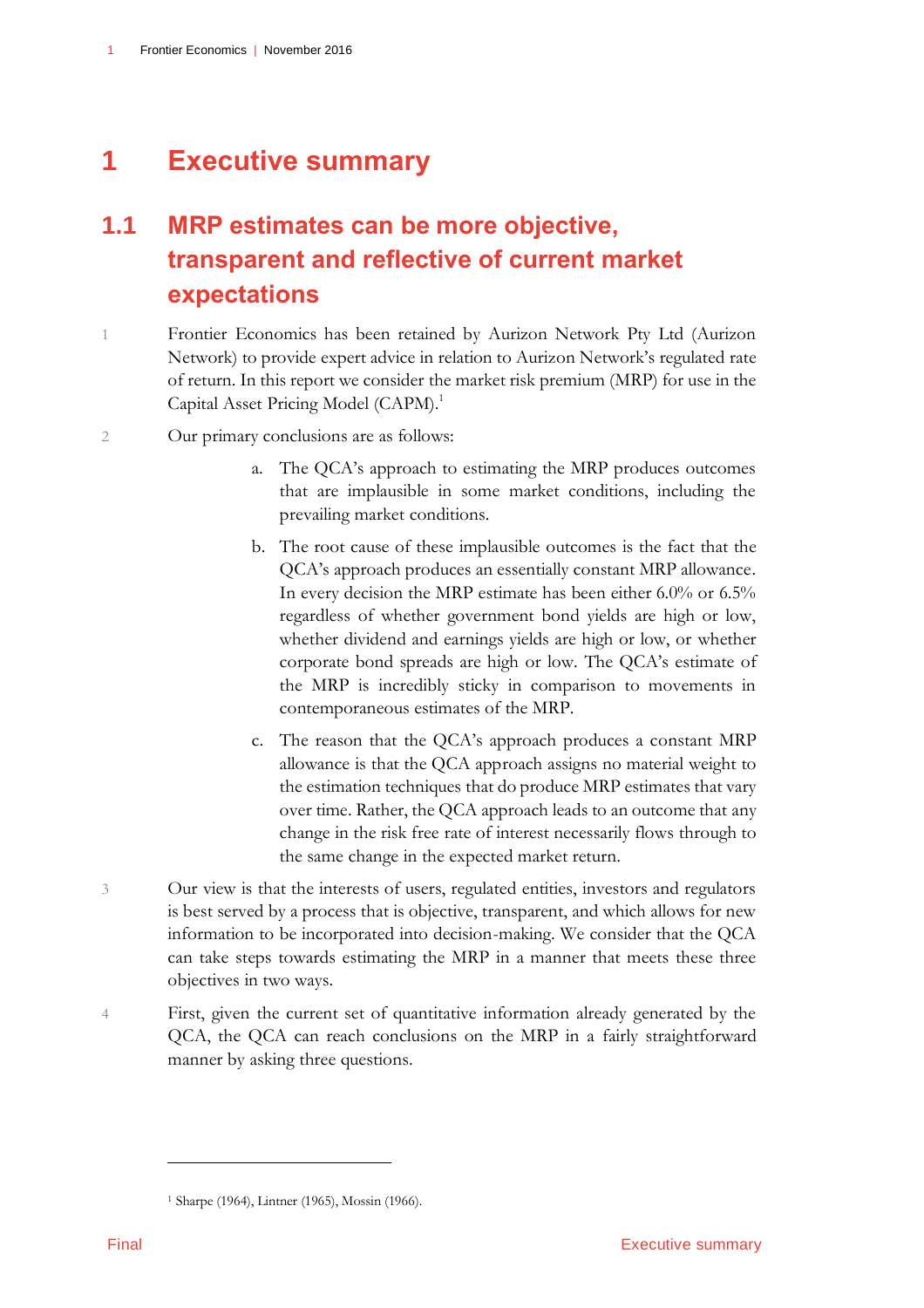# 1 Executive summary

## 1.1 MRP estimates can be more objective, transparent and reflective of current market expectations

1 Frontier Economics has been retained by Aurizon Network Pty Ltd (Aurizon Network) to provide expert advice in relation to Aurizon Network's regulated rate of return. In this report we consider the market risk premium (MRP) for use in the Capital Asset Pricing Model (CAPM).[1]

2 Our primary conclusions are as follows:

a. The QCA's approach to estimating the MRP produces outcomes that are implausible in some market conditions, including the prevailing market conditions.

b. The root cause of these implausible outcomes is the fact that the QCA's approach produces an essentially constant MRP allowance. In every decision the MRP estimate has been either 6.0% or 6.5% regardless of whether government bond yields are high or low, whether dividend and earnings yields are high or low, or whether corporate bond spreads are high or low. The QCA's estimate of the MRP is incredibly sticky in comparison to movements in contemporaneous estimates of the MRP.

c. The reason that the QCA's approach produces a constant MRP allowance is that the QCA approach assigns no material weight to the estimation techniques that do produce MRP estimates that vary over time. Rather, the QCA approach leads to an outcome that any change in the risk free rate of interest necessarily flows through to the same change in the expected market return.

3 Our view is that the interests of users, regulated entities, investors and regulators is best served by a process that is objective, transparent, and which allows for new information to be incorporated into decision-making. We consider that the QCA can take steps towards estimating the MRP in a manner that meets these three objectives in two ways.

4 First, given the current set of quantitative information already generated by the QCA, the QCA can reach conclusions on the MRP in a fairly straightforward manner by asking three questions.

[1] Sharpe (1964), Lintner (1965), Mossin (1966).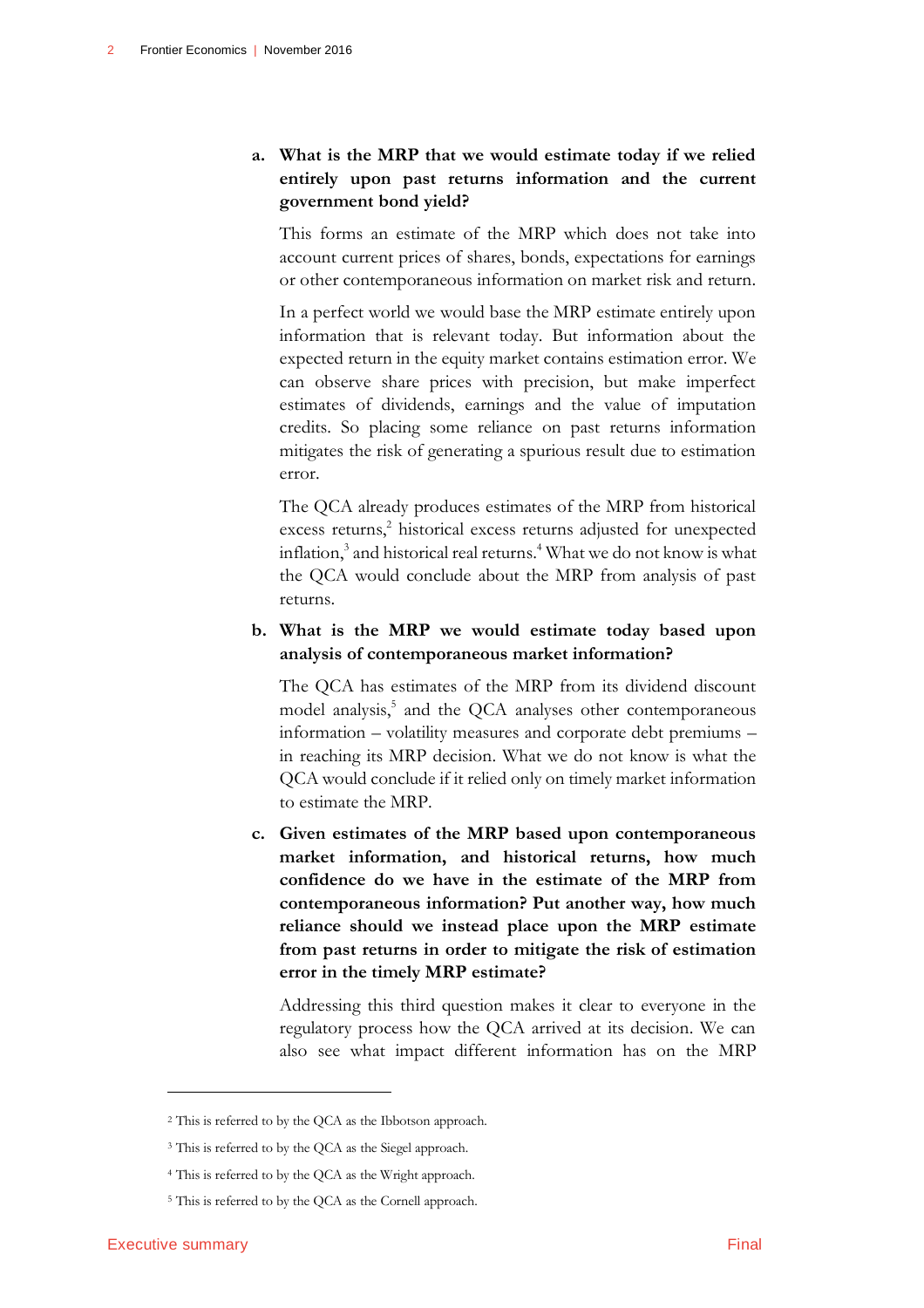a. **What is the MRP that we would estimate today if we relied entirely upon past returns information and the current government bond yield?**

   This forms an estimate of the MRP which does not take into account current prices of shares, bonds, expectations for earnings or other contemporaneous information on market risk and return.

   In a perfect world we would base the MRP estimate entirely upon information that is relevant today. But information about the expected return in the equity market contains estimation error. We can observe share prices with precision, but make imperfect estimates of dividends, earnings and the value of imputation credits. So placing some reliance on past returns information mitigates the risk of generating a spurious result due to estimation error.

   The QCA already produces estimates of the MRP from historical excess returns,[2] historical excess returns adjusted for unexpected inflation,[3] and historical real returns.[4] What we do not know is what the QCA would conclude about the MRP from analysis of past returns.

b. **What is the MRP we would estimate today based upon analysis of contemporaneous market information?**

   The QCA has estimates of the MRP from its dividend discount model analysis,[5] and the QCA analyses other contemporaneous information – volatility measures and corporate debt premiums – in reaching its MRP decision. What we do not know is what the QCA would conclude if it relied only on timely market information to estimate the MRP.

c. **Given estimates of the MRP based upon contemporaneous market information, and historical returns, how much confidence do we have in the estimate of the MRP from contemporaneous information? Put another way, how much reliance should we instead place upon the MRP estimate from past returns in order to mitigate the risk of estimation error in the timely MRP estimate?**

   Addressing this third question makes it clear to everyone in the regulatory process how the QCA arrived at its decision. We can also see what impact different information has on the MRP

---

[2] This is referred to by the QCA as the Ibbotson approach.

[3] This is referred to by the QCA as the Siegel approach.

[4] This is referred to by the QCA as the Wright approach.

[5] This is referred to by the QCA as the Cornell approach.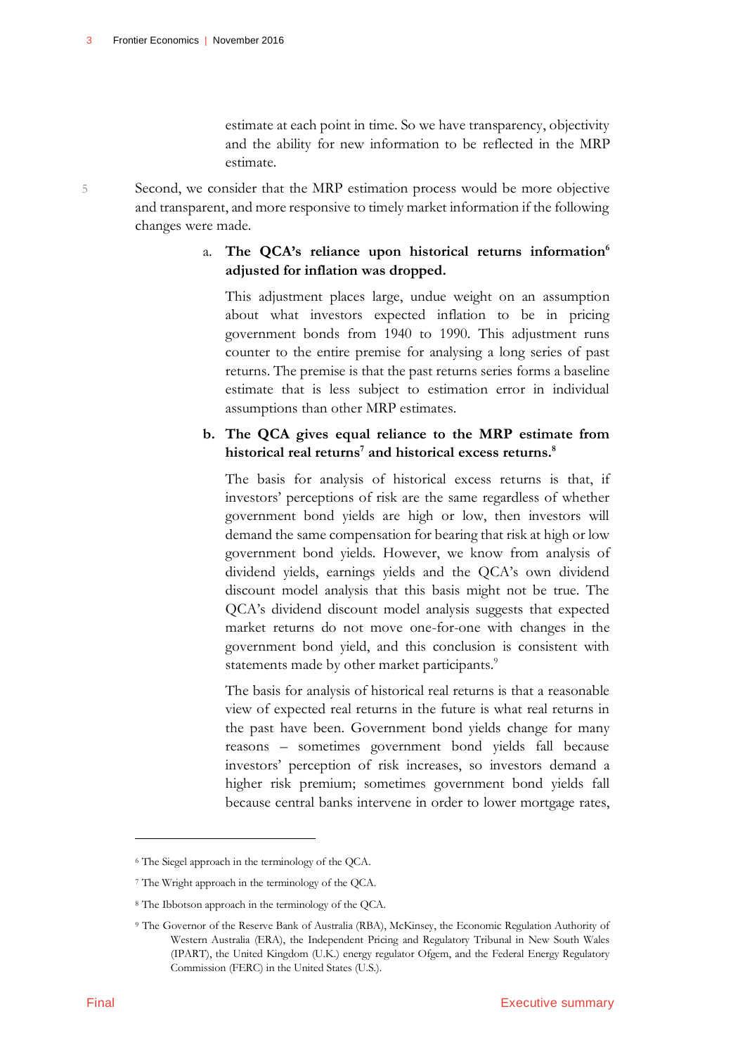estimate at each point in time. So we have transparency, objectivity and the ability for new information to be reflected in the MRP estimate.

5 Second, we consider that the MRP estimation process would be more objective and transparent, and more responsive to timely market information if the following changes were made.

a. **The QCA's reliance upon historical returns information[6] adjusted for inflation was dropped.**

This adjustment places large, undue weight on an assumption about what investors expected inflation to be in pricing government bonds from 1940 to 1990. This adjustment runs counter to the entire premise for analysing a long series of past returns. The premise is that the past returns series forms a baseline estimate that is less subject to estimation error in individual assumptions than other MRP estimates.

b. **The QCA gives equal reliance to the MRP estimate from historical real returns[7] and historical excess returns.[8]**

The basis for analysis of historical excess returns is that, if investors' perceptions of risk are the same regardless of whether government bond yields are high or low, then investors will demand the same compensation for bearing that risk at high or low government bond yields. However, we know from analysis of dividend yields, earnings yields and the QCA's own dividend discount model analysis that this basis might not be true. The QCA's dividend discount model analysis suggests that expected market returns do not move one-for-one with changes in the government bond yield, and this conclusion is consistent with statements made by other market participants.[9]

The basis for analysis of historical real returns is that a reasonable view of expected real returns in the future is what real returns in the past have been. Government bond yields change for many reasons – sometimes government bond yields fall because investors' perception of risk increases, so investors demand a higher risk premium; sometimes government bond yields fall because central banks intervene in order to lower mortgage rates,

---

[6] The Siegel approach in the terminology of the QCA.

[7] The Wright approach in the terminology of the QCA.

[8] The Ibbotson approach in the terminology of the QCA.

[9] The Governor of the Reserve Bank of Australia (RBA), McKinsey, the Economic Regulation Authority of Western Australia (ERA), the Independent Pricing and Regulatory Tribunal in New South Wales (IPART), the United Kingdom (U.K.) energy regulator Ofgem, and the Federal Energy Regulatory Commission (FERC) in the United States (U.S.).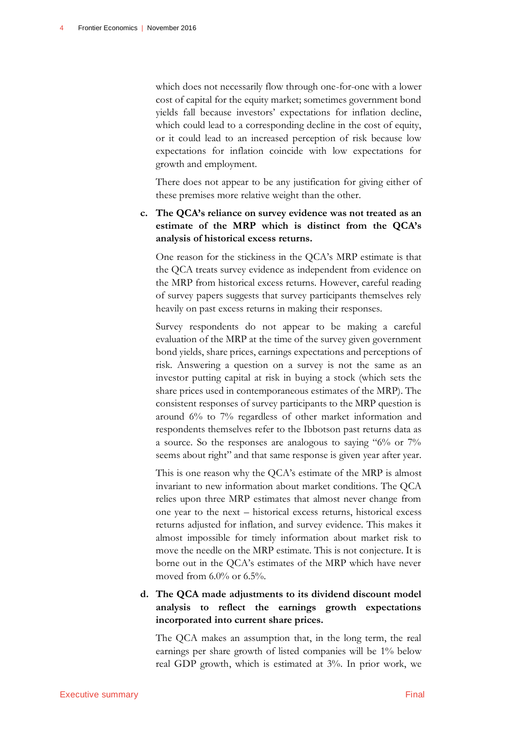which does not necessarily flow through one-for-one with a lower cost of capital for the equity market; sometimes government bond yields fall because investors' expectations for inflation decline, which could lead to a corresponding decline in the cost of equity, or it could lead to an increased perception of risk because low expectations for inflation coincide with low expectations for growth and employment.

There does not appear to be any justification for giving either of these premises more relative weight than the other.

c. **The QCA's reliance on survey evidence was not treated as an estimate of the MRP which is distinct from the QCA's analysis of historical excess returns.**

One reason for the stickiness in the QCA's MRP estimate is that the QCA treats survey evidence as independent from evidence on the MRP from historical excess returns. However, careful reading of survey papers suggests that survey participants themselves rely heavily on past excess returns in making their responses.

Survey respondents do not appear to be making a careful evaluation of the MRP at the time of the survey given government bond yields, share prices, earnings expectations and perceptions of risk. Answering a question on a survey is not the same as an investor putting capital at risk in buying a stock (which sets the share prices used in contemporaneous estimates of the MRP). The consistent responses of survey participants to the MRP question is around 6% to 7% regardless of other market information and respondents themselves refer to the Ibbotson past returns data as a source. So the responses are analogous to saying "6% or 7% seems about right" and that same response is given year after year.

This is one reason why the QCA's estimate of the MRP is almost invariant to new information about market conditions. The QCA relies upon three MRP estimates that almost never change from one year to the next – historical excess returns, historical excess returns adjusted for inflation, and survey evidence. This makes it almost impossible for timely information about market risk to move the needle on the MRP estimate. This is not conjecture. It is borne out in the QCA's estimates of the MRP which have never moved from 6.0% or 6.5%.

d. **The QCA made adjustments to its dividend discount model analysis to reflect the earnings growth expectations incorporated into current share prices.**

The QCA makes an assumption that, in the long term, the real earnings per share growth of listed companies will be 1% below real GDP growth, which is estimated at 3%. In prior work, we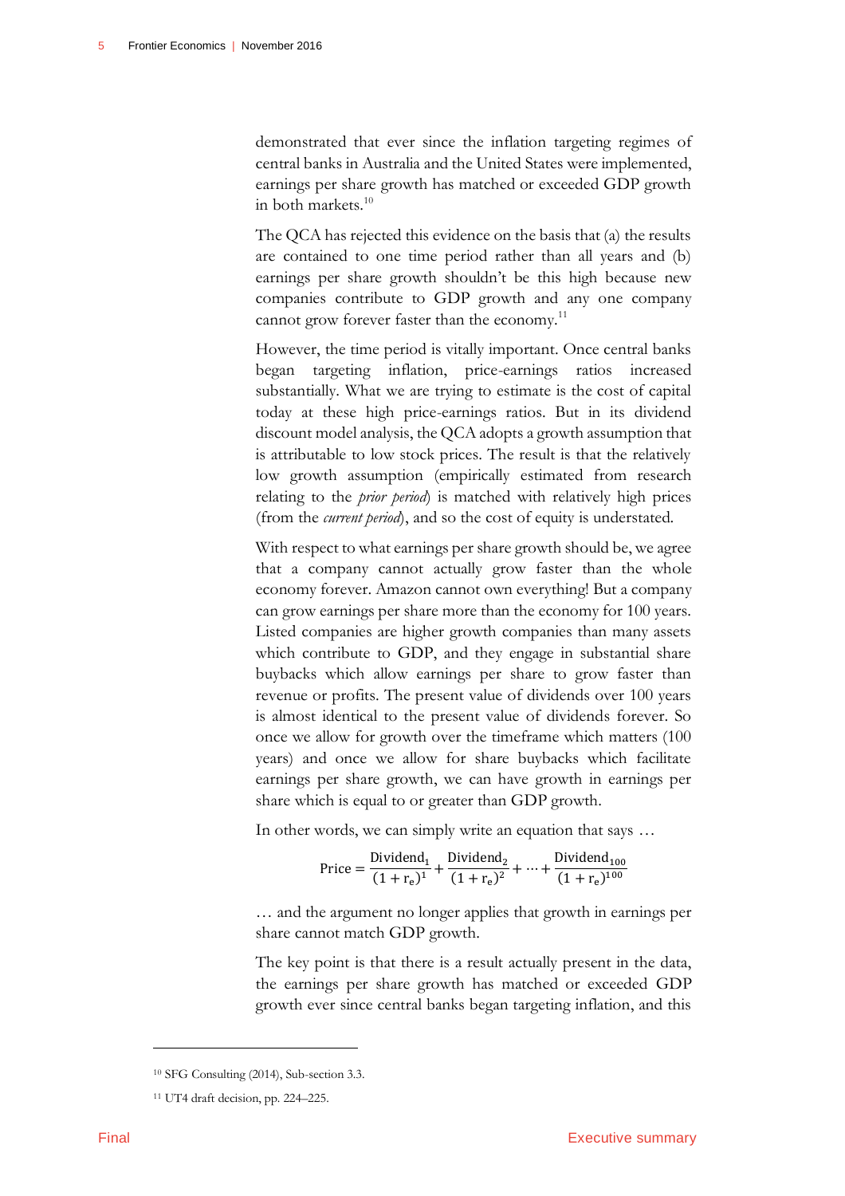demonstrated that ever since the inflation targeting regimes of central banks in Australia and the United States were implemented, earnings per share growth has matched or exceeded GDP growth in both markets.[10]

The QCA has rejected this evidence on the basis that (a) the results are contained to one time period rather than all years and (b) earnings per share growth shouldn't be this high because new companies contribute to GDP growth and any one company cannot grow forever faster than the economy.[11]

However, the time period is vitally important. Once central banks began targeting inflation, price-earnings ratios increased substantially. What we are trying to estimate is the cost of capital today at these high price-earnings ratios. But in its dividend discount model analysis, the QCA adopts a growth assumption that is attributable to low stock prices. The result is that the relatively low growth assumption (empirically estimated from research relating to the *prior period*) is matched with relatively high prices (from the *current period*), and so the cost of equity is understated.

With respect to what earnings per share growth should be, we agree that a company cannot actually grow faster than the whole economy forever. Amazon cannot own everything! But a company can grow earnings per share more than the economy for 100 years. Listed companies are higher growth companies than many assets which contribute to GDP, and they engage in substantial share buybacks which allow earnings per share to grow faster than revenue or profits. The present value of dividends over 100 years is almost identical to the present value of dividends forever. So once we allow for growth over the timeframe which matters (100 years) and once we allow for share buybacks which facilitate earnings per share growth, we can have growth in earnings per share which is equal to or greater than GDP growth.

In other words, we can simply write an equation that says …

$$\text{Price} = \frac{\text{Dividend}_1}{(1+\text{r}_\text{e})^1} + \frac{\text{Dividend}_2}{(1+\text{r}_\text{e})^2} + \cdots + \frac{\text{Dividend}_{100}}{(1+\text{r}_\text{e})^{100}}$$

… and the argument no longer applies that growth in earnings per share cannot match GDP growth.

The key point is that there is a result actually present in the data, the earnings per share growth has matched or exceeded GDP growth ever since central banks began targeting inflation, and this

[10] SFG Consulting (2014), Sub-section 3.3.

[11] UT4 draft decision, pp. 224–225.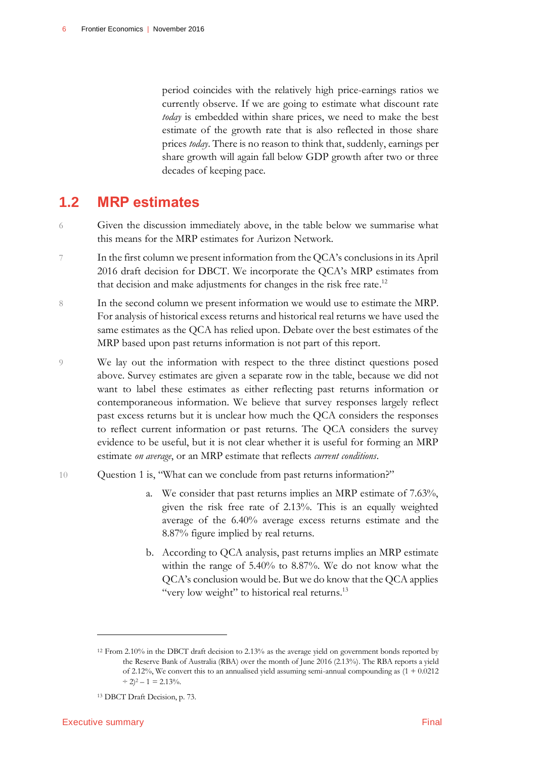period coincides with the relatively high price-earnings ratios we currently observe. If we are going to estimate what discount rate *today* is embedded within share prices, we need to make the best estimate of the growth rate that is also reflected in those share prices *today*. There is no reason to think that, suddenly, earnings per share growth will again fall below GDP growth after two or three decades of keeping pace.

## 1.2 MRP estimates

6 Given the discussion immediately above, in the table below we summarise what this means for the MRP estimates for Aurizon Network.

7 In the first column we present information from the QCA's conclusions in its April 2016 draft decision for DBCT. We incorporate the QCA's MRP estimates from that decision and make adjustments for changes in the risk free rate.[12]

8 In the second column we present information we would use to estimate the MRP. For analysis of historical excess returns and historical real returns we have used the same estimates as the QCA has relied upon. Debate over the best estimates of the MRP based upon past returns information is not part of this report.

9 We lay out the information with respect to the three distinct questions posed above. Survey estimates are given a separate row in the table, because we did not want to label these estimates as either reflecting past returns information or contemporaneous information. We believe that survey responses largely reflect past excess returns but it is unclear how much the QCA considers the responses to reflect current information or past returns. The QCA considers the survey evidence to be useful, but it is not clear whether it is useful for forming an MRP estimate *on average*, or an MRP estimate that reflects *current conditions*.

10 Question 1 is, "What can we conclude from past returns information?"

a. We consider that past returns implies an MRP estimate of 7.63%, given the risk free rate of 2.13%. This is an equally weighted average of the 6.40% average excess returns estimate and the 8.87% figure implied by real returns.

b. According to QCA analysis, past returns implies an MRP estimate within the range of 5.40% to 8.87%. We do not know what the QCA's conclusion would be. But we do know that the QCA applies "very low weight" to historical real returns.[13]

---

[12] From 2.10% in the DBCT draft decision to 2.13% as the average yield on government bonds reported by the Reserve Bank of Australia (RBA) over the month of June 2016 (2.13%). The RBA reports a yield of 2.12%, We convert this to an annualised yield assuming semi-annual compounding as $(1 + 0.0212 \div 2)^2 - 1 = 2.13\%$.

[13] DBCT Draft Decision, p. 73.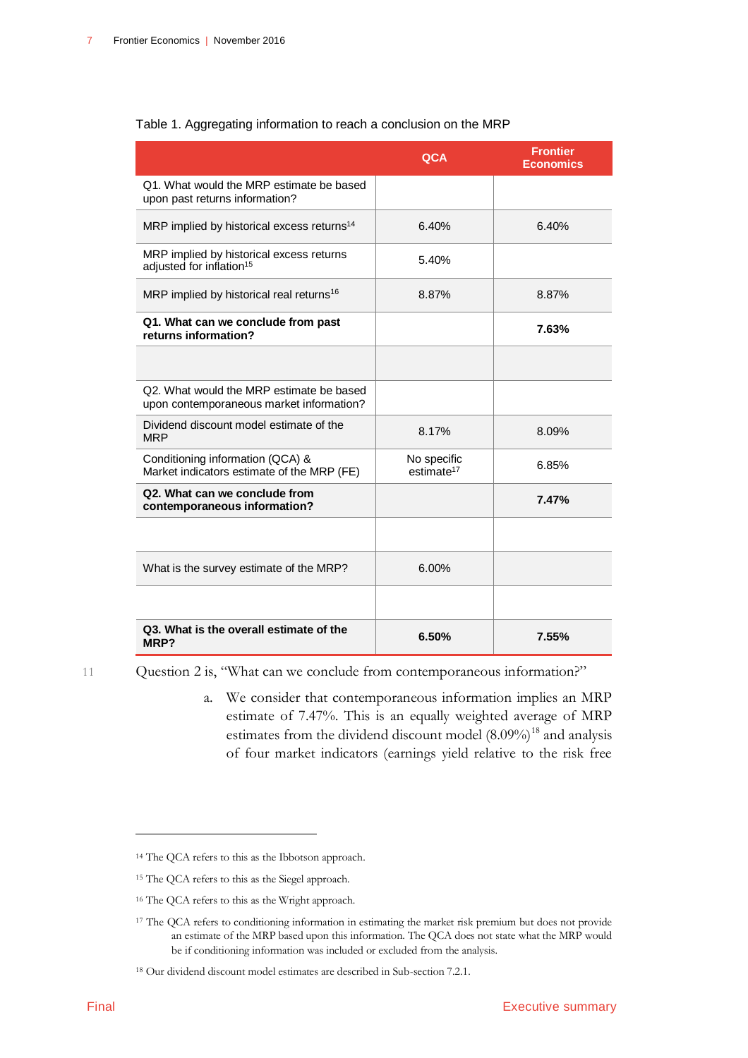Table 1. Aggregating information to reach a conclusion on the MRP

| | QCA | Frontier Economics |
|---|---|---|
| Q1. What would the MRP estimate be based upon past returns information? | | |
| MRP implied by historical excess returns[14] | 6.40% | 6.40% |
| MRP implied by historical excess returns adjusted for inflation[15] | 5.40% | |
| MRP implied by historical real returns[16] | 8.87% | 8.87% |
| **Q1. What can we conclude from past returns information?** | | **7.63%** |
| | | |
| Q2. What would the MRP estimate be based upon contemporaneous market information? | | |
| Dividend discount model estimate of the MRP | 8.17% | 8.09% |
| Conditioning information (QCA) & Market indicators estimate of the MRP (FE) | No specific estimate[17] | 6.85% |
| **Q2. What can we conclude from contemporaneous information?** | | **7.47%** |
| | | |
| What is the survey estimate of the MRP? | 6.00% | |
| | | |
| **Q3. What is the overall estimate of the MRP?** | **6.50%** | **7.55%** |

11 Question 2 is, "What can we conclude from contemporaneous information?"

a. We consider that contemporaneous information implies an MRP estimate of 7.47%. This is an equally weighted average of MRP estimates from the dividend discount model (8.09%)[18] and analysis of four market indicators (earnings yield relative to the risk free

[14] The QCA refers to this as the Ibbotson approach.

[15] The QCA refers to this as the Siegel approach.

[16] The QCA refers to this as the Wright approach.

[17] The QCA refers to conditioning information in estimating the market risk premium but does not provide an estimate of the MRP based upon this information. The QCA does not state what the MRP would be if conditioning information was included or excluded from the analysis.

[18] Our dividend discount model estimates are described in Sub-section 7.2.1.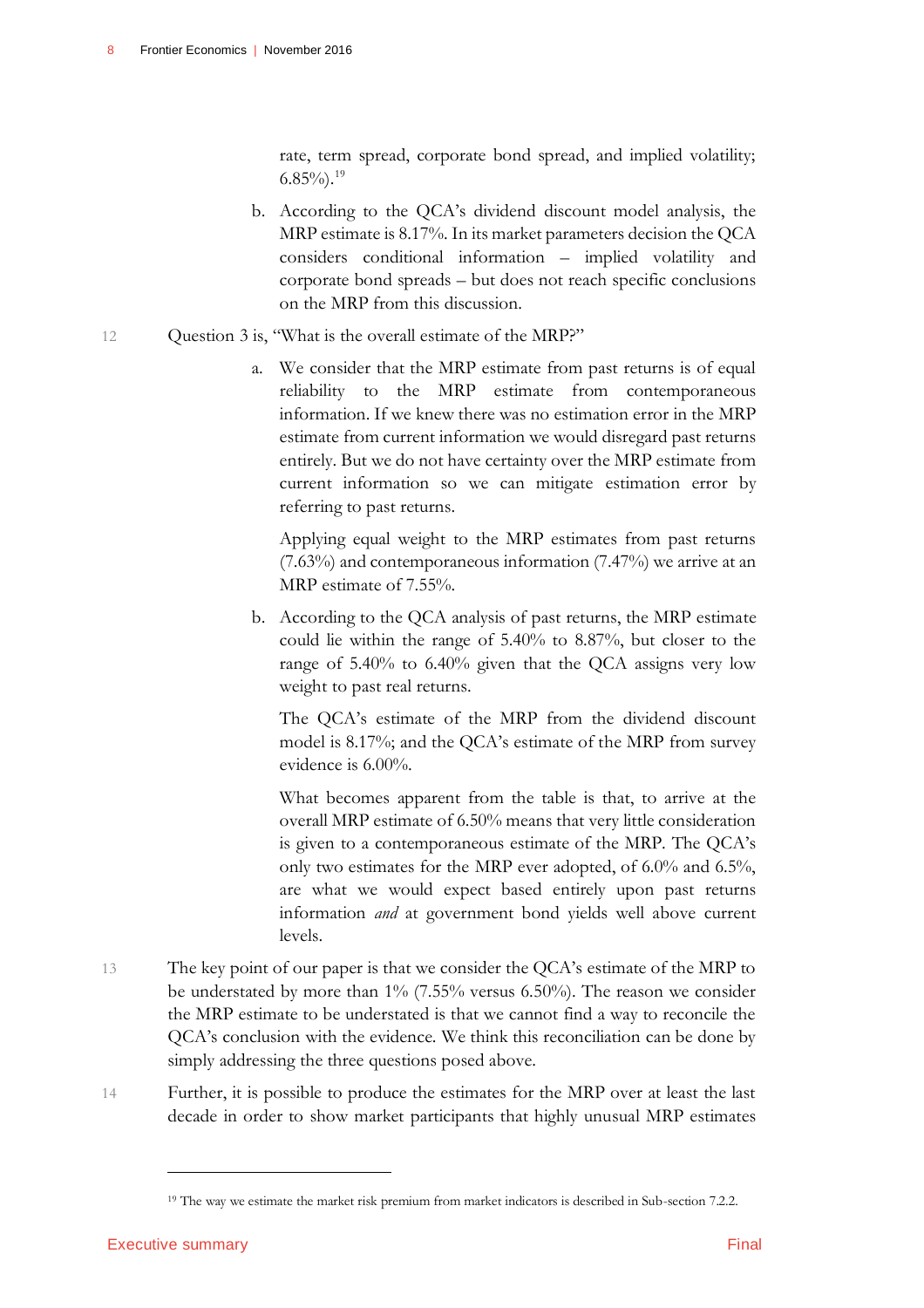rate, term spread, corporate bond spread, and implied volatility; 6.85%).[19]

b. According to the QCA's dividend discount model analysis, the MRP estimate is 8.17%. In its market parameters decision the QCA considers conditional information – implied volatility and corporate bond spreads – but does not reach specific conclusions on the MRP from this discussion.

12 Question 3 is, "What is the overall estimate of the MRP?"

a. We consider that the MRP estimate from past returns is of equal reliability to the MRP estimate from contemporaneous information. If we knew there was no estimation error in the MRP estimate from current information we would disregard past returns entirely. But we do not have certainty over the MRP estimate from current information so we can mitigate estimation error by referring to past returns.

   Applying equal weight to the MRP estimates from past returns (7.63%) and contemporaneous information (7.47%) we arrive at an MRP estimate of 7.55%.

b. According to the QCA analysis of past returns, the MRP estimate could lie within the range of 5.40% to 8.87%, but closer to the range of 5.40% to 6.40% given that the QCA assigns very low weight to past real returns.

   The QCA's estimate of the MRP from the dividend discount model is 8.17%; and the QCA's estimate of the MRP from survey evidence is 6.00%.

   What becomes apparent from the table is that, to arrive at the overall MRP estimate of 6.50% means that very little consideration is given to a contemporaneous estimate of the MRP. The QCA's only two estimates for the MRP ever adopted, of 6.0% and 6.5%, are what we would expect based entirely upon past returns information *and* at government bond yields well above current levels.

13 The key point of our paper is that we consider the QCA's estimate of the MRP to be understated by more than 1% (7.55% versus 6.50%). The reason we consider the MRP estimate to be understated is that we cannot find a way to reconcile the QCA's conclusion with the evidence. We think this reconciliation can be done by simply addressing the three questions posed above.

14 Further, it is possible to produce the estimates for the MRP over at least the last decade in order to show market participants that highly unusual MRP estimates

---

[19] The way we estimate the market risk premium from market indicators is described in Sub-section 7.2.2.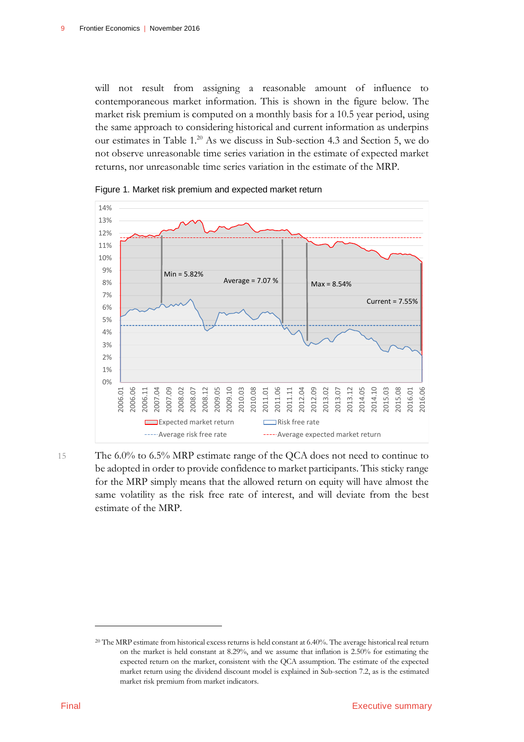will not result from assigning a reasonable amount of influence to contemporaneous market information. This is shown in the figure below. The market risk premium is computed on a monthly basis for a 10.5 year period, using the same approach to considering historical and current information as underpins our estimates in Table 1.[20] As we discuss in Sub-section 4.3 and Section 5, we do not observe unreasonable time series variation in the estimate of expected market returns, nor unreasonable time series variation in the estimate of the MRP.

Figure 1. Market risk premium and expected market return

15 The 6.0% to 6.5% MRP estimate range of the QCA does not need to continue to be adopted in order to provide confidence to market participants. This sticky range for the MRP simply means that the allowed return on equity will have almost the same volatility as the risk free rate of interest, and will deviate from the best estimate of the MRP.

[20] The MRP estimate from historical excess returns is held constant at 6.40%. The average historical real return on the market is held constant at 8.29%, and we assume that inflation is 2.50% for estimating the expected return on the market, consistent with the QCA assumption. The estimate of the expected market return using the dividend discount model is explained in Sub-section 7.2, as is the estimated market risk premium from market indicators.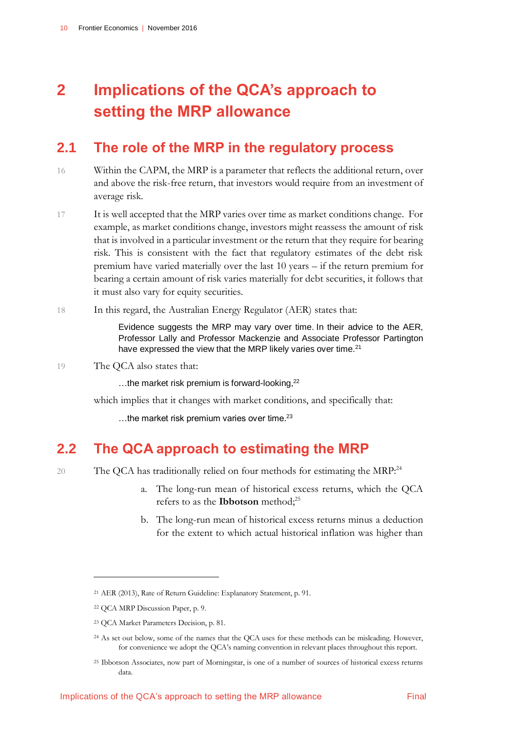# 2 Implications of the QCA's approach to setting the MRP allowance

## 2.1 The role of the MRP in the regulatory process

16 Within the CAPM, the MRP is a parameter that reflects the additional return, over and above the risk-free return, that investors would require from an investment of average risk.

17 It is well accepted that the MRP varies over time as market conditions change. For example, as market conditions change, investors might reassess the amount of risk that is involved in a particular investment or the return that they require for bearing risk. This is consistent with the fact that regulatory estimates of the debt risk premium have varied materially over the last 10 years – if the return premium for bearing a certain amount of risk varies materially for debt securities, it follows that it must also vary for equity securities.

18 In this regard, the Australian Energy Regulator (AER) states that:

> Evidence suggests the MRP may vary over time. In their advice to the AER, Professor Lally and Professor Mackenzie and Associate Professor Partington have expressed the view that the MRP likely varies over time.[21]

19 The QCA also states that:

> …the market risk premium is forward-looking,[22]

which implies that it changes with market conditions, and specifically that:

> …the market risk premium varies over time.[23]

## 2.2 The QCA approach to estimating the MRP

20 The QCA has traditionally relied on four methods for estimating the MRP:[24]

a. The long-run mean of historical excess returns, which the QCA refers to as the **Ibbotson** method;[25]

b. The long-run mean of historical excess returns minus a deduction for the extent to which actual historical inflation was higher than

---

[21] AER (2013), Rate of Return Guideline: Explanatory Statement, p. 91.

[22] QCA MRP Discussion Paper, p. 9.

[23] QCA Market Parameters Decision, p. 81.

[24] As set out below, some of the names that the QCA uses for these methods can be misleading. However, for convenience we adopt the QCA's naming convention in relevant places throughout this report.

[25] Ibbotson Associates, now part of Morningstar, is one of a number of sources of historical excess returns data.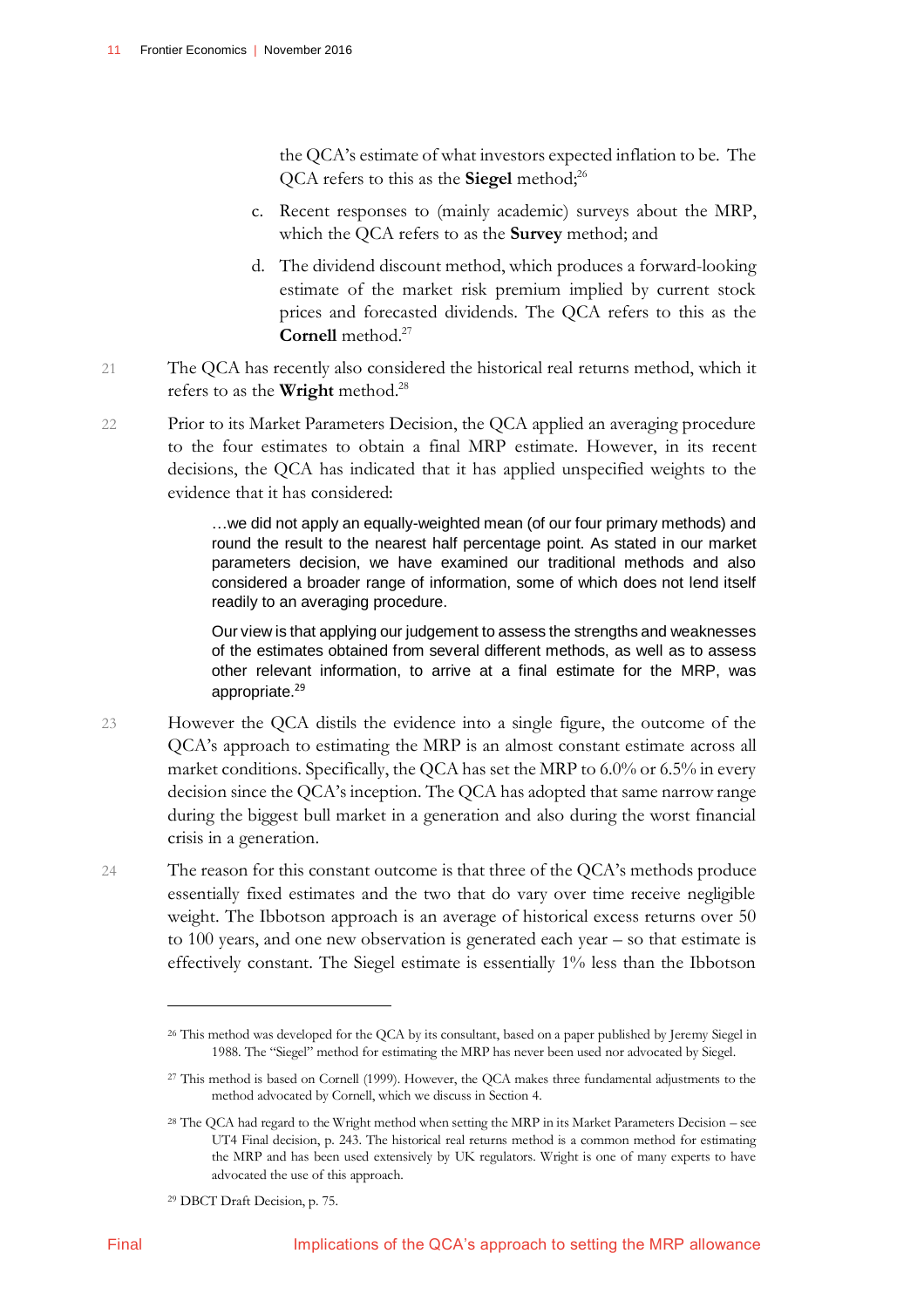the QCA's estimate of what investors expected inflation to be. The QCA refers to this as the **Siegel** method;[26]

c. Recent responses to (mainly academic) surveys about the MRP, which the QCA refers to as the **Survey** method; and

d. The dividend discount method, which produces a forward-looking estimate of the market risk premium implied by current stock prices and forecasted dividends. The QCA refers to this as the **Cornell** method.[27]

21 The QCA has recently also considered the historical real returns method, which it refers to as the **Wright** method.[28]

22 Prior to its Market Parameters Decision, the QCA applied an averaging procedure to the four estimates to obtain a final MRP estimate. However, in its recent decisions, the QCA has indicated that it has applied unspecified weights to the evidence that it has considered:

> …we did not apply an equally-weighted mean (of our four primary methods) and round the result to the nearest half percentage point. As stated in our market parameters decision, we have examined our traditional methods and also considered a broader range of information, some of which does not lend itself readily to an averaging procedure.
>
> Our view is that applying our judgement to assess the strengths and weaknesses of the estimates obtained from several different methods, as well as to assess other relevant information, to arrive at a final estimate for the MRP, was appropriate.[29]

23 However the QCA distils the evidence into a single figure, the outcome of the QCA's approach to estimating the MRP is an almost constant estimate across all market conditions. Specifically, the QCA has set the MRP to 6.0% or 6.5% in every decision since the QCA's inception. The QCA has adopted that same narrow range during the biggest bull market in a generation and also during the worst financial crisis in a generation.

24 The reason for this constant outcome is that three of the QCA's methods produce essentially fixed estimates and the two that do vary over time receive negligible weight. The Ibbotson approach is an average of historical excess returns over 50 to 100 years, and one new observation is generated each year – so that estimate is effectively constant. The Siegel estimate is essentially 1% less than the Ibbotson

---

[26] This method was developed for the QCA by its consultant, based on a paper published by Jeremy Siegel in 1988. The "Siegel" method for estimating the MRP has never been used nor advocated by Siegel.

[27] This method is based on Cornell (1999). However, the QCA makes three fundamental adjustments to the method advocated by Cornell, which we discuss in Section 4.

[28] The QCA had regard to the Wright method when setting the MRP in its Market Parameters Decision – see UT4 Final decision, p. 243. The historical real returns method is a common method for estimating the MRP and has been used extensively by UK regulators. Wright is one of many experts to have advocated the use of this approach.

[29] DBCT Draft Decision, p. 75.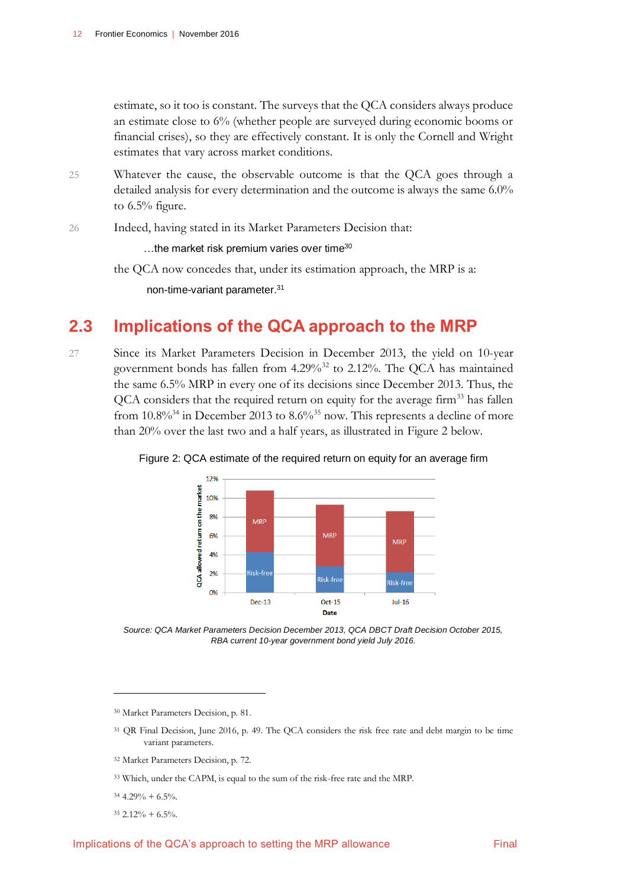estimate, so it too is constant. The surveys that the QCA considers always produce an estimate close to 6% (whether people are surveyed during economic booms or financial crises), so they are effectively constant. It is only the Cornell and Wright estimates that vary across market conditions.

25 Whatever the cause, the observable outcome is that the QCA goes through a detailed analysis for every determination and the outcome is always the same 6.0% to 6.5% figure.

26 Indeed, having stated in its Market Parameters Decision that:

> …the market risk premium varies over time[30]

the QCA now concedes that, under its estimation approach, the MRP is a:

> non-time-variant parameter.[31]

## 2.3 Implications of the QCA approach to the MRP

27 Since its Market Parameters Decision in December 2013, the yield on 10-year government bonds has fallen from 4.29%[32] to 2.12%. The QCA has maintained the same 6.5% MRP in every one of its decisions since December 2013. Thus, the QCA considers that the required return on equity for the average firm[33] has fallen from 10.8%[34] in December 2013 to 8.6%[35] now. This represents a decline of more than 20% over the last two and a half years, as illustrated in Figure 2 below.

Figure 2: QCA estimate of the required return on equity for an average firm

*Source: QCA Market Parameters Decision December 2013, QCA DBCT Draft Decision October 2015, RBA current 10-year government bond yield July 2016.*

---

[30] Market Parameters Decision, p. 81.

[31] QR Final Decision, June 2016, p. 49. The QCA considers the risk free rate and debt margin to be time variant parameters.

[32] Market Parameters Decision, p. 72.

[33] Which, under the CAPM, is equal to the sum of the risk-free rate and the MRP.

[34] 4.29% + 6.5%.

[35] 2.12% + 6.5%.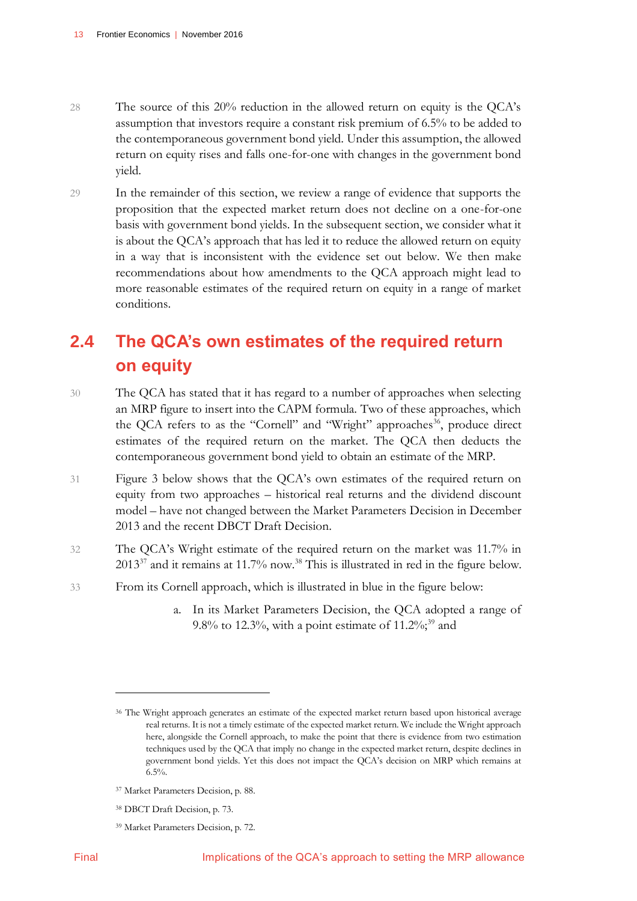28 The source of this 20% reduction in the allowed return on equity is the QCA's assumption that investors require a constant risk premium of 6.5% to be added to the contemporaneous government bond yield. Under this assumption, the allowed return on equity rises and falls one-for-one with changes in the government bond yield.

29 In the remainder of this section, we review a range of evidence that supports the proposition that the expected market return does not decline on a one-for-one basis with government bond yields. In the subsequent section, we consider what it is about the QCA's approach that has led it to reduce the allowed return on equity in a way that is inconsistent with the evidence set out below. We then make recommendations about how amendments to the QCA approach might lead to more reasonable estimates of the required return on equity in a range of market conditions.

## 2.4 The QCA's own estimates of the required return on equity

30 The QCA has stated that it has regard to a number of approaches when selecting an MRP figure to insert into the CAPM formula. Two of these approaches, which the QCA refers to as the "Cornell" and "Wright" approaches[36], produce direct estimates of the required return on the market. The QCA then deducts the contemporaneous government bond yield to obtain an estimate of the MRP.

31 Figure 3 below shows that the QCA's own estimates of the required return on equity from two approaches – historical real returns and the dividend discount model – have not changed between the Market Parameters Decision in December 2013 and the recent DBCT Draft Decision.

32 The QCA's Wright estimate of the required return on the market was 11.7% in 2013[37] and it remains at 11.7% now.[38] This is illustrated in red in the figure below.

33 From its Cornell approach, which is illustrated in blue in the figure below:

a. In its Market Parameters Decision, the QCA adopted a range of 9.8% to 12.3%, with a point estimate of 11.2%;[39] and

---

[36] The Wright approach generates an estimate of the expected market return based upon historical average real returns. It is not a timely estimate of the expected market return. We include the Wright approach here, alongside the Cornell approach, to make the point that there is evidence from two estimation techniques used by the QCA that imply no change in the expected market return, despite declines in government bond yields. Yet this does not impact the QCA's decision on MRP which remains at 6.5%.

[37] Market Parameters Decision, p. 88.

[38] DBCT Draft Decision, p. 73.

[39] Market Parameters Decision, p. 72.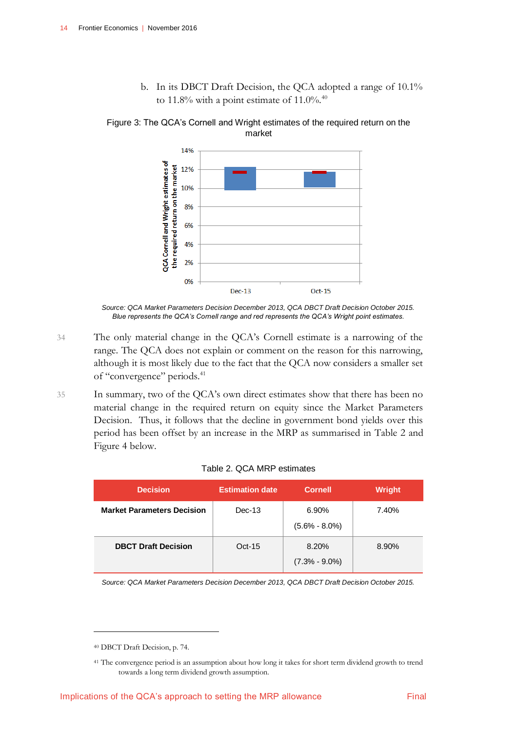b. In its DBCT Draft Decision, the QCA adopted a range of 10.1% to 11.8% with a point estimate of 11.0%.[40]

Figure 3: The QCA's Cornell and Wright estimates of the required return on the market

*Source: QCA Market Parameters Decision December 2013, QCA DBCT Draft Decision October 2015. Blue represents the QCA's Cornell range and red represents the QCA's Wright point estimates.*

34 The only material change in the QCA's Cornell estimate is a narrowing of the range. The QCA does not explain or comment on the reason for this narrowing, although it is most likely due to the fact that the QCA now considers a smaller set of "convergence" periods.[41]

35 In summary, two of the QCA's own direct estimates show that there has been no material change in the required return on equity since the Market Parameters Decision. Thus, it follows that the decline in government bond yields over this period has been offset by an increase in the MRP as summarised in Table 2 and Figure 4 below.

Table 2. QCA MRP estimates

| Decision | Estimation date | Cornell | Wright |
|---|---|---|---|
| **Market Parameters Decision** | Dec-13 | 6.90% (5.6% - 8.0%) | 7.40% |
| **DBCT Draft Decision** | Oct-15 | 8.20% (7.3% - 9.0%) | 8.90% |

*Source: QCA Market Parameters Decision December 2013, QCA DBCT Draft Decision October 2015.*

---

[40] DBCT Draft Decision, p. 74.

[41] The convergence period is an assumption about how long it takes for short term dividend growth to trend towards a long term dividend growth assumption.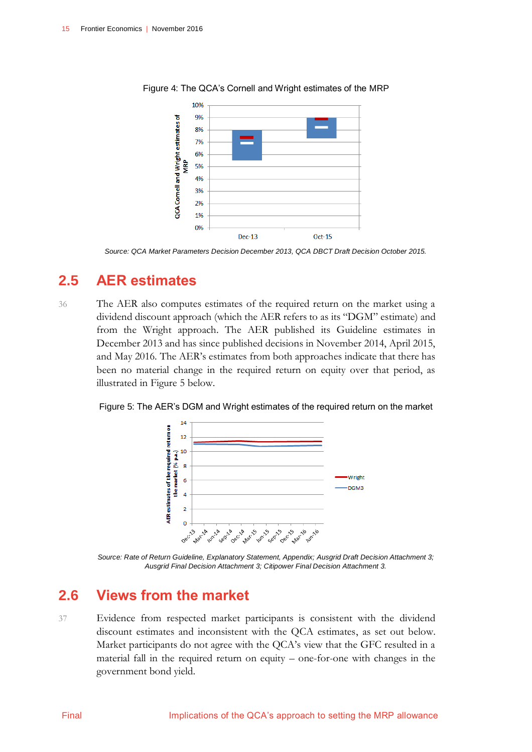Figure 4: The QCA's Cornell and Wright estimates of the MRP

*Source: QCA Market Parameters Decision December 2013, QCA DBCT Draft Decision October 2015.*

## 2.5 AER estimates

36 The AER also computes estimates of the required return on the market using a dividend discount approach (which the AER refers to as its "DGM" estimate) and from the Wright approach. The AER published its Guideline estimates in December 2013 and has since published decisions in November 2014, April 2015, and May 2016. The AER's estimates from both approaches indicate that there has been no material change in the required return on equity over that period, as illustrated in Figure 5 below.

Figure 5: The AER's DGM and Wright estimates of the required return on the market

*Source: Rate of Return Guideline, Explanatory Statement, Appendix; Ausgrid Draft Decision Attachment 3; Ausgrid Final Decision Attachment 3; Citipower Final Decision Attachment 3.*

## 2.6 Views from the market

37 Evidence from respected market participants is consistent with the dividend discount estimates and inconsistent with the QCA estimates, as set out below. Market participants do not agree with the QCA's view that the GFC resulted in a material fall in the required return on equity – one-for-one with changes in the government bond yield.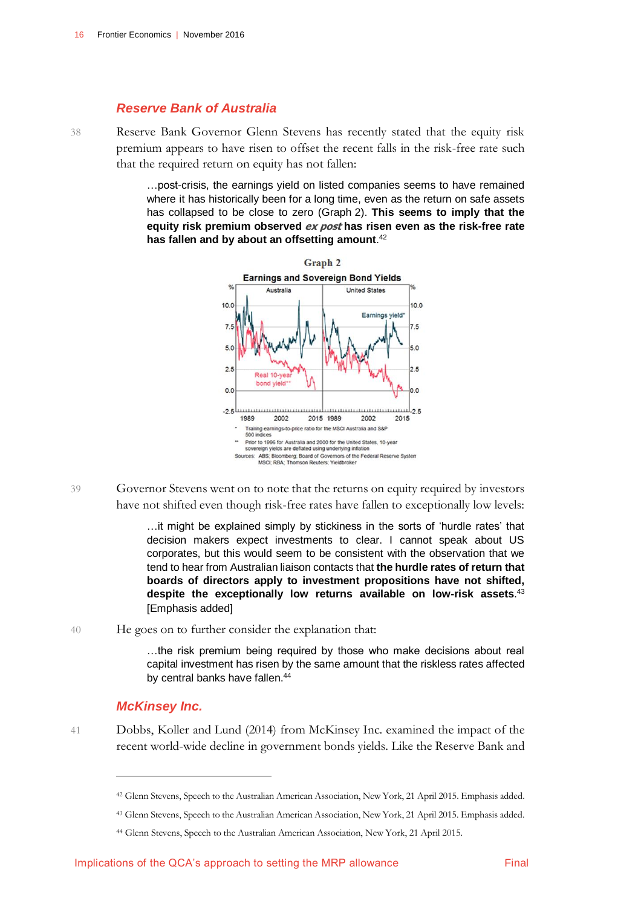## Reserve Bank of Australia

38 Reserve Bank Governor Glenn Stevens has recently stated that the equity risk premium appears to have risen to offset the recent falls in the risk-free rate such that the required return on equity has not fallen:

> …post-crisis, the earnings yield on listed companies seems to have remained where it has historically been for a long time, even as the return on safe assets has collapsed to be close to zero (Graph 2). **This seems to imply that the equity risk premium observed *ex post* has risen even as the risk-free rate has fallen and by about an offsetting amount**.[42]

Graph 2

Earnings and Sovereign Bond Yields

\* Trailing earnings-to-price ratio for the MSCI Australia and S&P 500 indices

\*\* Prior to 1996 for Australia and 2000 for the United States, 10-year sovereign yields are deflated using underlying inflation

Sources: ABS; Bloomberg; Board of Governors of the Federal Reserve System; MSCI; RBA; Thomson Reuters; Yieldbroker

39 Governor Stevens went on to note that the returns on equity required by investors have not shifted even though risk-free rates have fallen to exceptionally low levels:

> …it might be explained simply by stickiness in the sorts of 'hurdle rates' that decision makers expect investments to clear. I cannot speak about US corporates, but this would seem to be consistent with the observation that we tend to hear from Australian liaison contacts that **the hurdle rates of return that boards of directors apply to investment propositions have not shifted, despite the exceptionally low returns available on low-risk assets**.[43] [Emphasis added]

40 He goes on to further consider the explanation that:

> …the risk premium being required by those who make decisions about real capital investment has risen by the same amount that the riskless rates affected by central banks have fallen.[44]

## McKinsey Inc.

41 Dobbs, Koller and Lund (2014) from McKinsey Inc. examined the impact of the recent world-wide decline in government bonds yields. Like the Reserve Bank and

[42] Glenn Stevens, Speech to the Australian American Association, New York, 21 April 2015. Emphasis added.

[43] Glenn Stevens, Speech to the Australian American Association, New York, 21 April 2015. Emphasis added.

[44] Glenn Stevens, Speech to the Australian American Association, New York, 21 April 2015.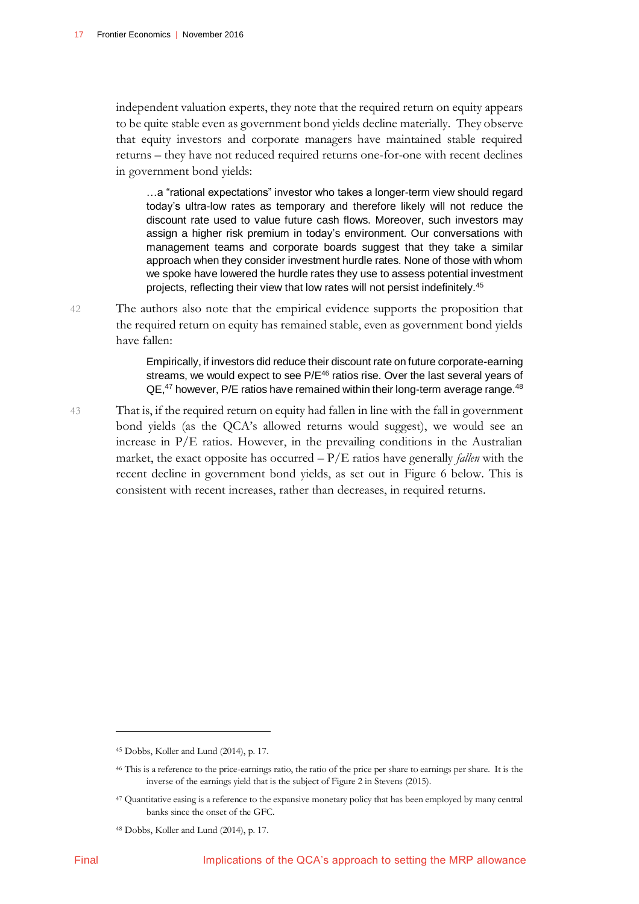independent valuation experts, they note that the required return on equity appears to be quite stable even as government bond yields decline materially. They observe that equity investors and corporate managers have maintained stable required returns – they have not reduced required returns one-for-one with recent declines in government bond yields:

> …a "rational expectations" investor who takes a longer-term view should regard today's ultra-low rates as temporary and therefore likely will not reduce the discount rate used to value future cash flows. Moreover, such investors may assign a higher risk premium in today's environment. Our conversations with management teams and corporate boards suggest that they take a similar approach when they consider investment hurdle rates. None of those with whom we spoke have lowered the hurdle rates they use to assess potential investment projects, reflecting their view that low rates will not persist indefinitely.[45]

42 The authors also note that the empirical evidence supports the proposition that the required return on equity has remained stable, even as government bond yields have fallen:

> Empirically, if investors did reduce their discount rate on future corporate-earning streams, we would expect to see P/E[46] ratios rise. Over the last several years of QE,[47] however, P/E ratios have remained within their long-term average range.[48]

43 That is, if the required return on equity had fallen in line with the fall in government bond yields (as the QCA's allowed returns would suggest), we would see an increase in P/E ratios. However, in the prevailing conditions in the Australian market, the exact opposite has occurred – P/E ratios have generally *fallen* with the recent decline in government bond yields, as set out in Figure 6 below. This is consistent with recent increases, rather than decreases, in required returns.

---

[45] Dobbs, Koller and Lund (2014), p. 17.

[46] This is a reference to the price-earnings ratio, the ratio of the price per share to earnings per share. It is the inverse of the earnings yield that is the subject of Figure 2 in Stevens (2015).

[47] Quantitative easing is a reference to the expansive monetary policy that has been employed by many central banks since the onset of the GFC.

[48] Dobbs, Koller and Lund (2014), p. 17.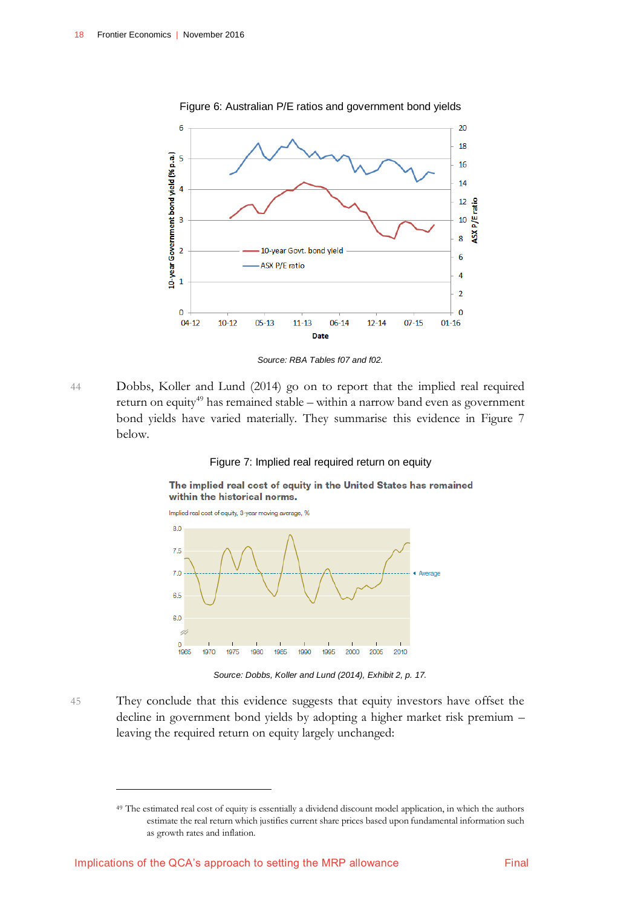Figure 6: Australian P/E ratios and government bond yields

*Source: RBA Tables f07 and f02.*

44 Dobbs, Koller and Lund (2014) go on to report that the implied real required return on equity[49] has remained stable – within a narrow band even as government bond yields have varied materially. They summarise this evidence in Figure 7 below.

Figure 7: Implied real required return on equity

*Source: Dobbs, Koller and Lund (2014), Exhibit 2, p. 17.*

45 They conclude that this evidence suggests that equity investors have offset the decline in government bond yields by adopting a higher market risk premium – leaving the required return on equity largely unchanged:

---

[49] The estimated real cost of equity is essentially a dividend discount model application, in which the authors estimate the real return which justifies current share prices based upon fundamental information such as growth rates and inflation.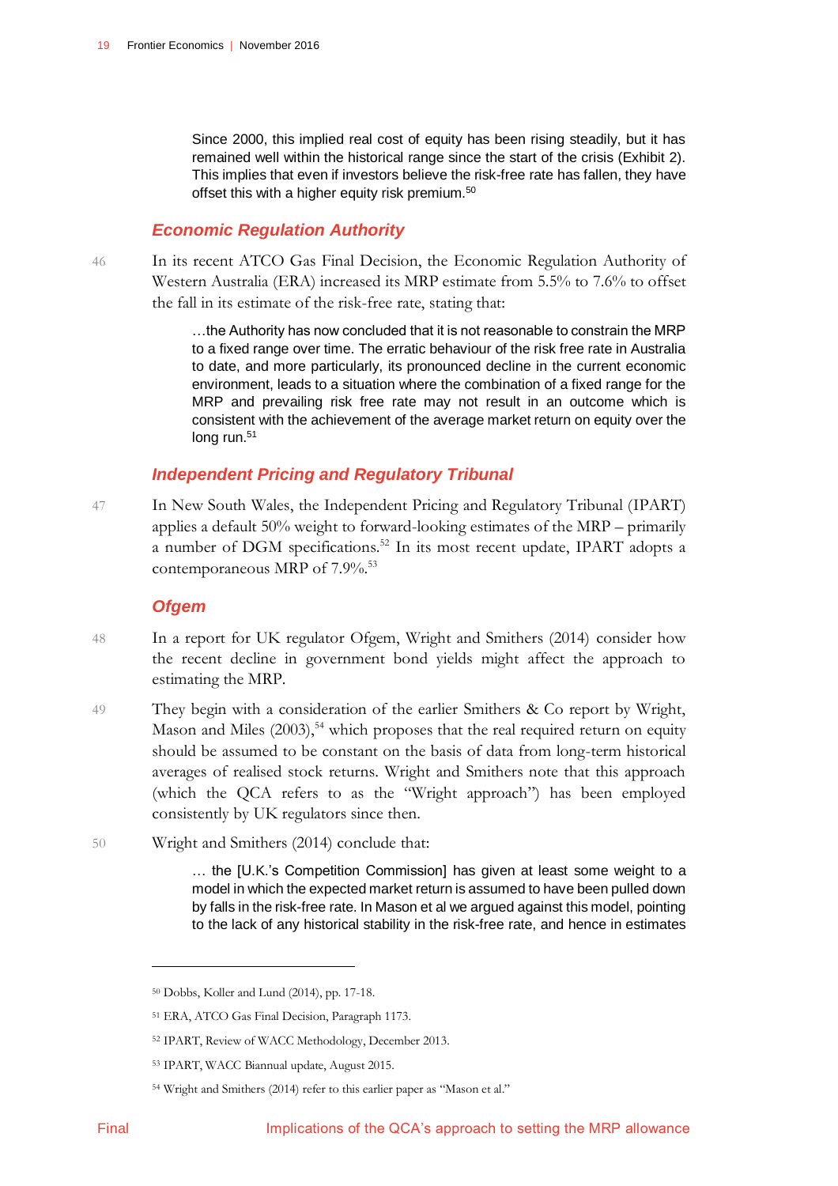> Since 2000, this implied real cost of equity has been rising steadily, but it has remained well within the historical range since the start of the crisis (Exhibit 2). This implies that even if investors believe the risk-free rate has fallen, they have offset this with a higher equity risk premium.[50]

### *Economic Regulation Authority*

46 In its recent ATCO Gas Final Decision, the Economic Regulation Authority of Western Australia (ERA) increased its MRP estimate from 5.5% to 7.6% to offset the fall in its estimate of the risk-free rate, stating that:

> …the Authority has now concluded that it is not reasonable to constrain the MRP to a fixed range over time. The erratic behaviour of the risk free rate in Australia to date, and more particularly, its pronounced decline in the current economic environment, leads to a situation where the combination of a fixed range for the MRP and prevailing risk free rate may not result in an outcome which is consistent with the achievement of the average market return on equity over the long run.[51]

### *Independent Pricing and Regulatory Tribunal*

47 In New South Wales, the Independent Pricing and Regulatory Tribunal (IPART) applies a default 50% weight to forward-looking estimates of the MRP – primarily a number of DGM specifications.[52] In its most recent update, IPART adopts a contemporaneous MRP of 7.9%.[53]

### *Ofgem*

48 In a report for UK regulator Ofgem, Wright and Smithers (2014) consider how the recent decline in government bond yields might affect the approach to estimating the MRP.

49 They begin with a consideration of the earlier Smithers & Co report by Wright, Mason and Miles (2003),[54] which proposes that the real required return on equity should be assumed to be constant on the basis of data from long-term historical averages of realised stock returns. Wright and Smithers note that this approach (which the QCA refers to as the "Wright approach") has been employed consistently by UK regulators since then.

50 Wright and Smithers (2014) conclude that:

> … the [U.K.'s Competition Commission] has given at least some weight to a model in which the expected market return is assumed to have been pulled down by falls in the risk-free rate. In Mason et al we argued against this model, pointing to the lack of any historical stability in the risk-free rate, and hence in estimates

---

[50] Dobbs, Koller and Lund (2014), pp. 17-18.

[51] ERA, ATCO Gas Final Decision, Paragraph 1173.

[52] IPART, Review of WACC Methodology, December 2013.

[53] IPART, WACC Biannual update, August 2015.

[54] Wright and Smithers (2014) refer to this earlier paper as "Mason et al."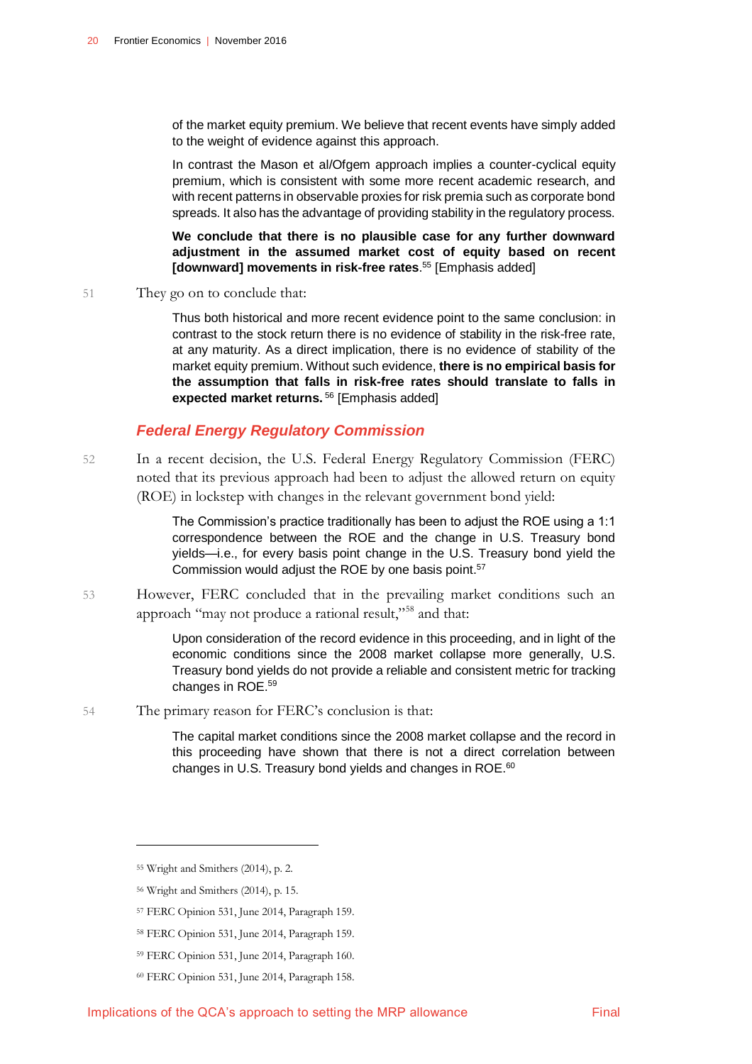of the market equity premium. We believe that recent events have simply added to the weight of evidence against this approach.

In contrast the Mason et al/Ofgem approach implies a counter-cyclical equity premium, which is consistent with some more recent academic research, and with recent patterns in observable proxies for risk premia such as corporate bond spreads. It also has the advantage of providing stability in the regulatory process.

**We conclude that there is no plausible case for any further downward adjustment in the assumed market cost of equity based on recent [downward] movements in risk-free rates**.[55] [Emphasis added]

51 They go on to conclude that:

> Thus both historical and more recent evidence point to the same conclusion: in contrast to the stock return there is no evidence of stability in the risk-free rate, at any maturity. As a direct implication, there is no evidence of stability of the market equity premium. Without such evidence, **there is no empirical basis for the assumption that falls in risk-free rates should translate to falls in expected market returns.**[56] [Emphasis added]

### *Federal Energy Regulatory Commission*

52 In a recent decision, the U.S. Federal Energy Regulatory Commission (FERC) noted that its previous approach had been to adjust the allowed return on equity (ROE) in lockstep with changes in the relevant government bond yield:

> The Commission's practice traditionally has been to adjust the ROE using a 1:1 correspondence between the ROE and the change in U.S. Treasury bond yields—i.e., for every basis point change in the U.S. Treasury bond yield the Commission would adjust the ROE by one basis point.[57]

53 However, FERC concluded that in the prevailing market conditions such an approach "may not produce a rational result,"[58] and that:

> Upon consideration of the record evidence in this proceeding, and in light of the economic conditions since the 2008 market collapse more generally, U.S. Treasury bond yields do not provide a reliable and consistent metric for tracking changes in ROE.[59]

54 The primary reason for FERC's conclusion is that:

> The capital market conditions since the 2008 market collapse and the record in this proceeding have shown that there is not a direct correlation between changes in U.S. Treasury bond yields and changes in ROE.[60]

---

[55] Wright and Smithers (2014), p. 2.

[56] Wright and Smithers (2014), p. 15.

[57] FERC Opinion 531, June 2014, Paragraph 159.

[58] FERC Opinion 531, June 2014, Paragraph 159.

[59] FERC Opinion 531, June 2014, Paragraph 160.

[60] FERC Opinion 531, June 2014, Paragraph 158.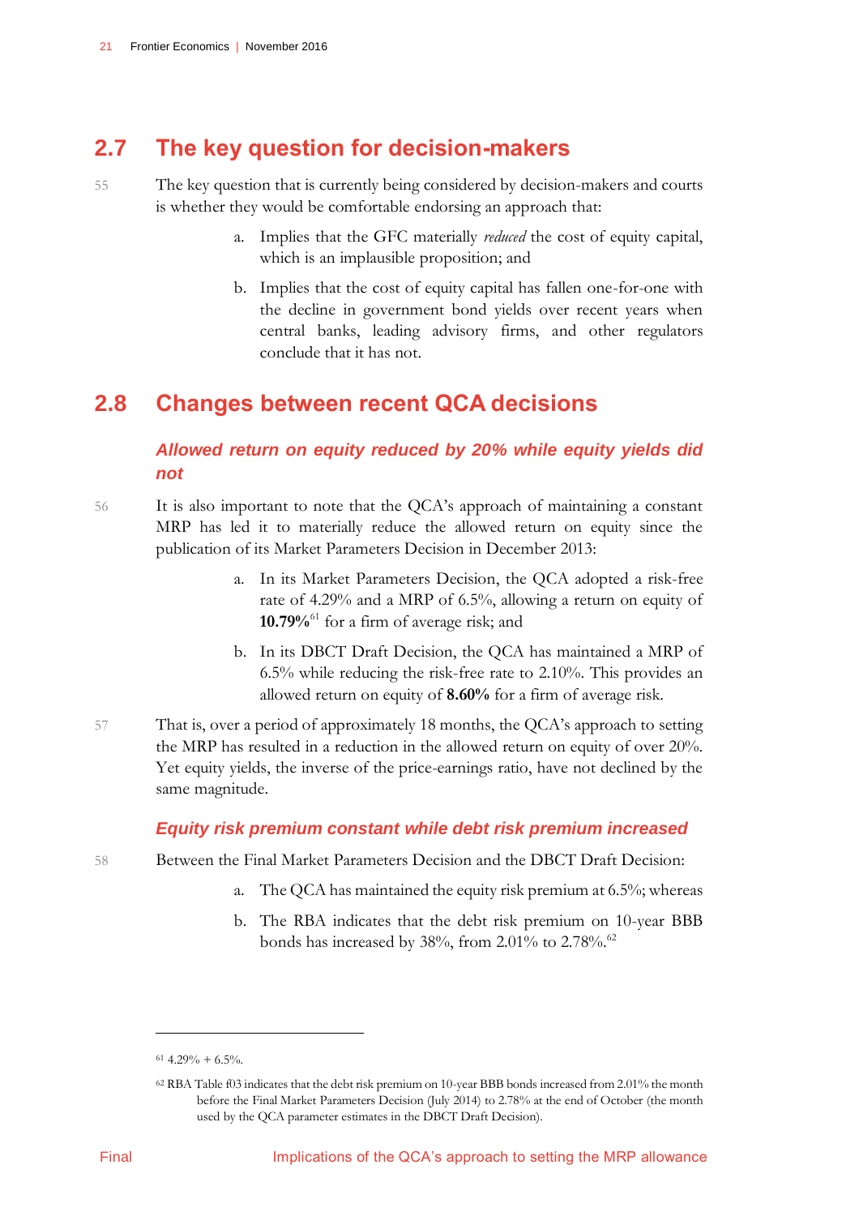## 2.7 The key question for decision-makers

55 The key question that is currently being considered by decision-makers and courts is whether they would be comfortable endorsing an approach that:

a. Implies that the GFC materially *reduced* the cost of equity capital, which is an implausible proposition; and

b. Implies that the cost of equity capital has fallen one-for-one with the decline in government bond yields over recent years when central banks, leading advisory firms, and other regulators conclude that it has not.

## 2.8 Changes between recent QCA decisions

### *Allowed return on equity reduced by 20% while equity yields did not*

56 It is also important to note that the QCA's approach of maintaining a constant MRP has led it to materially reduce the allowed return on equity since the publication of its Market Parameters Decision in December 2013:

a. In its Market Parameters Decision, the QCA adopted a risk-free rate of 4.29% and a MRP of 6.5%, allowing a return on equity of **10.79%**[61] for a firm of average risk; and

b. In its DBCT Draft Decision, the QCA has maintained a MRP of 6.5% while reducing the risk-free rate to 2.10%. This provides an allowed return on equity of **8.60%** for a firm of average risk.

57 That is, over a period of approximately 18 months, the QCA's approach to setting the MRP has resulted in a reduction in the allowed return on equity of over 20%. Yet equity yields, the inverse of the price-earnings ratio, have not declined by the same magnitude.

### *Equity risk premium constant while debt risk premium increased*

58 Between the Final Market Parameters Decision and the DBCT Draft Decision:

a. The QCA has maintained the equity risk premium at 6.5%; whereas

b. The RBA indicates that the debt risk premium on 10-year BBB bonds has increased by 38%, from 2.01% to 2.78%.[62]

---

[61] 4.29% + 6.5%.

[62] RBA Table f03 indicates that the debt risk premium on 10-year BBB bonds increased from 2.01% the month before the Final Market Parameters Decision (July 2014) to 2.78% at the end of October (the month used by the QCA parameter estimates in the DBCT Draft Decision).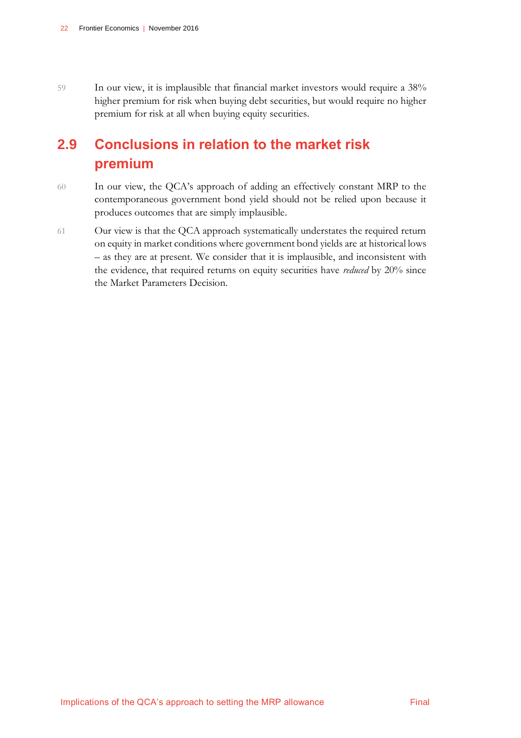59 In our view, it is implausible that financial market investors would require a 38% higher premium for risk when buying debt securities, but would require no higher premium for risk at all when buying equity securities.

## 2.9 Conclusions in relation to the market risk premium

60 In our view, the QCA's approach of adding an effectively constant MRP to the contemporaneous government bond yield should not be relied upon because it produces outcomes that are simply implausible.

61 Our view is that the QCA approach systematically understates the required return on equity in market conditions where government bond yields are at historical lows – as they are at present. We consider that it is implausible, and inconsistent with the evidence, that required returns on equity securities have *reduced* by 20% since the Market Parameters Decision.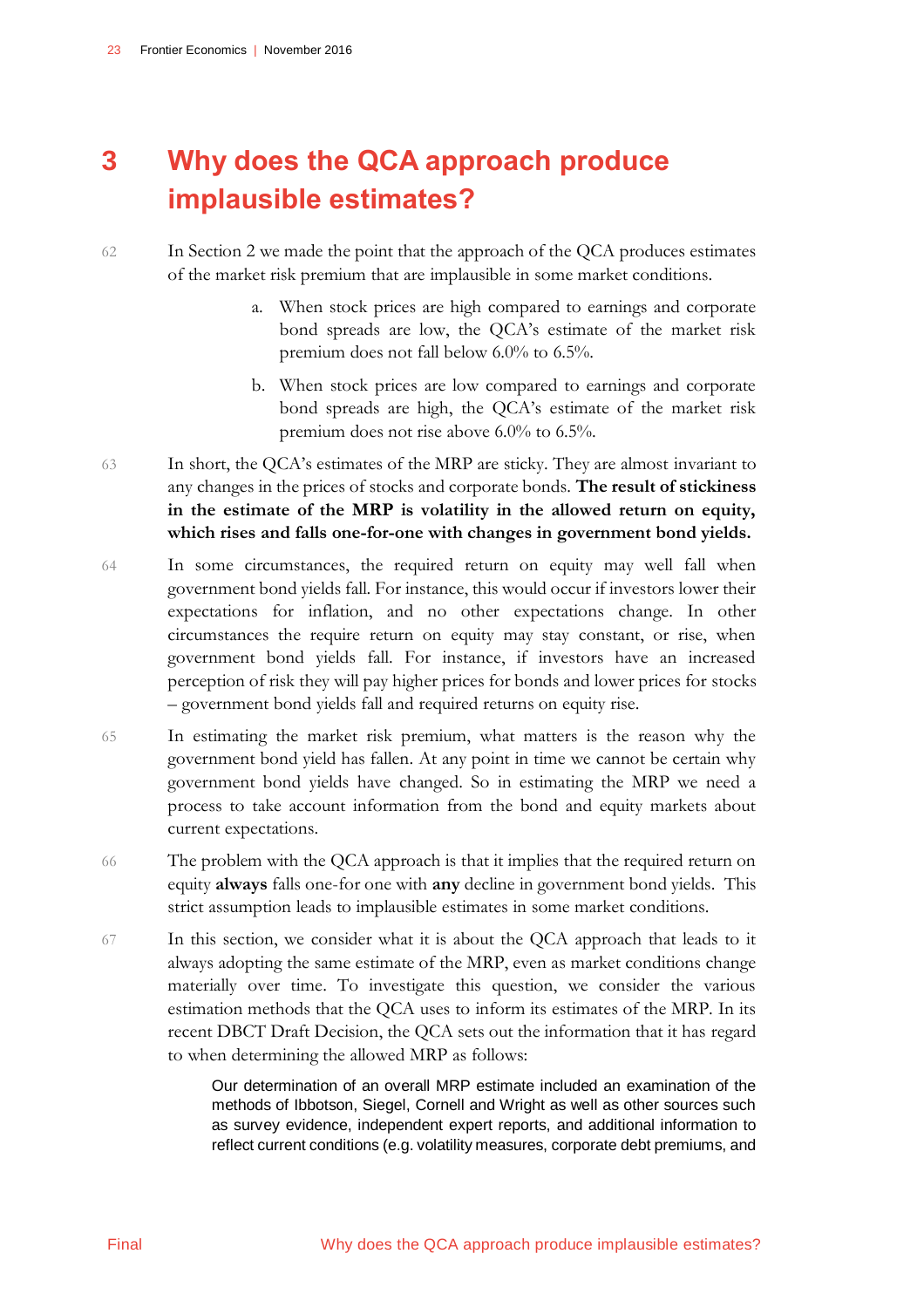# 3 Why does the QCA approach produce implausible estimates?

62 In Section 2 we made the point that the approach of the QCA produces estimates of the market risk premium that are implausible in some market conditions.

a. When stock prices are high compared to earnings and corporate bond spreads are low, the QCA's estimate of the market risk premium does not fall below 6.0% to 6.5%.

b. When stock prices are low compared to earnings and corporate bond spreads are high, the QCA's estimate of the market risk premium does not rise above 6.0% to 6.5%.

63 In short, the QCA's estimates of the MRP are sticky. They are almost invariant to any changes in the prices of stocks and corporate bonds. **The result of stickiness in the estimate of the MRP is volatility in the allowed return on equity, which rises and falls one-for-one with changes in government bond yields.**

64 In some circumstances, the required return on equity may well fall when government bond yields fall. For instance, this would occur if investors lower their expectations for inflation, and no other expectations change. In other circumstances the require return on equity may stay constant, or rise, when government bond yields fall. For instance, if investors have an increased perception of risk they will pay higher prices for bonds and lower prices for stocks – government bond yields fall and required returns on equity rise.

65 In estimating the market risk premium, what matters is the reason why the government bond yield has fallen. At any point in time we cannot be certain why government bond yields have changed. So in estimating the MRP we need a process to take account information from the bond and equity markets about current expectations.

66 The problem with the QCA approach is that it implies that the required return on equity **always** falls one-for one with **any** decline in government bond yields. This strict assumption leads to implausible estimates in some market conditions.

67 In this section, we consider what it is about the QCA approach that leads to it always adopting the same estimate of the MRP, even as market conditions change materially over time. To investigate this question, we consider the various estimation methods that the QCA uses to inform its estimates of the MRP. In its recent DBCT Draft Decision, the QCA sets out the information that it has regard to when determining the allowed MRP as follows:

> Our determination of an overall MRP estimate included an examination of the methods of Ibbotson, Siegel, Cornell and Wright as well as other sources such as survey evidence, independent expert reports, and additional information to reflect current conditions (e.g. volatility measures, corporate debt premiums, and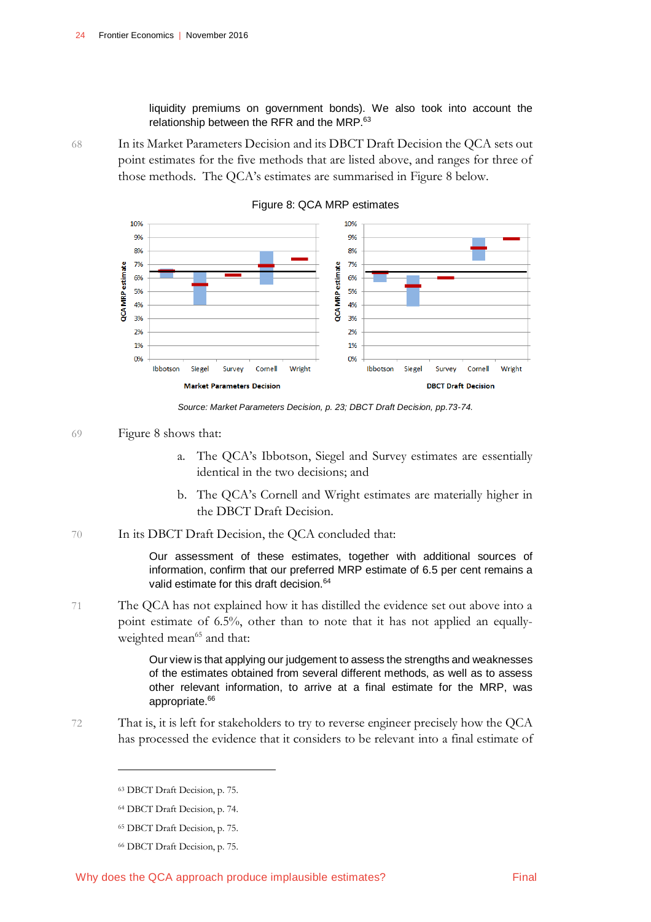liquidity premiums on government bonds). We also took into account the relationship between the RFR and the MRP.[63]

68 In its Market Parameters Decision and its DBCT Draft Decision the QCA sets out point estimates for the five methods that are listed above, and ranges for three of those methods. The QCA's estimates are summarised in Figure 8 below.

Figure 8: QCA MRP estimates

*Source: Market Parameters Decision, p. 23; DBCT Draft Decision, pp.73-74.*

69 Figure 8 shows that:

a. The QCA's Ibbotson, Siegel and Survey estimates are essentially identical in the two decisions; and

b. The QCA's Cornell and Wright estimates are materially higher in the DBCT Draft Decision.

70 In its DBCT Draft Decision, the QCA concluded that:

> Our assessment of these estimates, together with additional sources of information, confirm that our preferred MRP estimate of 6.5 per cent remains a valid estimate for this draft decision.[64]

71 The QCA has not explained how it has distilled the evidence set out above into a point estimate of 6.5%, other than to note that it has not applied an equally-weighted mean[65] and that:

> Our view is that applying our judgement to assess the strengths and weaknesses of the estimates obtained from several different methods, as well as to assess other relevant information, to arrive at a final estimate for the MRP, was appropriate.[66]

72 That is, it is left for stakeholders to try to reverse engineer precisely how the QCA has processed the evidence that it considers to be relevant into a final estimate of

---

[63] DBCT Draft Decision, p. 75.

[64] DBCT Draft Decision, p. 74.

[65] DBCT Draft Decision, p. 75.

[66] DBCT Draft Decision, p. 75.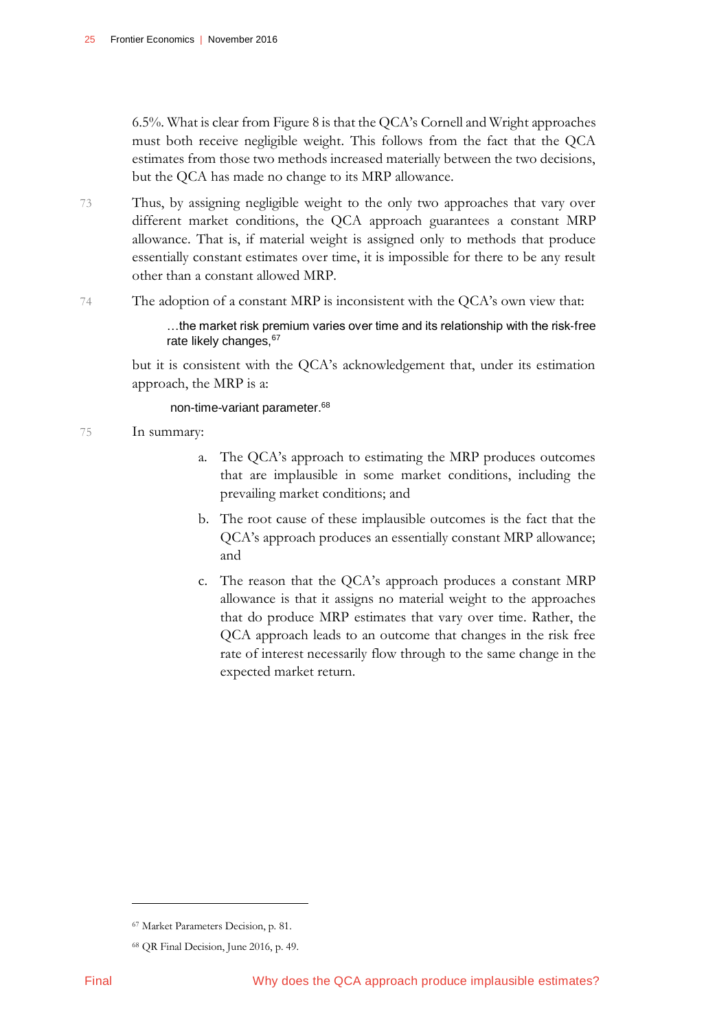6.5%. What is clear from Figure 8 is that the QCA's Cornell and Wright approaches must both receive negligible weight. This follows from the fact that the QCA estimates from those two methods increased materially between the two decisions, but the QCA has made no change to its MRP allowance.

73 Thus, by assigning negligible weight to the only two approaches that vary over different market conditions, the QCA approach guarantees a constant MRP allowance. That is, if material weight is assigned only to methods that produce essentially constant estimates over time, it is impossible for there to be any result other than a constant allowed MRP.

74 The adoption of a constant MRP is inconsistent with the QCA's own view that:

> …the market risk premium varies over time and its relationship with the risk-free rate likely changes,[67]

but it is consistent with the QCA's acknowledgement that, under its estimation approach, the MRP is a:

> non-time-variant parameter.[68]

75 In summary:

a. The QCA's approach to estimating the MRP produces outcomes that are implausible in some market conditions, including the prevailing market conditions; and

b. The root cause of these implausible outcomes is the fact that the QCA's approach produces an essentially constant MRP allowance; and

c. The reason that the QCA's approach produces a constant MRP allowance is that it assigns no material weight to the approaches that do produce MRP estimates that vary over time. Rather, the QCA approach leads to an outcome that changes in the risk free rate of interest necessarily flow through to the same change in the expected market return.

---

[67] Market Parameters Decision, p. 81.

[68] QR Final Decision, June 2016, p. 49.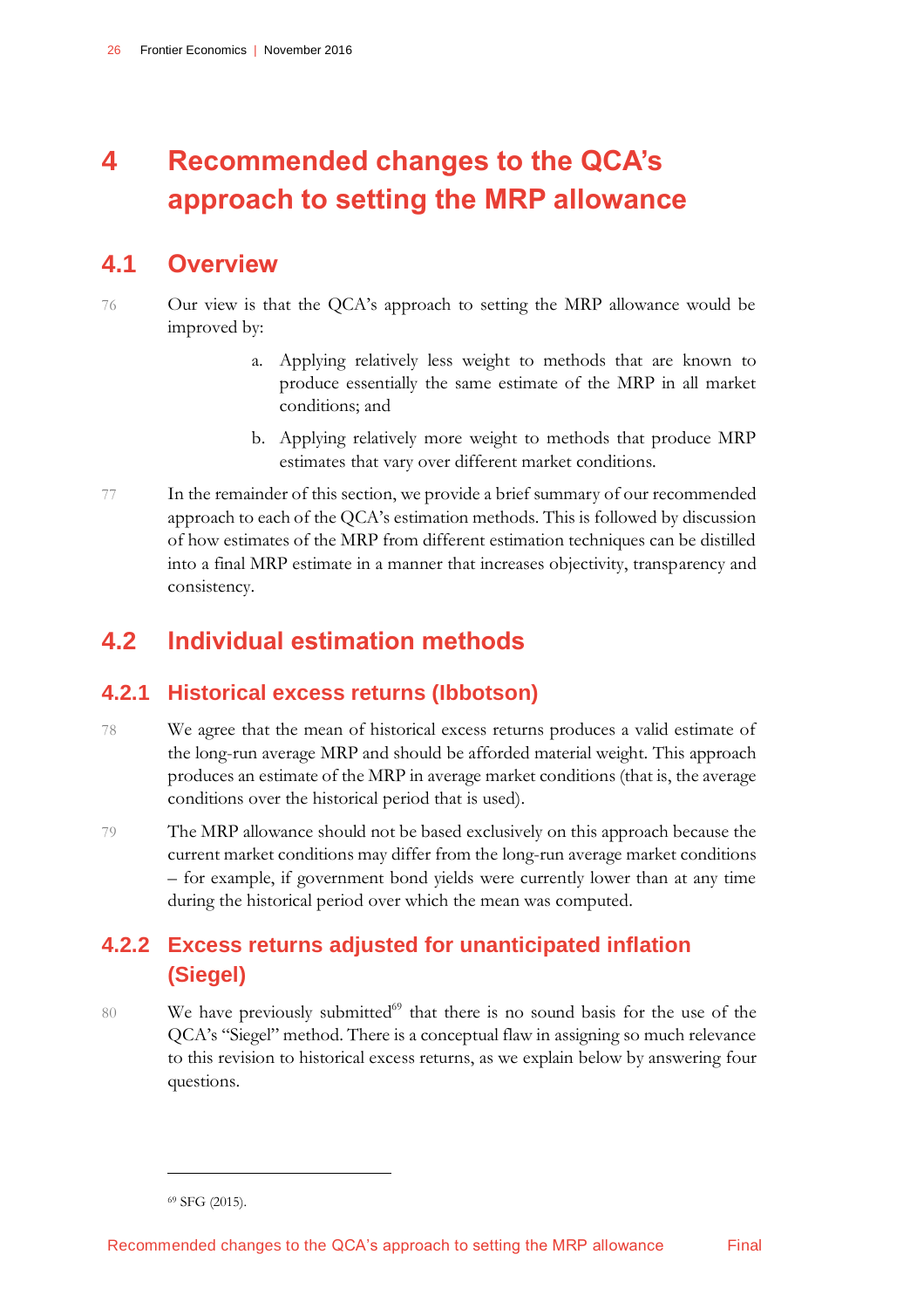# 4 Recommended changes to the QCA's approach to setting the MRP allowance

## 4.1 Overview

76 Our view is that the QCA's approach to setting the MRP allowance would be improved by:

a. Applying relatively less weight to methods that are known to produce essentially the same estimate of the MRP in all market conditions; and

b. Applying relatively more weight to methods that produce MRP estimates that vary over different market conditions.

77 In the remainder of this section, we provide a brief summary of our recommended approach to each of the QCA's estimation methods. This is followed by discussion of how estimates of the MRP from different estimation techniques can be distilled into a final MRP estimate in a manner that increases objectivity, transparency and consistency.

## 4.2 Individual estimation methods

### 4.2.1 Historical excess returns (Ibbotson)

78 We agree that the mean of historical excess returns produces a valid estimate of the long-run average MRP and should be afforded material weight. This approach produces an estimate of the MRP in average market conditions (that is, the average conditions over the historical period that is used).

79 The MRP allowance should not be based exclusively on this approach because the current market conditions may differ from the long-run average market conditions – for example, if government bond yields were currently lower than at any time during the historical period over which the mean was computed.

### 4.2.2 Excess returns adjusted for unanticipated inflation (Siegel)

80 We have previously submitted[69] that there is no sound basis for the use of the QCA's "Siegel" method. There is a conceptual flaw in assigning so much relevance to this revision to historical excess returns, as we explain below by answering four questions.

[69] SFG (2015).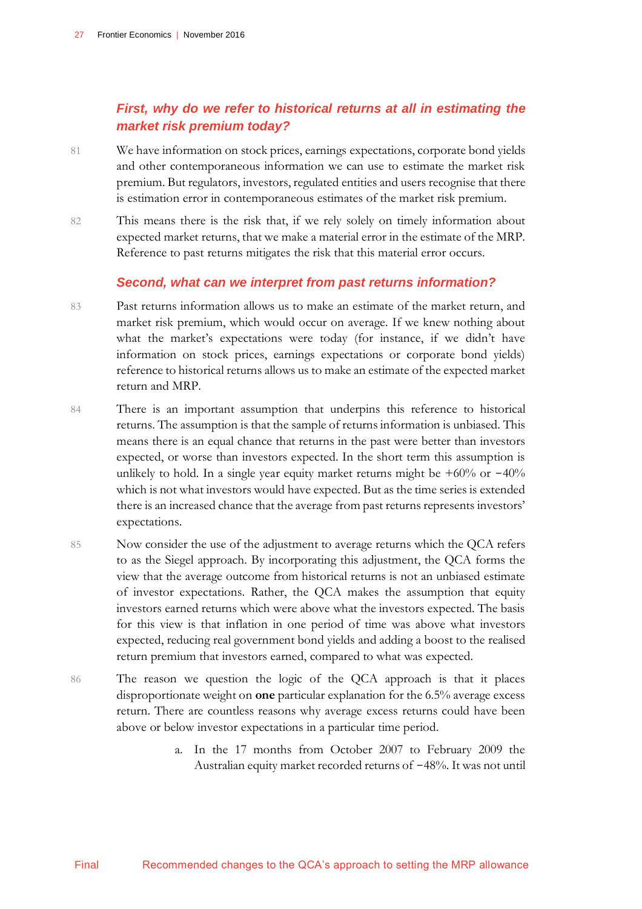### *First, why do we refer to historical returns at all in estimating the market risk premium today?*

81 We have information on stock prices, earnings expectations, corporate bond yields and other contemporaneous information we can use to estimate the market risk premium. But regulators, investors, regulated entities and users recognise that there is estimation error in contemporaneous estimates of the market risk premium.

82 This means there is the risk that, if we rely solely on timely information about expected market returns, that we make a material error in the estimate of the MRP. Reference to past returns mitigates the risk that this material error occurs.

### *Second, what can we interpret from past returns information?*

83 Past returns information allows us to make an estimate of the market return, and market risk premium, which would occur on average. If we knew nothing about what the market's expectations were today (for instance, if we didn't have information on stock prices, earnings expectations or corporate bond yields) reference to historical returns allows us to make an estimate of the expected market return and MRP.

84 There is an important assumption that underpins this reference to historical returns. The assumption is that the sample of returns information is unbiased. This means there is an equal chance that returns in the past were better than investors expected, or worse than investors expected. In the short term this assumption is unlikely to hold. In a single year equity market returns might be +60% or −40% which is not what investors would have expected. But as the time series is extended there is an increased chance that the average from past returns represents investors' expectations.

85 Now consider the use of the adjustment to average returns which the QCA refers to as the Siegel approach. By incorporating this adjustment, the QCA forms the view that the average outcome from historical returns is not an unbiased estimate of investor expectations. Rather, the QCA makes the assumption that equity investors earned returns which were above what the investors expected. The basis for this view is that inflation in one period of time was above what investors expected, reducing real government bond yields and adding a boost to the realised return premium that investors earned, compared to what was expected.

86 The reason we question the logic of the QCA approach is that it places disproportionate weight on **one** particular explanation for the 6.5% average excess return. There are countless reasons why average excess returns could have been above or below investor expectations in a particular time period.

a. In the 17 months from October 2007 to February 2009 the Australian equity market recorded returns of −48%. It was not until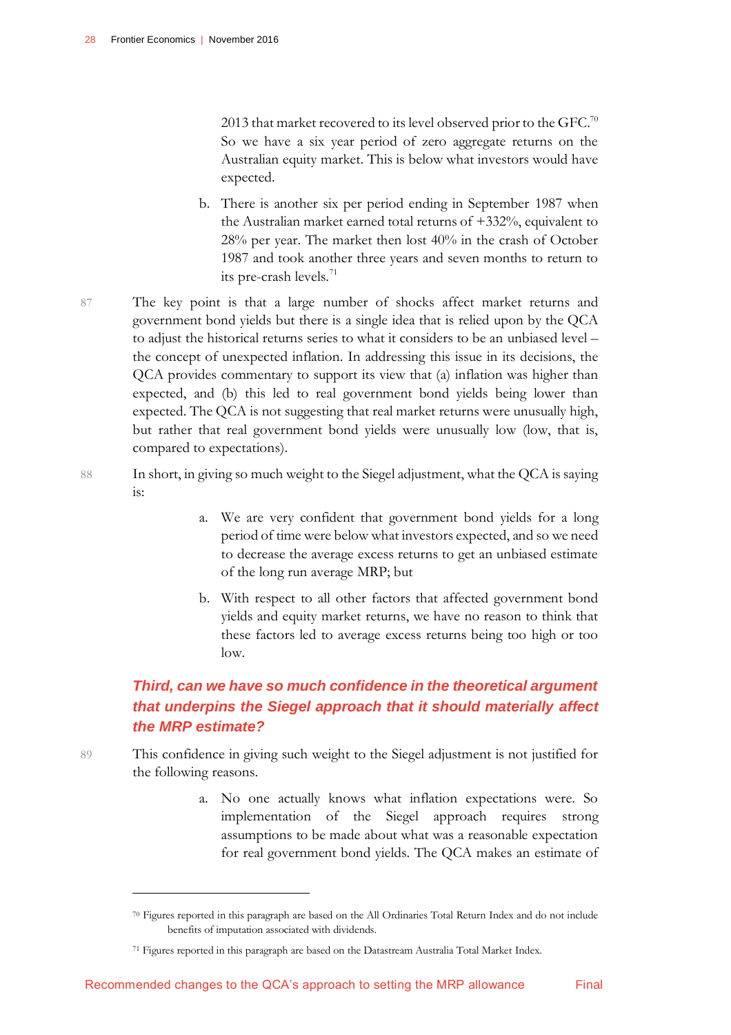2013 that market recovered to its level observed prior to the GFC.[70] So we have a six year period of zero aggregate returns on the Australian equity market. This is below what investors would have expected.

b. There is another six per period ending in September 1987 when the Australian market earned total returns of +332%, equivalent to 28% per year. The market then lost 40% in the crash of October 1987 and took another three years and seven months to return to its pre-crash levels.[71]

87 The key point is that a large number of shocks affect market returns and government bond yields but there is a single idea that is relied upon by the QCA to adjust the historical returns series to what it considers to be an unbiased level – the concept of unexpected inflation. In addressing this issue in its decisions, the QCA provides commentary to support its view that (a) inflation was higher than expected, and (b) this led to real government bond yields being lower than expected. The QCA is not suggesting that real market returns were unusually high, but rather that real government bond yields were unusually low (low, that is, compared to expectations).

88 In short, in giving so much weight to the Siegel adjustment, what the QCA is saying is:

a. We are very confident that government bond yields for a long period of time were below what investors expected, and so we need to decrease the average excess returns to get an unbiased estimate of the long run average MRP; but

b. With respect to all other factors that affected government bond yields and equity market returns, we have no reason to think that these factors led to average excess returns being too high or too low.

### *Third, can we have so much confidence in the theoretical argument that underpins the Siegel approach that it should materially affect the MRP estimate?*

89 This confidence in giving such weight to the Siegel adjustment is not justified for the following reasons.

a. No one actually knows what inflation expectations were. So implementation of the Siegel approach requires strong assumptions to be made about what was a reasonable expectation for real government bond yields. The QCA makes an estimate of

---

[70] Figures reported in this paragraph are based on the All Ordinaries Total Return Index and do not include benefits of imputation associated with dividends.

[71] Figures reported in this paragraph are based on the Datastream Australia Total Market Index.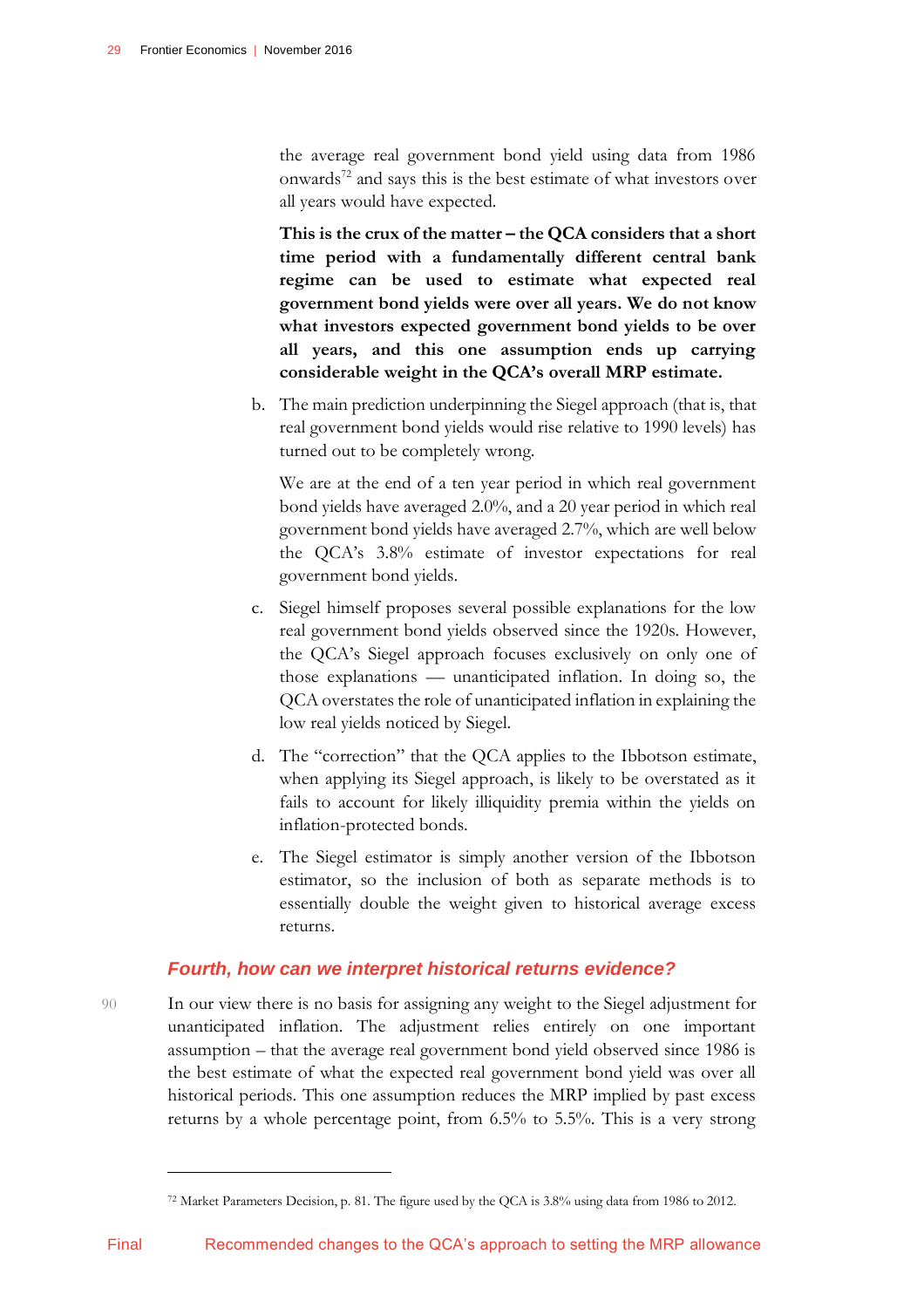the average real government bond yield using data from 1986 onwards[72] and says this is the best estimate of what investors over all years would have expected.

**This is the crux of the matter – the QCA considers that a short time period with a fundamentally different central bank regime can be used to estimate what expected real government bond yields were over all years. We do not know what investors expected government bond yields to be over all years, and this one assumption ends up carrying considerable weight in the QCA's overall MRP estimate.**

b. The main prediction underpinning the Siegel approach (that is, that real government bond yields would rise relative to 1990 levels) has turned out to be completely wrong.

   We are at the end of a ten year period in which real government bond yields have averaged 2.0%, and a 20 year period in which real government bond yields have averaged 2.7%, which are well below the QCA's 3.8% estimate of investor expectations for real government bond yields.

c. Siegel himself proposes several possible explanations for the low real government bond yields observed since the 1920s. However, the QCA's Siegel approach focuses exclusively on only one of those explanations — unanticipated inflation. In doing so, the QCA overstates the role of unanticipated inflation in explaining the low real yields noticed by Siegel.

d. The "correction" that the QCA applies to the Ibbotson estimate, when applying its Siegel approach, is likely to be overstated as it fails to account for likely illiquidity premia within the yields on inflation-protected bonds.

e. The Siegel estimator is simply another version of the Ibbotson estimator, so the inclusion of both as separate methods is to essentially double the weight given to historical average excess returns.

### *Fourth, how can we interpret historical returns evidence?*

90 In our view there is no basis for assigning any weight to the Siegel adjustment for unanticipated inflation. The adjustment relies entirely on one important assumption – that the average real government bond yield observed since 1986 is the best estimate of what the expected real government bond yield was over all historical periods. This one assumption reduces the MRP implied by past excess returns by a whole percentage point, from 6.5% to 5.5%. This is a very strong

[72] Market Parameters Decision, p. 81. The figure used by the QCA is 3.8% using data from 1986 to 2012.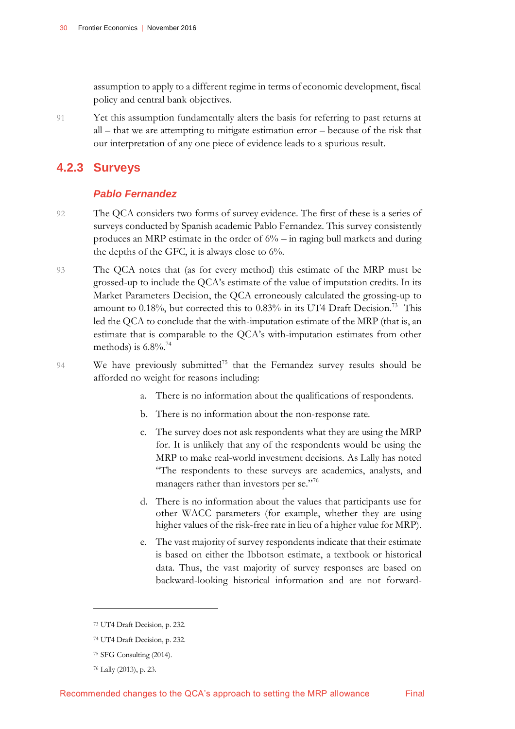assumption to apply to a different regime in terms of economic development, fiscal policy and central bank objectives.

91 Yet this assumption fundamentally alters the basis for referring to past returns at all – that we are attempting to mitigate estimation error – because of the risk that our interpretation of any one piece of evidence leads to a spurious result.

### 4.2.3 Surveys

#### *Pablo Fernandez*

92 The QCA considers two forms of survey evidence. The first of these is a series of surveys conducted by Spanish academic Pablo Fernandez. This survey consistently produces an MRP estimate in the order of 6% – in raging bull markets and during the depths of the GFC, it is always close to 6%.

93 The QCA notes that (as for every method) this estimate of the MRP must be grossed-up to include the QCA's estimate of the value of imputation credits. In its Market Parameters Decision, the QCA erroneously calculated the grossing-up to amount to 0.18%, but corrected this to 0.83% in its UT4 Draft Decision.[73] This led the QCA to conclude that the with-imputation estimate of the MRP (that is, an estimate that is comparable to the QCA's with-imputation estimates from other methods) is 6.8%.[74]

94 We have previously submitted[75] that the Fernandez survey results should be afforded no weight for reasons including:

a. There is no information about the qualifications of respondents.

b. There is no information about the non-response rate.

c. The survey does not ask respondents what they are using the MRP for. It is unlikely that any of the respondents would be using the MRP to make real-world investment decisions. As Lally has noted "The respondents to these surveys are academics, analysts, and managers rather than investors per se."[76]

d. There is no information about the values that participants use for other WACC parameters (for example, whether they are using higher values of the risk-free rate in lieu of a higher value for MRP).

e. The vast majority of survey respondents indicate that their estimate is based on either the Ibbotson estimate, a textbook or historical data. Thus, the vast majority of survey responses are based on backward-looking historical information and are not forward-

---

[73] UT4 Draft Decision, p. 232.

[74] UT4 Draft Decision, p. 232.

[75] SFG Consulting (2014).

[76] Lally (2013), p. 23.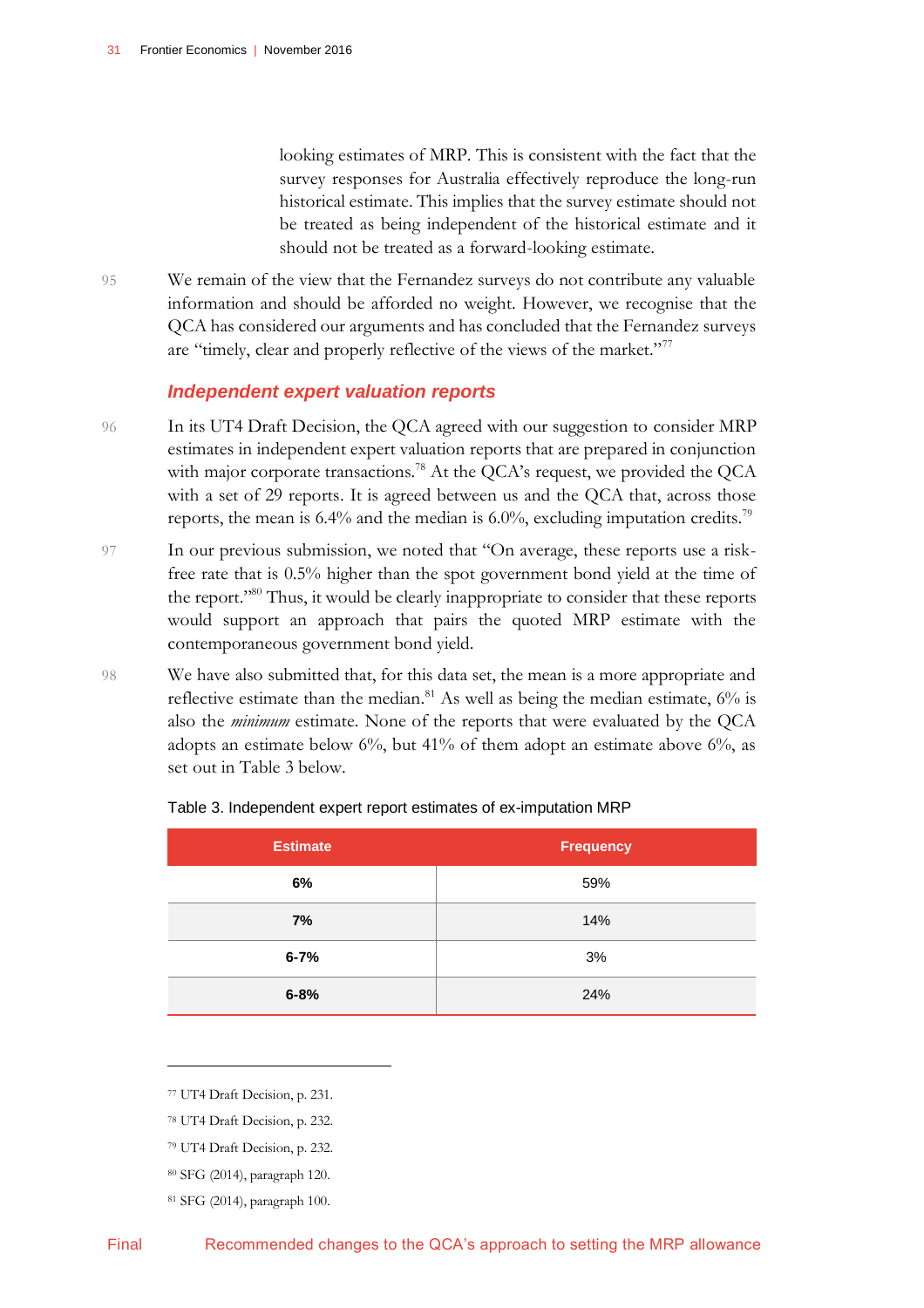looking estimates of MRP. This is consistent with the fact that the survey responses for Australia effectively reproduce the long-run historical estimate. This implies that the survey estimate should not be treated as being independent of the historical estimate and it should not be treated as a forward-looking estimate.

95 We remain of the view that the Fernandez surveys do not contribute any valuable information and should be afforded no weight. However, we recognise that the QCA has considered our arguments and has concluded that the Fernandez surveys are "timely, clear and properly reflective of the views of the market."[77]

### *Independent expert valuation reports*

96 In its UT4 Draft Decision, the QCA agreed with our suggestion to consider MRP estimates in independent expert valuation reports that are prepared in conjunction with major corporate transactions.[78] At the QCA's request, we provided the QCA with a set of 29 reports. It is agreed between us and the QCA that, across those reports, the mean is 6.4% and the median is 6.0%, excluding imputation credits.[79]

97 In our previous submission, we noted that "On average, these reports use a risk-free rate that is 0.5% higher than the spot government bond yield at the time of the report."[80] Thus, it would be clearly inappropriate to consider that these reports would support an approach that pairs the quoted MRP estimate with the contemporaneous government bond yield.

98 We have also submitted that, for this data set, the mean is a more appropriate and reflective estimate than the median.[81] As well as being the median estimate, 6% is also the *minimum* estimate. None of the reports that were evaluated by the QCA adopts an estimate below 6%, but 41% of them adopt an estimate above 6%, as set out in Table 3 below.

Table 3. Independent expert report estimates of ex-imputation MRP

| Estimate | Frequency |
|---|---|
| **6%** | 59% |
| **7%** | 14% |
| **6-7%** | 3% |
| **6-8%** | 24% |

---

[77] UT4 Draft Decision, p. 231.

[78] UT4 Draft Decision, p. 232.

[79] UT4 Draft Decision, p. 232.

[80] SFG (2014), paragraph 120.

[81] SFG (2014), paragraph 100.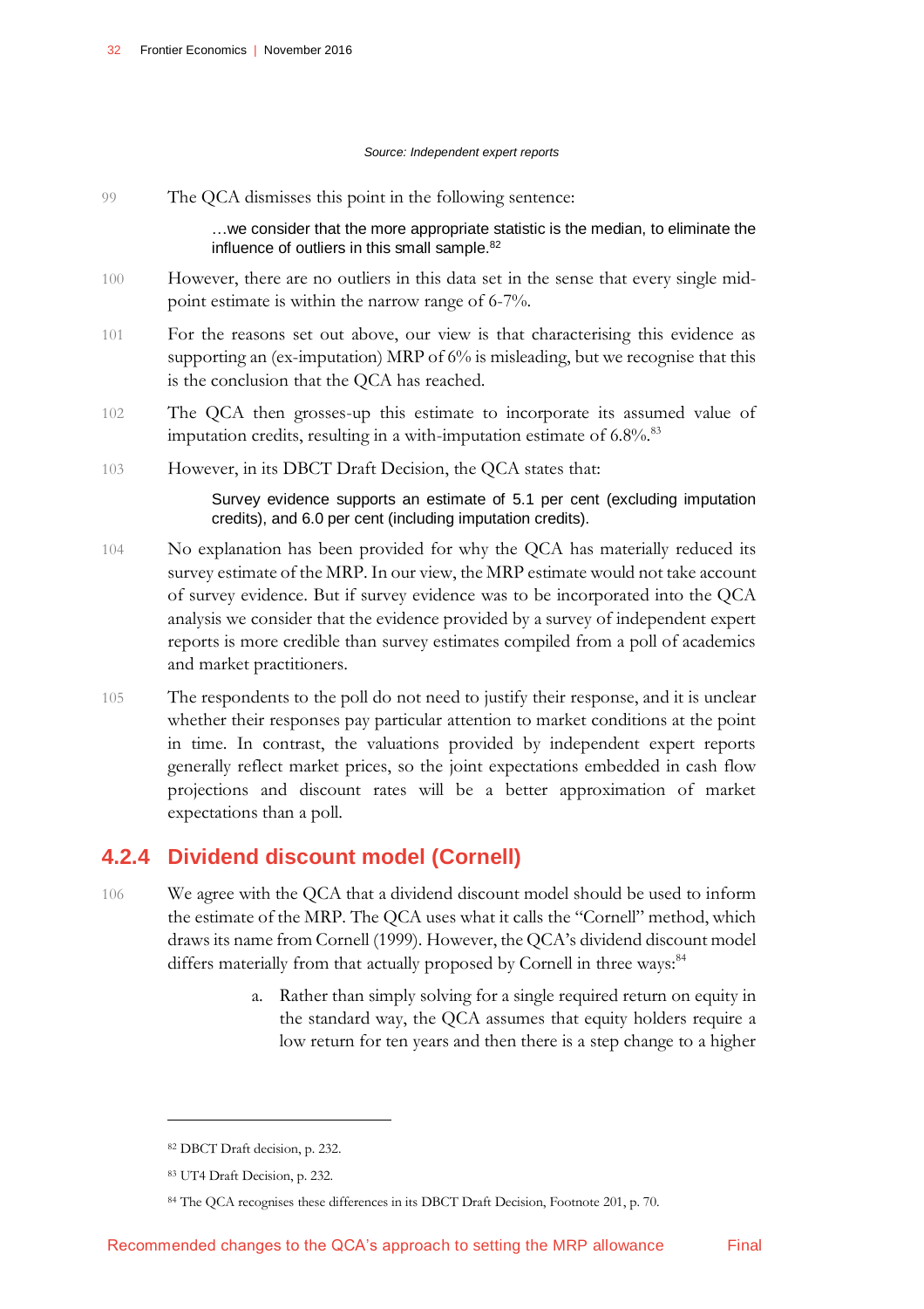*Source: Independent expert reports*

99 The QCA dismisses this point in the following sentence:

> …we consider that the more appropriate statistic is the median, to eliminate the influence of outliers in this small sample.[82]

100 However, there are no outliers in this data set in the sense that every single mid-point estimate is within the narrow range of 6-7%.

101 For the reasons set out above, our view is that characterising this evidence as supporting an (ex-imputation) MRP of 6% is misleading, but we recognise that this is the conclusion that the QCA has reached.

102 The QCA then grosses-up this estimate to incorporate its assumed value of imputation credits, resulting in a with-imputation estimate of 6.8%.[83]

103 However, in its DBCT Draft Decision, the QCA states that:

> Survey evidence supports an estimate of 5.1 per cent (excluding imputation credits), and 6.0 per cent (including imputation credits).

104 No explanation has been provided for why the QCA has materially reduced its survey estimate of the MRP. In our view, the MRP estimate would not take account of survey evidence. But if survey evidence was to be incorporated into the QCA analysis we consider that the evidence provided by a survey of independent expert reports is more credible than survey estimates compiled from a poll of academics and market practitioners.

105 The respondents to the poll do not need to justify their response, and it is unclear whether their responses pay particular attention to market conditions at the point in time. In contrast, the valuations provided by independent expert reports generally reflect market prices, so the joint expectations embedded in cash flow projections and discount rates will be a better approximation of market expectations than a poll.

### 4.2.4 Dividend discount model (Cornell)

106 We agree with the QCA that a dividend discount model should be used to inform the estimate of the MRP. The QCA uses what it calls the "Cornell" method, which draws its name from Cornell (1999). However, the QCA's dividend discount model differs materially from that actually proposed by Cornell in three ways:[84]

a. Rather than simply solving for a single required return on equity in the standard way, the QCA assumes that equity holders require a low return for ten years and then there is a step change to a higher

---

[82] DBCT Draft decision, p. 232.

[83] UT4 Draft Decision, p. 232.

[84] The QCA recognises these differences in its DBCT Draft Decision, Footnote 201, p. 70.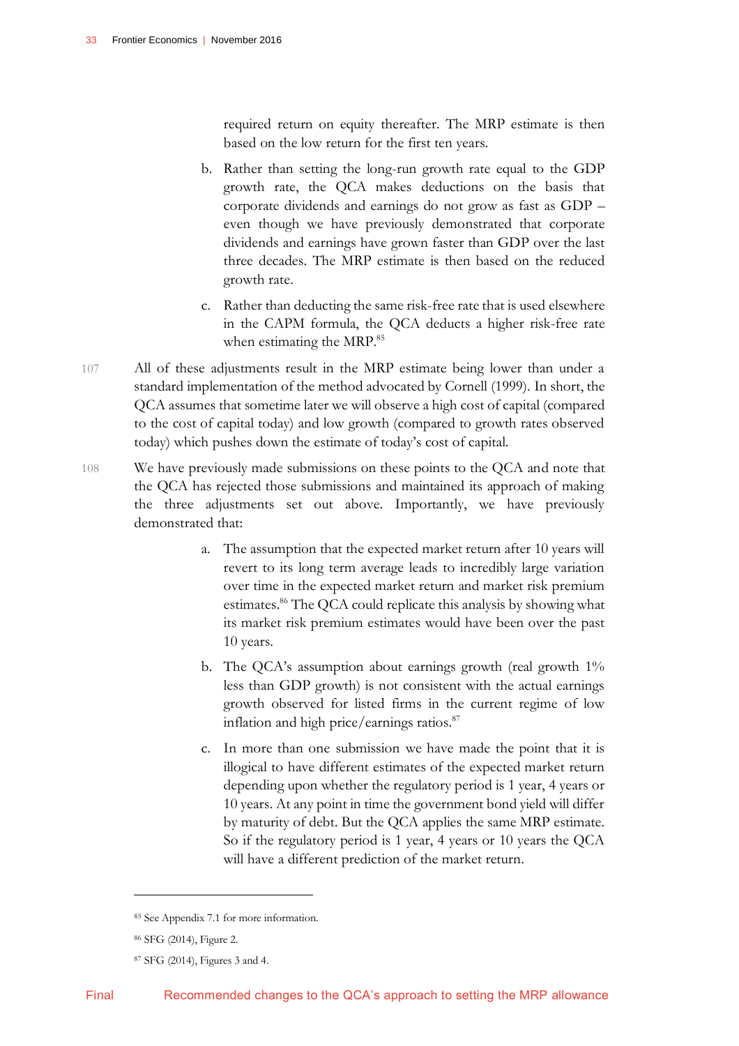required return on equity thereafter. The MRP estimate is then based on the low return for the first ten years.

b. Rather than setting the long-run growth rate equal to the GDP growth rate, the QCA makes deductions on the basis that corporate dividends and earnings do not grow as fast as GDP – even though we have previously demonstrated that corporate dividends and earnings have grown faster than GDP over the last three decades. The MRP estimate is then based on the reduced growth rate.

c. Rather than deducting the same risk-free rate that is used elsewhere in the CAPM formula, the QCA deducts a higher risk-free rate when estimating the MRP.[85]

107 All of these adjustments result in the MRP estimate being lower than under a standard implementation of the method advocated by Cornell (1999). In short, the QCA assumes that sometime later we will observe a high cost of capital (compared to the cost of capital today) and low growth (compared to growth rates observed today) which pushes down the estimate of today's cost of capital.

108 We have previously made submissions on these points to the QCA and note that the QCA has rejected those submissions and maintained its approach of making the three adjustments set out above. Importantly, we have previously demonstrated that:

a. The assumption that the expected market return after 10 years will revert to its long term average leads to incredibly large variation over time in the expected market return and market risk premium estimates.[86] The QCA could replicate this analysis by showing what its market risk premium estimates would have been over the past 10 years.

b. The QCA's assumption about earnings growth (real growth 1% less than GDP growth) is not consistent with the actual earnings growth observed for listed firms in the current regime of low inflation and high price/earnings ratios.[87]

c. In more than one submission we have made the point that it is illogical to have different estimates of the expected market return depending upon whether the regulatory period is 1 year, 4 years or 10 years. At any point in time the government bond yield will differ by maturity of debt. But the QCA applies the same MRP estimate. So if the regulatory period is 1 year, 4 years or 10 years the QCA will have a different prediction of the market return.

---

[85] See Appendix 7.1 for more information.

[86] SFG (2014), Figure 2.

[87] SFG (2014), Figures 3 and 4.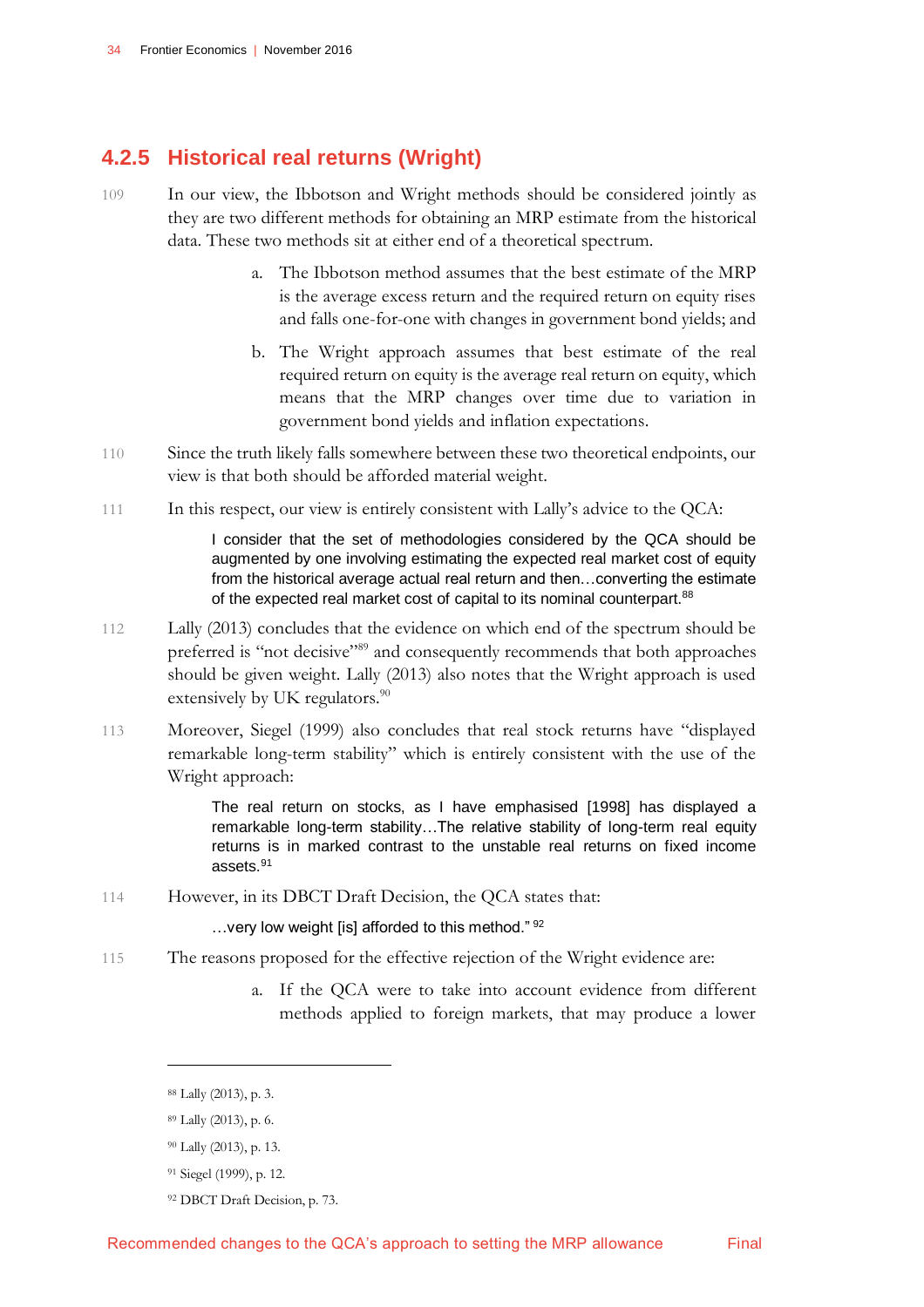### 4.2.5 Historical real returns (Wright)

109 In our view, the Ibbotson and Wright methods should be considered jointly as they are two different methods for obtaining an MRP estimate from the historical data. These two methods sit at either end of a theoretical spectrum.

a. The Ibbotson method assumes that the best estimate of the MRP is the average excess return and the required return on equity rises and falls one-for-one with changes in government bond yields; and

b. The Wright approach assumes that best estimate of the real required return on equity is the average real return on equity, which means that the MRP changes over time due to variation in government bond yields and inflation expectations.

110 Since the truth likely falls somewhere between these two theoretical endpoints, our view is that both should be afforded material weight.

111 In this respect, our view is entirely consistent with Lally's advice to the QCA:

> I consider that the set of methodologies considered by the QCA should be augmented by one involving estimating the expected real market cost of equity from the historical average actual real return and then…converting the estimate of the expected real market cost of capital to its nominal counterpart.[88]

112 Lally (2013) concludes that the evidence on which end of the spectrum should be preferred is "not decisive"[89] and consequently recommends that both approaches should be given weight. Lally (2013) also notes that the Wright approach is used extensively by UK regulators.[90]

113 Moreover, Siegel (1999) also concludes that real stock returns have "displayed remarkable long-term stability" which is entirely consistent with the use of the Wright approach:

> The real return on stocks, as I have emphasised [1998] has displayed a remarkable long-term stability…The relative stability of long-term real equity returns is in marked contrast to the unstable real returns on fixed income assets.[91]

114 However, in its DBCT Draft Decision, the QCA states that:

> …very low weight [is] afforded to this method."[92]

115 The reasons proposed for the effective rejection of the Wright evidence are:

a. If the QCA were to take into account evidence from different methods applied to foreign markets, that may produce a lower

---

[88] Lally (2013), p. 3.

[89] Lally (2013), p. 6.

[90] Lally (2013), p. 13.

[91] Siegel (1999), p. 12.

[92] DBCT Draft Decision, p. 73.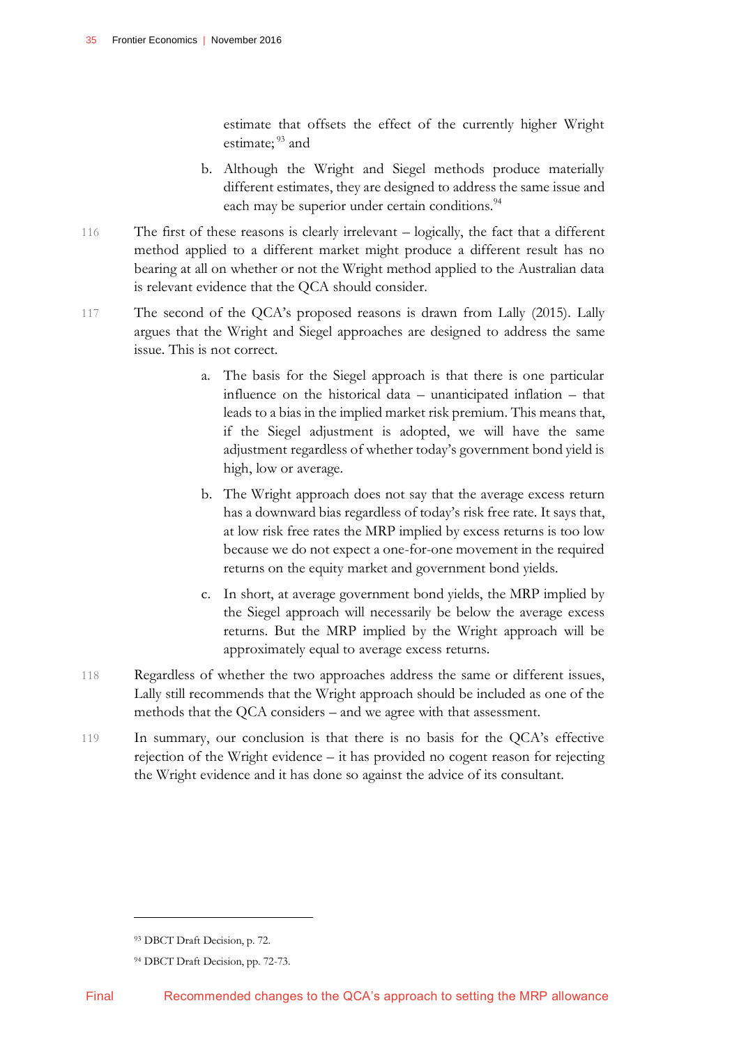estimate that offsets the effect of the currently higher Wright estimate;[93] and

b. Although the Wright and Siegel methods produce materially different estimates, they are designed to address the same issue and each may be superior under certain conditions.[94]

116 The first of these reasons is clearly irrelevant – logically, the fact that a different method applied to a different market might produce a different result has no bearing at all on whether or not the Wright method applied to the Australian data is relevant evidence that the QCA should consider.

117 The second of the QCA's proposed reasons is drawn from Lally (2015). Lally argues that the Wright and Siegel approaches are designed to address the same issue. This is not correct.

a. The basis for the Siegel approach is that there is one particular influence on the historical data – unanticipated inflation – that leads to a bias in the implied market risk premium. This means that, if the Siegel adjustment is adopted, we will have the same adjustment regardless of whether today's government bond yield is high, low or average.

b. The Wright approach does not say that the average excess return has a downward bias regardless of today's risk free rate. It says that, at low risk free rates the MRP implied by excess returns is too low because we do not expect a one-for-one movement in the required returns on the equity market and government bond yields.

c. In short, at average government bond yields, the MRP implied by the Siegel approach will necessarily be below the average excess returns. But the MRP implied by the Wright approach will be approximately equal to average excess returns.

118 Regardless of whether the two approaches address the same or different issues, Lally still recommends that the Wright approach should be included as one of the methods that the QCA considers – and we agree with that assessment.

119 In summary, our conclusion is that there is no basis for the QCA's effective rejection of the Wright evidence – it has provided no cogent reason for rejecting the Wright evidence and it has done so against the advice of its consultant.

---

[93] DBCT Draft Decision, p. 72.

[94] DBCT Draft Decision, pp. 72-73.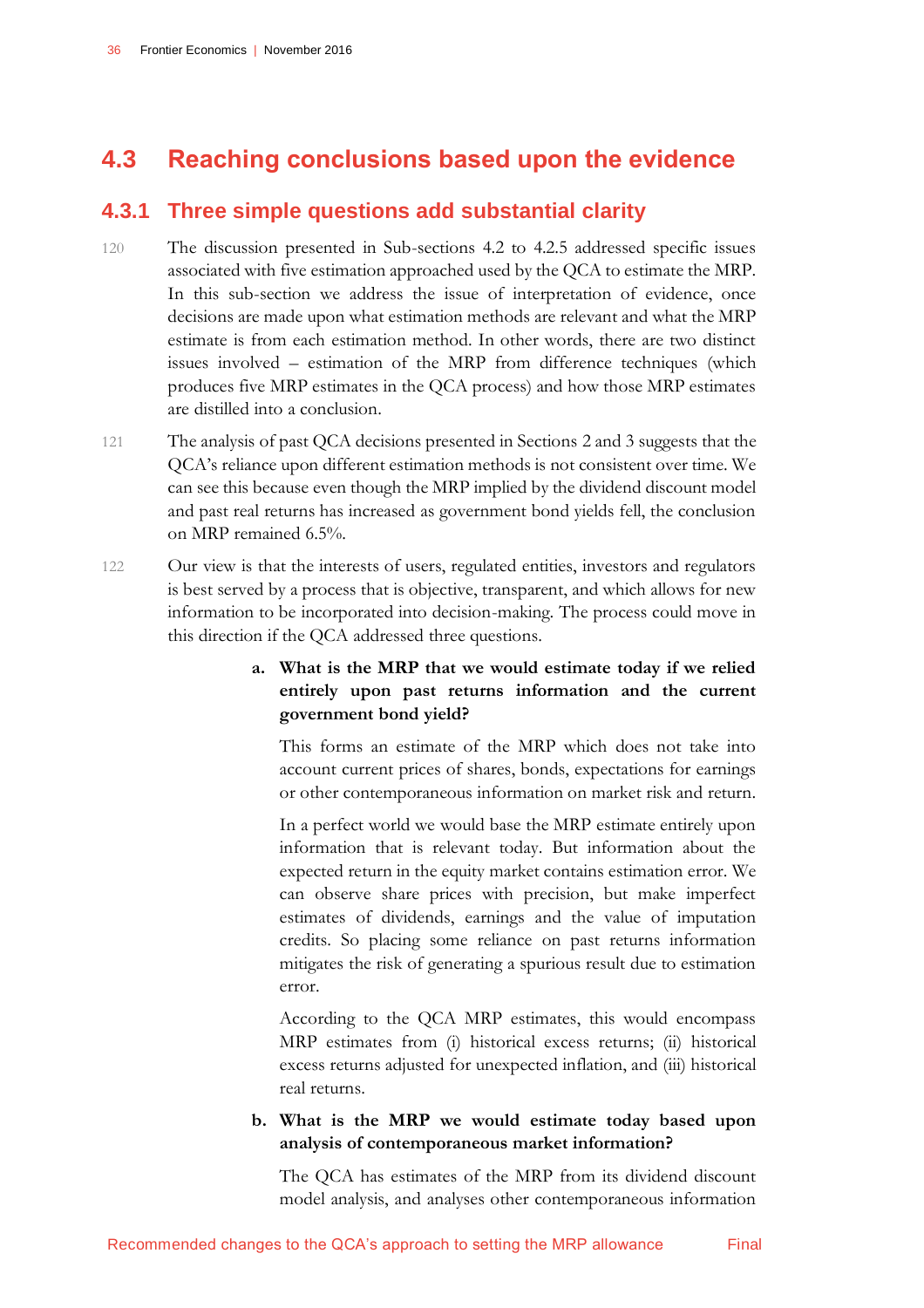## 4.3 Reaching conclusions based upon the evidence

### 4.3.1 Three simple questions add substantial clarity

120 The discussion presented in Sub-sections 4.2 to 4.2.5 addressed specific issues associated with five estimation approached used by the QCA to estimate the MRP. In this sub-section we address the issue of interpretation of evidence, once decisions are made upon what estimation methods are relevant and what the MRP estimate is from each estimation method. In other words, there are two distinct issues involved – estimation of the MRP from difference techniques (which produces five MRP estimates in the QCA process) and how those MRP estimates are distilled into a conclusion.

121 The analysis of past QCA decisions presented in Sections 2 and 3 suggests that the QCA's reliance upon different estimation methods is not consistent over time. We can see this because even though the MRP implied by the dividend discount model and past real returns has increased as government bond yields fell, the conclusion on MRP remained 6.5%.

122 Our view is that the interests of users, regulated entities, investors and regulators is best served by a process that is objective, transparent, and which allows for new information to be incorporated into decision-making. The process could move in this direction if the QCA addressed three questions.

a. **What is the MRP that we would estimate today if we relied entirely upon past returns information and the current government bond yield?**

   This forms an estimate of the MRP which does not take into account current prices of shares, bonds, expectations for earnings or other contemporaneous information on market risk and return.

   In a perfect world we would base the MRP estimate entirely upon information that is relevant today. But information about the expected return in the equity market contains estimation error. We can observe share prices with precision, but make imperfect estimates of dividends, earnings and the value of imputation credits. So placing some reliance on past returns information mitigates the risk of generating a spurious result due to estimation error.

   According to the QCA MRP estimates, this would encompass MRP estimates from (i) historical excess returns; (ii) historical excess returns adjusted for unexpected inflation, and (iii) historical real returns.

b. **What is the MRP we would estimate today based upon analysis of contemporaneous market information?**

   The QCA has estimates of the MRP from its dividend discount model analysis, and analyses other contemporaneous information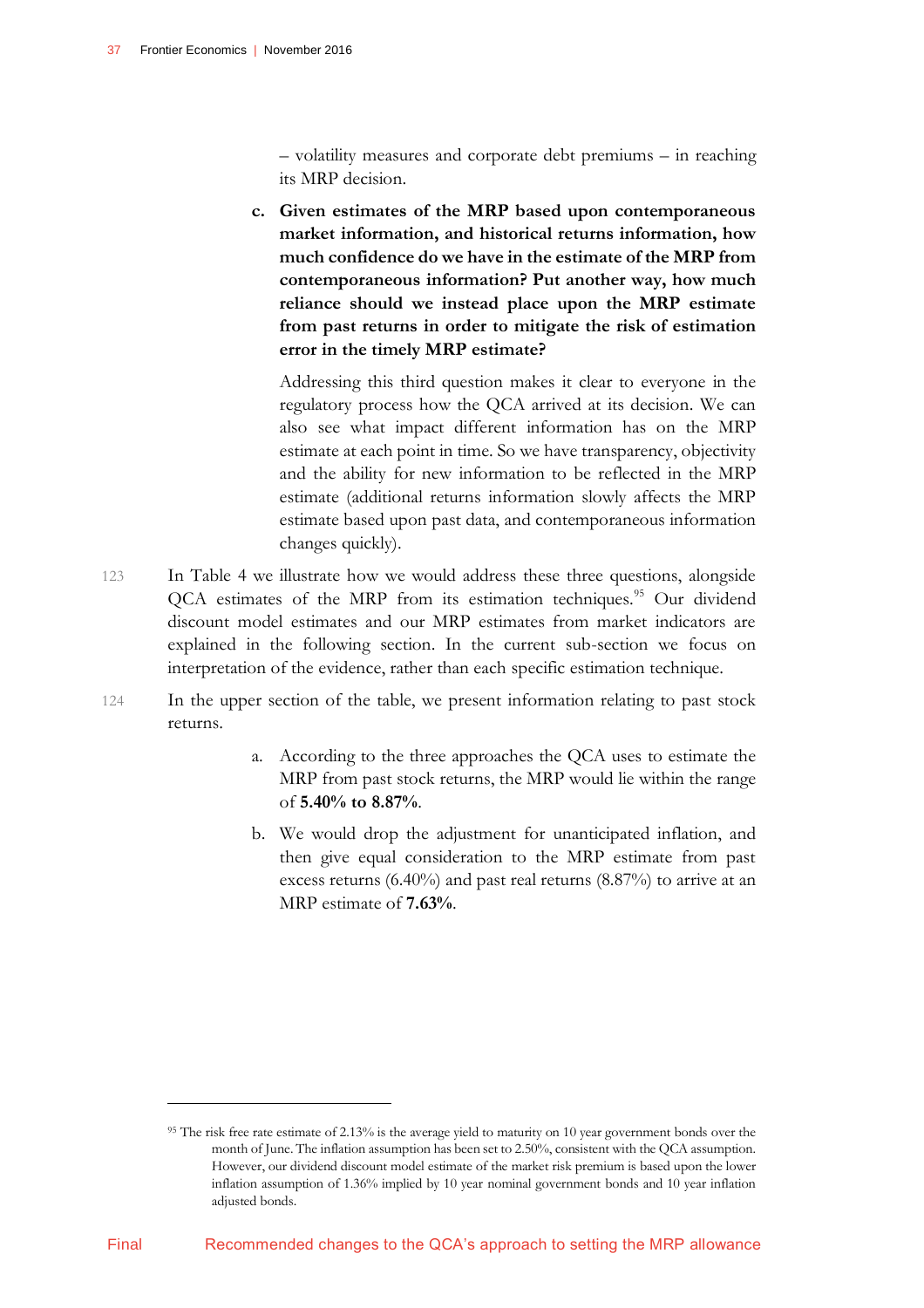– volatility measures and corporate debt premiums – in reaching its MRP decision.

c. **Given estimates of the MRP based upon contemporaneous market information, and historical returns information, how much confidence do we have in the estimate of the MRP from contemporaneous information? Put another way, how much reliance should we instead place upon the MRP estimate from past returns in order to mitigate the risk of estimation error in the timely MRP estimate?**

   Addressing this third question makes it clear to everyone in the regulatory process how the QCA arrived at its decision. We can also see what impact different information has on the MRP estimate at each point in time. So we have transparency, objectivity and the ability for new information to be reflected in the MRP estimate (additional returns information slowly affects the MRP estimate based upon past data, and contemporaneous information changes quickly).

123 In Table 4 we illustrate how we would address these three questions, alongside QCA estimates of the MRP from its estimation techniques.[95] Our dividend discount model estimates and our MRP estimates from market indicators are explained in the following section. In the current sub-section we focus on interpretation of the evidence, rather than each specific estimation technique.

124 In the upper section of the table, we present information relating to past stock returns.

a. According to the three approaches the QCA uses to estimate the MRP from past stock returns, the MRP would lie within the range of **5.40% to 8.87%**.

b. We would drop the adjustment for unanticipated inflation, and then give equal consideration to the MRP estimate from past excess returns (6.40%) and past real returns (8.87%) to arrive at an MRP estimate of **7.63%**.

[95] The risk free rate estimate of 2.13% is the average yield to maturity on 10 year government bonds over the month of June. The inflation assumption has been set to 2.50%, consistent with the QCA assumption. However, our dividend discount model estimate of the market risk premium is based upon the lower inflation assumption of 1.36% implied by 10 year nominal government bonds and 10 year inflation adjusted bonds.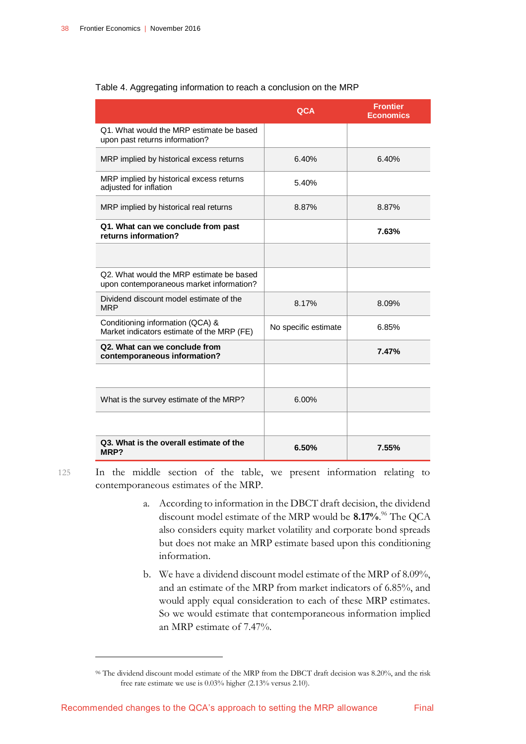Table 4. Aggregating information to reach a conclusion on the MRP

| | QCA | Frontier Economics |
|---|---|---|
| Q1. What would the MRP estimate be based upon past returns information? | | |
| MRP implied by historical excess returns | 6.40% | 6.40% |
| MRP implied by historical excess returns adjusted for inflation | 5.40% | |
| MRP implied by historical real returns | 8.87% | 8.87% |
| **Q1. What can we conclude from past returns information?** | | **7.63%** |
| | | |
| Q2. What would the MRP estimate be based upon contemporaneous market information? | | |
| Dividend discount model estimate of the MRP | 8.17% | 8.09% |
| Conditioning information (QCA) & Market indicators estimate of the MRP (FE) | No specific estimate | 6.85% |
| **Q2. What can we conclude from contemporaneous information?** | | **7.47%** |
| | | |
| What is the survey estimate of the MRP? | 6.00% | |
| | | |
| **Q3. What is the overall estimate of the MRP?** | **6.50%** | **7.55%** |

125 In the middle section of the table, we present information relating to contemporaneous estimates of the MRP.

a. According to information in the DBCT draft decision, the dividend discount model estimate of the MRP would be **8.17%**.[96] The QCA also considers equity market volatility and corporate bond spreads but does not make an MRP estimate based upon this conditioning information.

b. We have a dividend discount model estimate of the MRP of 8.09%, and an estimate of the MRP from market indicators of 6.85%, and would apply equal consideration to each of these MRP estimates. So we would estimate that contemporaneous information implied an MRP estimate of 7.47%.

[96] The dividend discount model estimate of the MRP from the DBCT draft decision was 8.20%, and the risk free rate estimate we use is 0.03% higher (2.13% versus 2.10).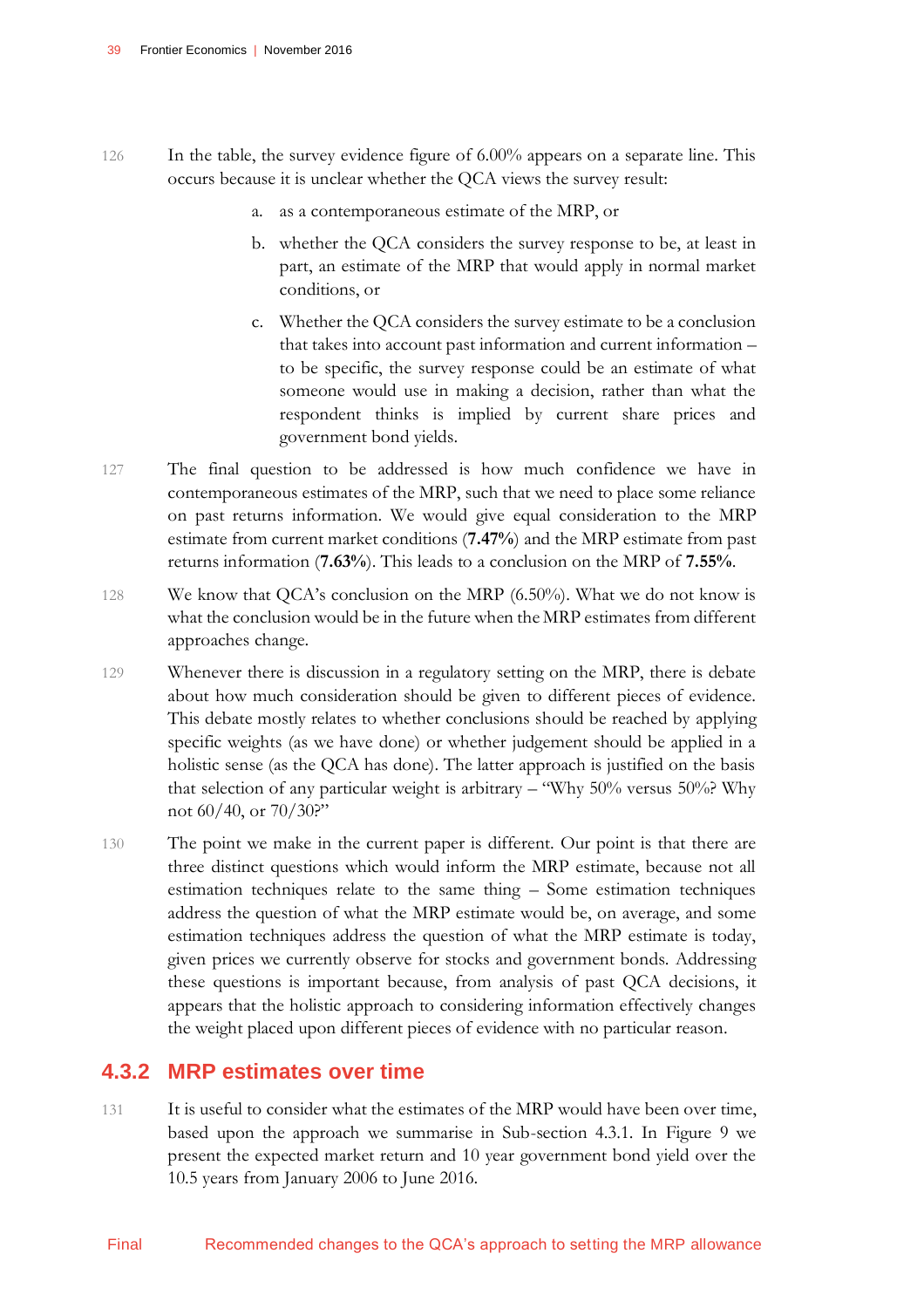126 In the table, the survey evidence figure of 6.00% appears on a separate line. This occurs because it is unclear whether the QCA views the survey result:

a. as a contemporaneous estimate of the MRP, or

b. whether the QCA considers the survey response to be, at least in part, an estimate of the MRP that would apply in normal market conditions, or

c. Whether the QCA considers the survey estimate to be a conclusion that takes into account past information and current information – to be specific, the survey response could be an estimate of what someone would use in making a decision, rather than what the respondent thinks is implied by current share prices and government bond yields.

127 The final question to be addressed is how much confidence we have in contemporaneous estimates of the MRP, such that we need to place some reliance on past returns information. We would give equal consideration to the MRP estimate from current market conditions (**7.47%**) and the MRP estimate from past returns information (**7.63%**). This leads to a conclusion on the MRP of **7.55%**.

128 We know that QCA's conclusion on the MRP (6.50%). What we do not know is what the conclusion would be in the future when the MRP estimates from different approaches change.

129 Whenever there is discussion in a regulatory setting on the MRP, there is debate about how much consideration should be given to different pieces of evidence. This debate mostly relates to whether conclusions should be reached by applying specific weights (as we have done) or whether judgement should be applied in a holistic sense (as the QCA has done). The latter approach is justified on the basis that selection of any particular weight is arbitrary – "Why 50% versus 50%? Why not 60/40, or 70/30?"

130 The point we make in the current paper is different. Our point is that there are three distinct questions which would inform the MRP estimate, because not all estimation techniques relate to the same thing – Some estimation techniques address the question of what the MRP estimate would be, on average, and some estimation techniques address the question of what the MRP estimate is today, given prices we currently observe for stocks and government bonds. Addressing these questions is important because, from analysis of past QCA decisions, it appears that the holistic approach to considering information effectively changes the weight placed upon different pieces of evidence with no particular reason.

### 4.3.2 MRP estimates over time

131 It is useful to consider what the estimates of the MRP would have been over time, based upon the approach we summarise in Sub-section 4.3.1. In Figure 9 we present the expected market return and 10 year government bond yield over the 10.5 years from January 2006 to June 2016.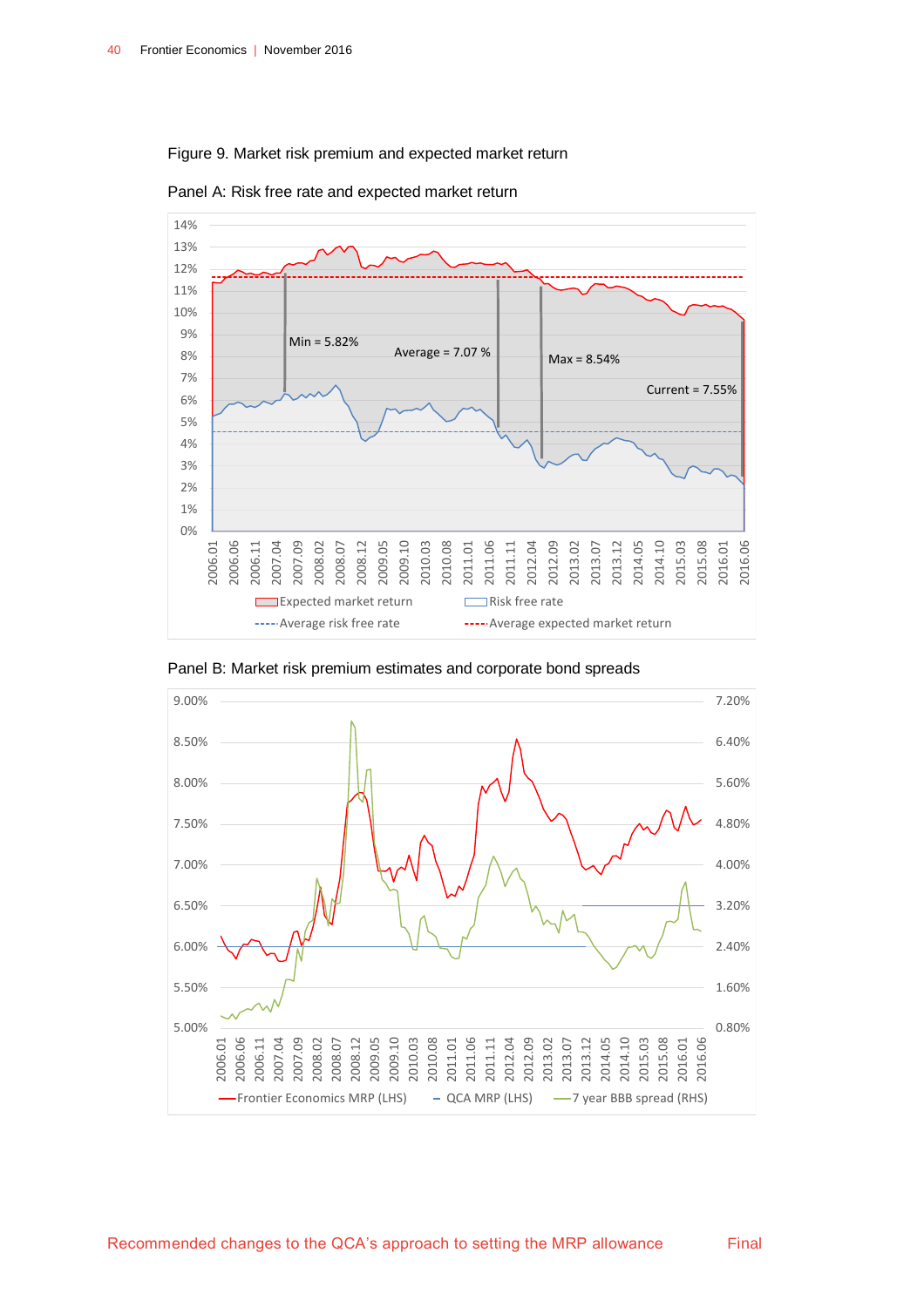Figure 9. Market risk premium and expected market return

Panel A: Risk free rate and expected market return

Panel B: Market risk premium estimates and corporate bond spreads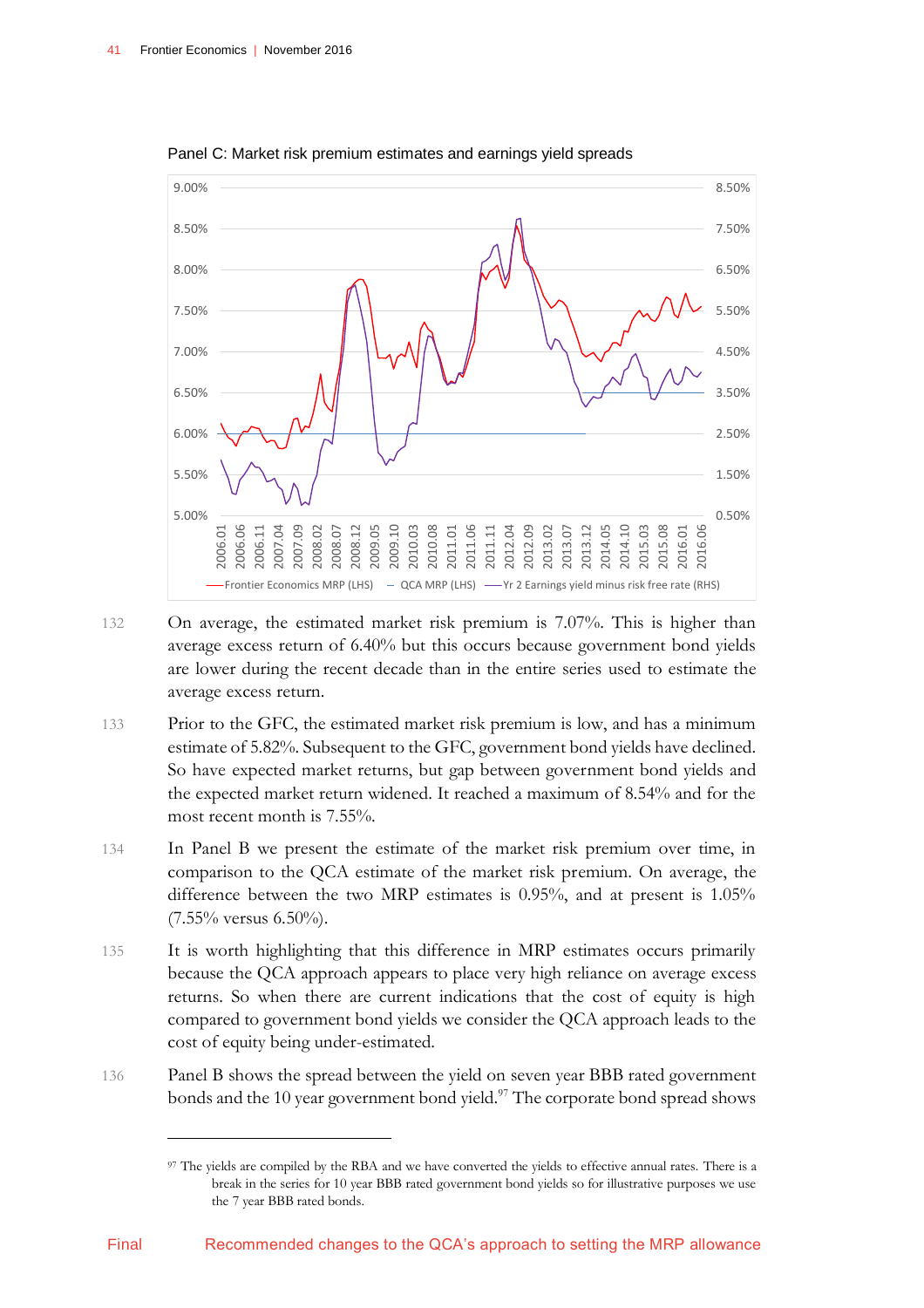Panel C: Market risk premium estimates and earnings yield spreads

132 On average, the estimated market risk premium is 7.07%. This is higher than average excess return of 6.40% but this occurs because government bond yields are lower during the recent decade than in the entire series used to estimate the average excess return.

133 Prior to the GFC, the estimated market risk premium is low, and has a minimum estimate of 5.82%. Subsequent to the GFC, government bond yields have declined. So have expected market returns, but gap between government bond yields and the expected market return widened. It reached a maximum of 8.54% and for the most recent month is 7.55%.

134 In Panel B we present the estimate of the market risk premium over time, in comparison to the QCA estimate of the market risk premium. On average, the difference between the two MRP estimates is 0.95%, and at present is 1.05% (7.55% versus 6.50%).

135 It is worth highlighting that this difference in MRP estimates occurs primarily because the QCA approach appears to place very high reliance on average excess returns. So when there are current indications that the cost of equity is high compared to government bond yields we consider the QCA approach leads to the cost of equity being under-estimated.

136 Panel B shows the spread between the yield on seven year BBB rated government bonds and the 10 year government bond yield.[97] The corporate bond spread shows

[97] The yields are compiled by the RBA and we have converted the yields to effective annual rates. There is a break in the series for 10 year BBB rated government bond yields so for illustrative purposes we use the 7 year BBB rated bonds.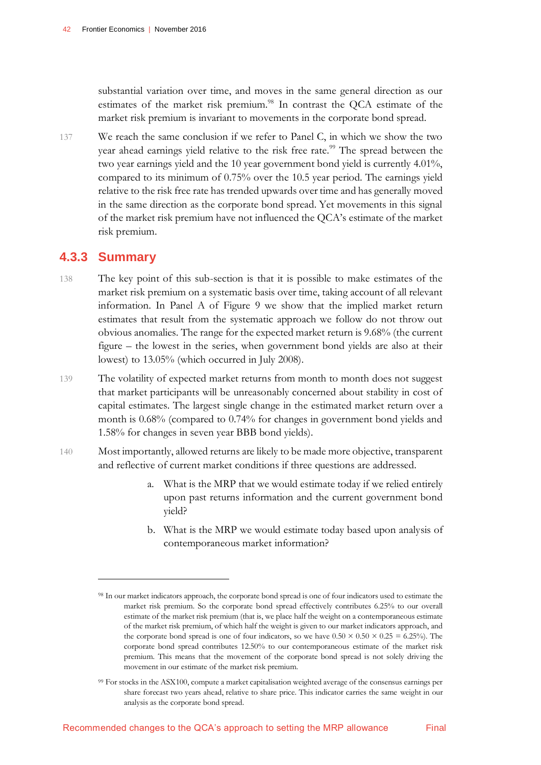substantial variation over time, and moves in the same general direction as our estimates of the market risk premium.[98] In contrast the QCA estimate of the market risk premium is invariant to movements in the corporate bond spread.

137 We reach the same conclusion if we refer to Panel C, in which we show the two year ahead earnings yield relative to the risk free rate.[99] The spread between the two year earnings yield and the 10 year government bond yield is currently 4.01%, compared to its minimum of 0.75% over the 10.5 year period. The earnings yield relative to the risk free rate has trended upwards over time and has generally moved in the same direction as the corporate bond spread. Yet movements in this signal of the market risk premium have not influenced the QCA's estimate of the market risk premium.

### 4.3.3 Summary

138 The key point of this sub-section is that it is possible to make estimates of the market risk premium on a systematic basis over time, taking account of all relevant information. In Panel A of Figure 9 we show that the implied market return estimates that result from the systematic approach we follow do not throw out obvious anomalies. The range for the expected market return is 9.68% (the current figure – the lowest in the series, when government bond yields are also at their lowest) to 13.05% (which occurred in July 2008).

139 The volatility of expected market returns from month to month does not suggest that market participants will be unreasonably concerned about stability in cost of capital estimates. The largest single change in the estimated market return over a month is 0.68% (compared to 0.74% for changes in government bond yields and 1.58% for changes in seven year BBB bond yields).

140 Most importantly, allowed returns are likely to be made more objective, transparent and reflective of current market conditions if three questions are addressed.

a. What is the MRP that we would estimate today if we relied entirely upon past returns information and the current government bond yield?

b. What is the MRP we would estimate today based upon analysis of contemporaneous market information?

---

[98] In our market indicators approach, the corporate bond spread is one of four indicators used to estimate the market risk premium. So the corporate bond spread effectively contributes 6.25% to our overall estimate of the market risk premium (that is, we place half the weight on a contemporaneous estimate of the market risk premium, of which half the weight is given to our market indicators approach, and the corporate bond spread is one of four indicators, so we have $0.50 \times 0.50 \times 0.25 = 6.25\%$). The corporate bond spread contributes 12.50% to our contemporaneous estimate of the market risk premium. This means that the movement of the corporate bond spread is not solely driving the movement in our estimate of the market risk premium.

[99] For stocks in the ASX100, compute a market capitalisation weighted average of the consensus earnings per share forecast two years ahead, relative to share price. This indicator carries the same weight in our analysis as the corporate bond spread.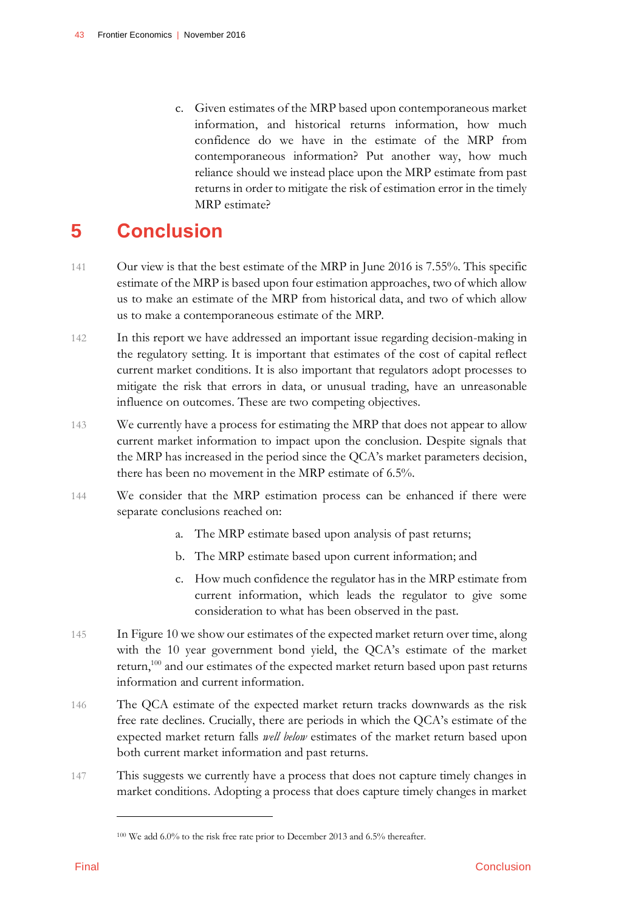c. Given estimates of the MRP based upon contemporaneous market information, and historical returns information, how much confidence do we have in the estimate of the MRP from contemporaneous information? Put another way, how much reliance should we instead place upon the MRP estimate from past returns in order to mitigate the risk of estimation error in the timely MRP estimate?

# 5 Conclusion

141 Our view is that the best estimate of the MRP in June 2016 is 7.55%. This specific estimate of the MRP is based upon four estimation approaches, two of which allow us to make an estimate of the MRP from historical data, and two of which allow us to make a contemporaneous estimate of the MRP.

142 In this report we have addressed an important issue regarding decision-making in the regulatory setting. It is important that estimates of the cost of capital reflect current market conditions. It is also important that regulators adopt processes to mitigate the risk that errors in data, or unusual trading, have an unreasonable influence on outcomes. These are two competing objectives.

143 We currently have a process for estimating the MRP that does not appear to allow current market information to impact upon the conclusion. Despite signals that the MRP has increased in the period since the QCA's market parameters decision, there has been no movement in the MRP estimate of 6.5%.

144 We consider that the MRP estimation process can be enhanced if there were separate conclusions reached on:

a. The MRP estimate based upon analysis of past returns;

b. The MRP estimate based upon current information; and

c. How much confidence the regulator has in the MRP estimate from current information, which leads the regulator to give some consideration to what has been observed in the past.

145 In Figure 10 we show our estimates of the expected market return over time, along with the 10 year government bond yield, the QCA's estimate of the market return,[100] and our estimates of the expected market return based upon past returns information and current information.

146 The QCA estimate of the expected market return tracks downwards as the risk free rate declines. Crucially, there are periods in which the QCA's estimate of the expected market return falls *well below* estimates of the market return based upon both current market information and past returns.

147 This suggests we currently have a process that does not capture timely changes in market conditions. Adopting a process that does capture timely changes in market

[100] We add 6.0% to the risk free rate prior to December 2013 and 6.5% thereafter.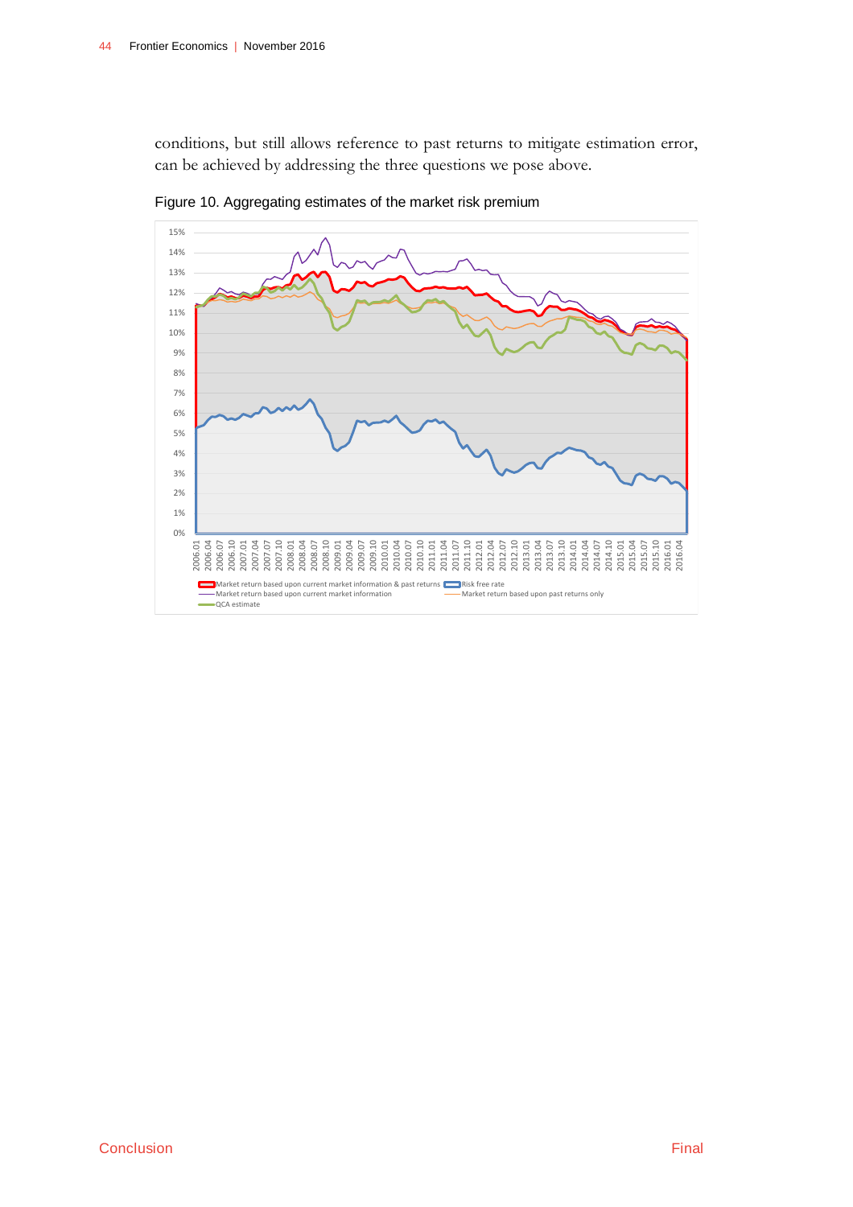conditions, but still allows reference to past returns to mitigate estimation error, can be achieved by addressing the three questions we pose above.

Figure 10. Aggregating estimates of the market risk premium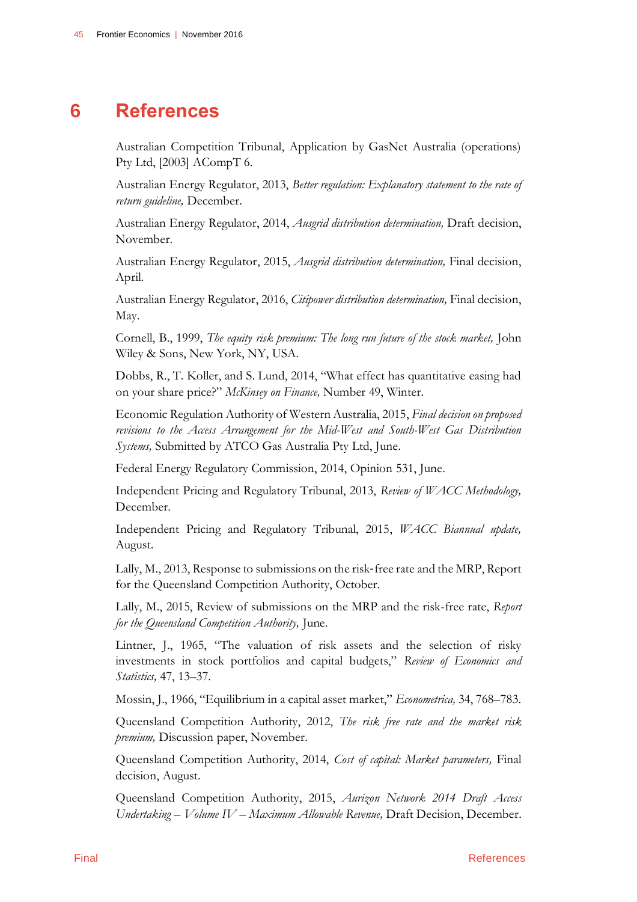# 6 References

Australian Competition Tribunal, Application by GasNet Australia (operations) Pty Ltd, [2003] ACompT 6.

Australian Energy Regulator, 2013, *Better regulation: Explanatory statement to the rate of return guideline,* December.

Australian Energy Regulator, 2014, *Ausgrid distribution determination,* Draft decision, November.

Australian Energy Regulator, 2015, *Ausgrid distribution determination,* Final decision, April.

Australian Energy Regulator, 2016, *Citipower distribution determination,* Final decision, May.

Cornell, B., 1999, *The equity risk premium: The long run future of the stock market,* John Wiley & Sons, New York, NY, USA.

Dobbs, R., T. Koller, and S. Lund, 2014, "What effect has quantitative easing had on your share price?" *McKinsey on Finance,* Number 49, Winter.

Economic Regulation Authority of Western Australia, 2015, *Final decision on proposed revisions to the Access Arrangement for the Mid-West and South-West Gas Distribution Systems,* Submitted by ATCO Gas Australia Pty Ltd, June.

Federal Energy Regulatory Commission, 2014, Opinion 531, June.

Independent Pricing and Regulatory Tribunal, 2013, *Review of WACC Methodology,* December.

Independent Pricing and Regulatory Tribunal, 2015, *WACC Biannual update,* August.

Lally, M., 2013, Response to submissions on the risk-free rate and the MRP, Report for the Queensland Competition Authority, October.

Lally, M., 2015, Review of submissions on the MRP and the risk-free rate, *Report for the Queensland Competition Authority,* June.

Lintner, J., 1965, "The valuation of risk assets and the selection of risky investments in stock portfolios and capital budgets," *Review of Economics and Statistics,* 47, 13–37.

Mossin, J., 1966, "Equilibrium in a capital asset market," *Econometrica,* 34, 768–783.

Queensland Competition Authority, 2012, *The risk free rate and the market risk premium,* Discussion paper, November.

Queensland Competition Authority, 2014, *Cost of capital: Market parameters,* Final decision, August.

Queensland Competition Authority, 2015, *Aurizon Network 2014 Draft Access Undertaking – Volume IV – Maximum Allowable Revenue,* Draft Decision, December.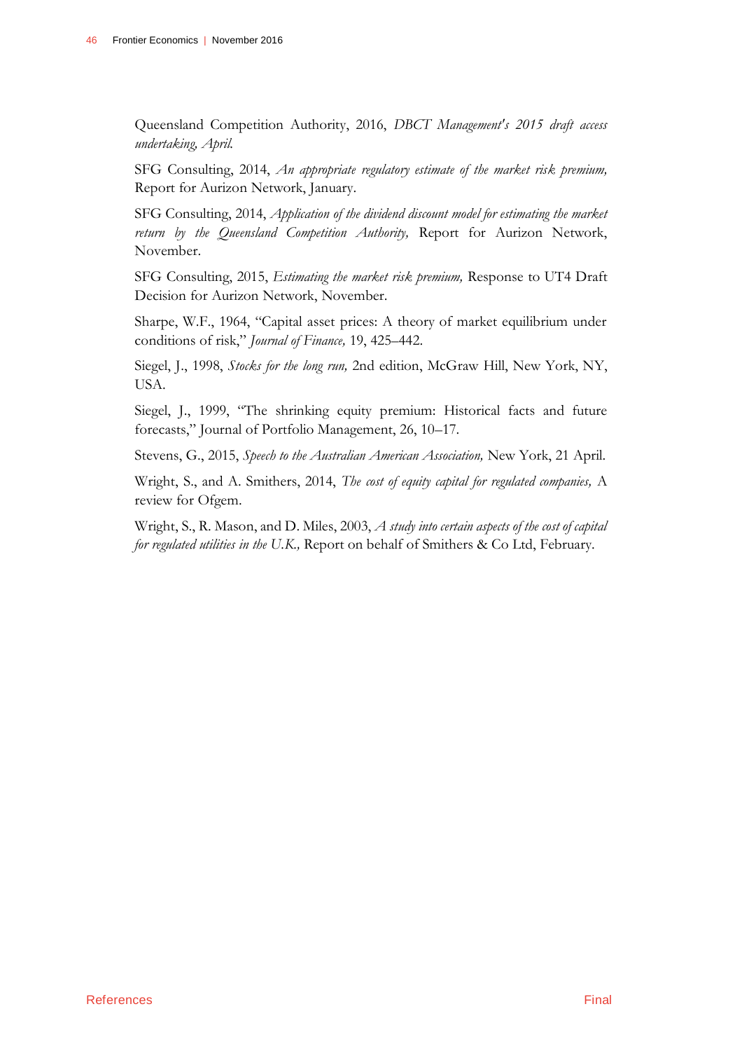Queensland Competition Authority, 2016, *DBCT Management's 2015 draft access undertaking, April.*

SFG Consulting, 2014, *An appropriate regulatory estimate of the market risk premium,* Report for Aurizon Network, January.

SFG Consulting, 2014, *Application of the dividend discount model for estimating the market return by the Queensland Competition Authority,* Report for Aurizon Network, November.

SFG Consulting, 2015, *Estimating the market risk premium,* Response to UT4 Draft Decision for Aurizon Network, November.

Sharpe, W.F., 1964, "Capital asset prices: A theory of market equilibrium under conditions of risk," *Journal of Finance,* 19, 425–442.

Siegel, J., 1998, *Stocks for the long run,* 2nd edition, McGraw Hill, New York, NY, USA.

Siegel, J., 1999, "The shrinking equity premium: Historical facts and future forecasts," Journal of Portfolio Management, 26, 10–17.

Stevens, G., 2015, *Speech to the Australian American Association,* New York, 21 April.

Wright, S., and A. Smithers, 2014, *The cost of equity capital for regulated companies,* A review for Ofgem.

Wright, S., R. Mason, and D. Miles, 2003, *A study into certain aspects of the cost of capital for regulated utilities in the U.K.,* Report on behalf of Smithers & Co Ltd, February.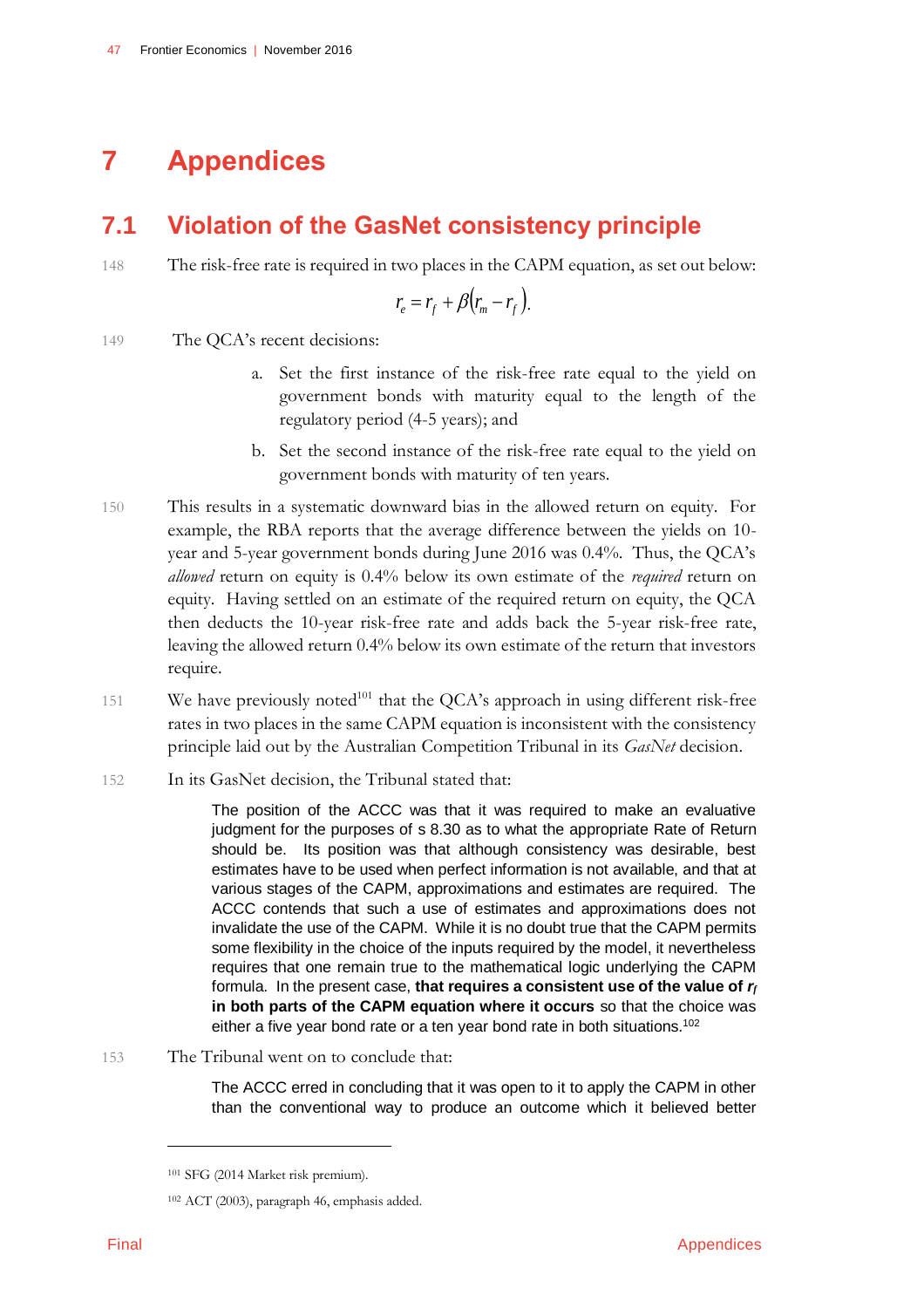# 7 Appendices

## 7.1 Violation of the GasNet consistency principle

148 The risk-free rate is required in two places in the CAPM equation, as set out below:

$$r_e = r_f + \beta(r_m - r_f).$$

149 The QCA's recent decisions:

a. Set the first instance of the risk-free rate equal to the yield on government bonds with maturity equal to the length of the regulatory period (4-5 years); and

b. Set the second instance of the risk-free rate equal to the yield on government bonds with maturity of ten years.

150 This results in a systematic downward bias in the allowed return on equity. For example, the RBA reports that the average difference between the yields on 10-year and 5-year government bonds during June 2016 was 0.4%. Thus, the QCA's *allowed* return on equity is 0.4% below its own estimate of the *required* return on equity. Having settled on an estimate of the required return on equity, the QCA then deducts the 10-year risk-free rate and adds back the 5-year risk-free rate, leaving the allowed return 0.4% below its own estimate of the return that investors require.

151 We have previously noted[101] that the QCA's approach in using different risk-free rates in two places in the same CAPM equation is inconsistent with the consistency principle laid out by the Australian Competition Tribunal in its *GasNet* decision.

152 In its GasNet decision, the Tribunal stated that:

> The position of the ACCC was that it was required to make an evaluative judgment for the purposes of s 8.30 as to what the appropriate Rate of Return should be. Its position was that although consistency was desirable, best estimates have to be used when perfect information is not available, and that at various stages of the CAPM, approximations and estimates are required. The ACCC contends that such a use of estimates and approximations does not invalidate the use of the CAPM. While it is no doubt true that the CAPM permits some flexibility in the choice of the inputs required by the model, it nevertheless requires that one remain true to the mathematical logic underlying the CAPM formula. In the present case, **that requires a consistent use of the value of $r_f$ in both parts of the CAPM equation where it occurs** so that the choice was either a five year bond rate or a ten year bond rate in both situations.[102]

153 The Tribunal went on to conclude that:

> The ACCC erred in concluding that it was open to it to apply the CAPM in other than the conventional way to produce an outcome which it believed better

---

[101] SFG (2014 Market risk premium).

[102] ACT (2003), paragraph 46, emphasis added.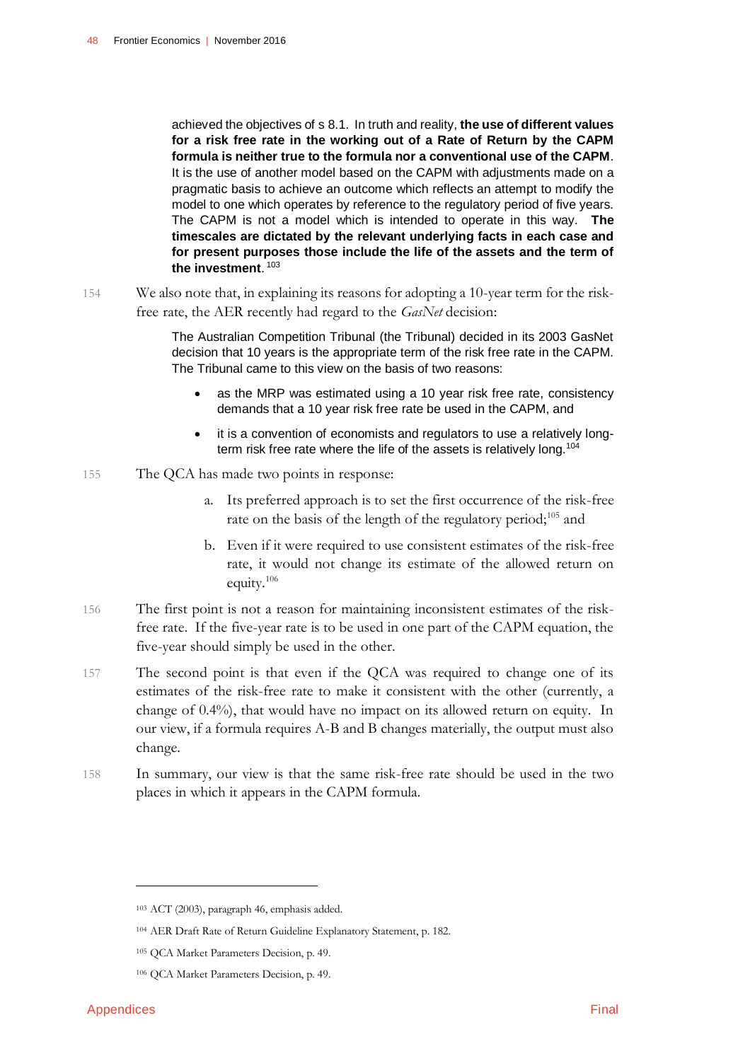> achieved the objectives of s 8.1. In truth and reality, **the use of different values for a risk free rate in the working out of a Rate of Return by the CAPM formula is neither true to the formula nor a conventional use of the CAPM**. It is the use of another model based on the CAPM with adjustments made on a pragmatic basis to achieve an outcome which reflects an attempt to modify the model to one which operates by reference to the regulatory period of five years. The CAPM is not a model which is intended to operate in this way. **The timescales are dictated by the relevant underlying facts in each case and for present purposes those include the life of the assets and the term of the investment**.[103]

154 We also note that, in explaining its reasons for adopting a 10-year term for the risk-free rate, the AER recently had regard to the *GasNet* decision:

> The Australian Competition Tribunal (the Tribunal) decided in its 2003 GasNet decision that 10 years is the appropriate term of the risk free rate in the CAPM. The Tribunal came to this view on the basis of two reasons:
>
> - as the MRP was estimated using a 10 year risk free rate, consistency demands that a 10 year risk free rate be used in the CAPM, and
> - it is a convention of economists and regulators to use a relatively long-term risk free rate where the life of the assets is relatively long.[104]

155 The QCA has made two points in response:

a. Its preferred approach is to set the first occurrence of the risk-free rate on the basis of the length of the regulatory period;[105] and

b. Even if it were required to use consistent estimates of the risk-free rate, it would not change its estimate of the allowed return on equity.[106]

156 The first point is not a reason for maintaining inconsistent estimates of the risk-free rate. If the five-year rate is to be used in one part of the CAPM equation, the five-year should simply be used in the other.

157 The second point is that even if the QCA was required to change one of its estimates of the risk-free rate to make it consistent with the other (currently, a change of 0.4%), that would have no impact on its allowed return on equity. In our view, if a formula requires A-B and B changes materially, the output must also change.

158 In summary, our view is that the same risk-free rate should be used in the two places in which it appears in the CAPM formula.

---

[103] ACT (2003), paragraph 46, emphasis added.

[104] AER Draft Rate of Return Guideline Explanatory Statement, p. 182.

[105] QCA Market Parameters Decision, p. 49.

[106] QCA Market Parameters Decision, p. 49.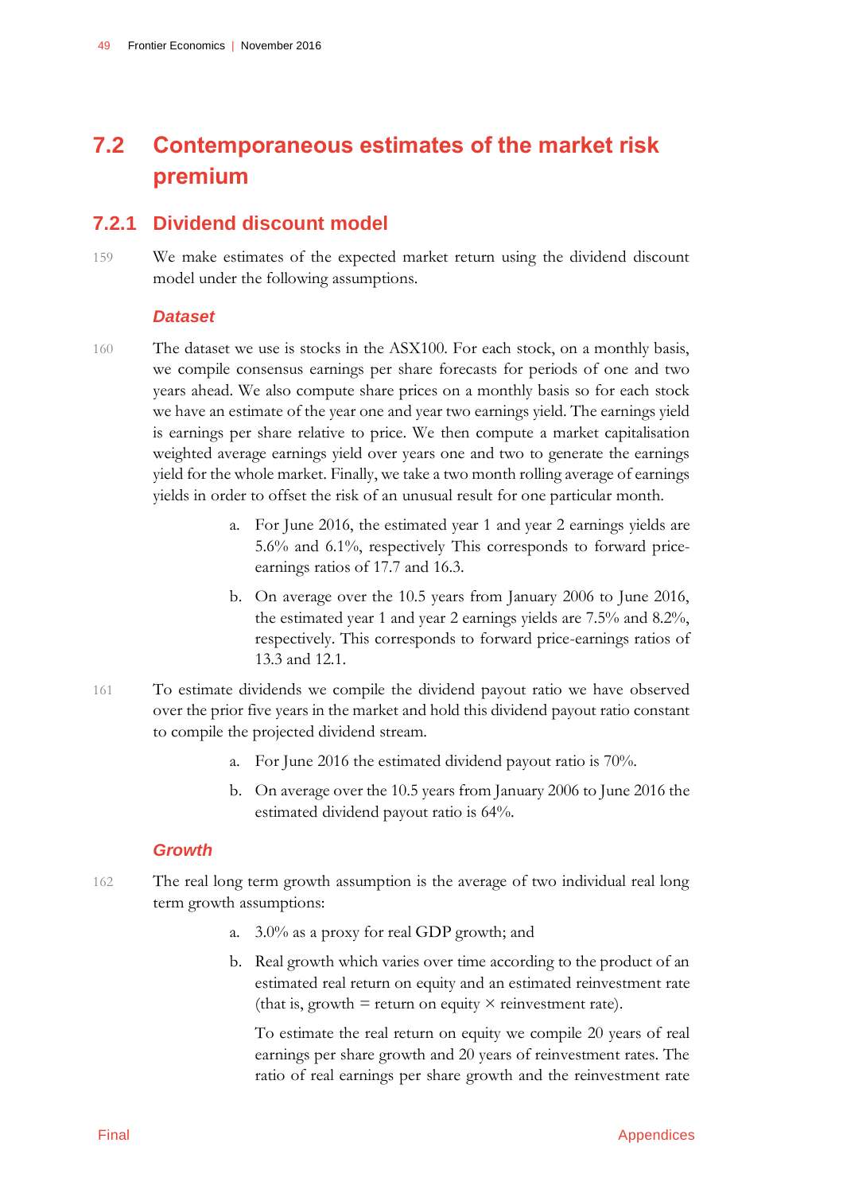## 7.2 Contemporaneous estimates of the market risk premium

### 7.2.1 Dividend discount model

159 We make estimates of the expected market return using the dividend discount model under the following assumptions.

#### *Dataset*

160 The dataset we use is stocks in the ASX100. For each stock, on a monthly basis, we compile consensus earnings per share forecasts for periods of one and two years ahead. We also compute share prices on a monthly basis so for each stock we have an estimate of the year one and year two earnings yield. The earnings yield is earnings per share relative to price. We then compute a market capitalisation weighted average earnings yield over years one and two to generate the earnings yield for the whole market. Finally, we take a two month rolling average of earnings yields in order to offset the risk of an unusual result for one particular month.

a. For June 2016, the estimated year 1 and year 2 earnings yields are 5.6% and 6.1%, respectively This corresponds to forward price-earnings ratios of 17.7 and 16.3.

b. On average over the 10.5 years from January 2006 to June 2016, the estimated year 1 and year 2 earnings yields are 7.5% and 8.2%, respectively. This corresponds to forward price-earnings ratios of 13.3 and 12.1.

161 To estimate dividends we compile the dividend payout ratio we have observed over the prior five years in the market and hold this dividend payout ratio constant to compile the projected dividend stream.

a. For June 2016 the estimated dividend payout ratio is 70%.

b. On average over the 10.5 years from January 2006 to June 2016 the estimated dividend payout ratio is 64%.

#### *Growth*

162 The real long term growth assumption is the average of two individual real long term growth assumptions:

a. 3.0% as a proxy for real GDP growth; and

b. Real growth which varies over time according to the product of an estimated real return on equity and an estimated reinvestment rate (that is, growth = return on equity × reinvestment rate).

   To estimate the real return on equity we compile 20 years of real earnings per share growth and 20 years of reinvestment rates. The ratio of real earnings per share growth and the reinvestment rate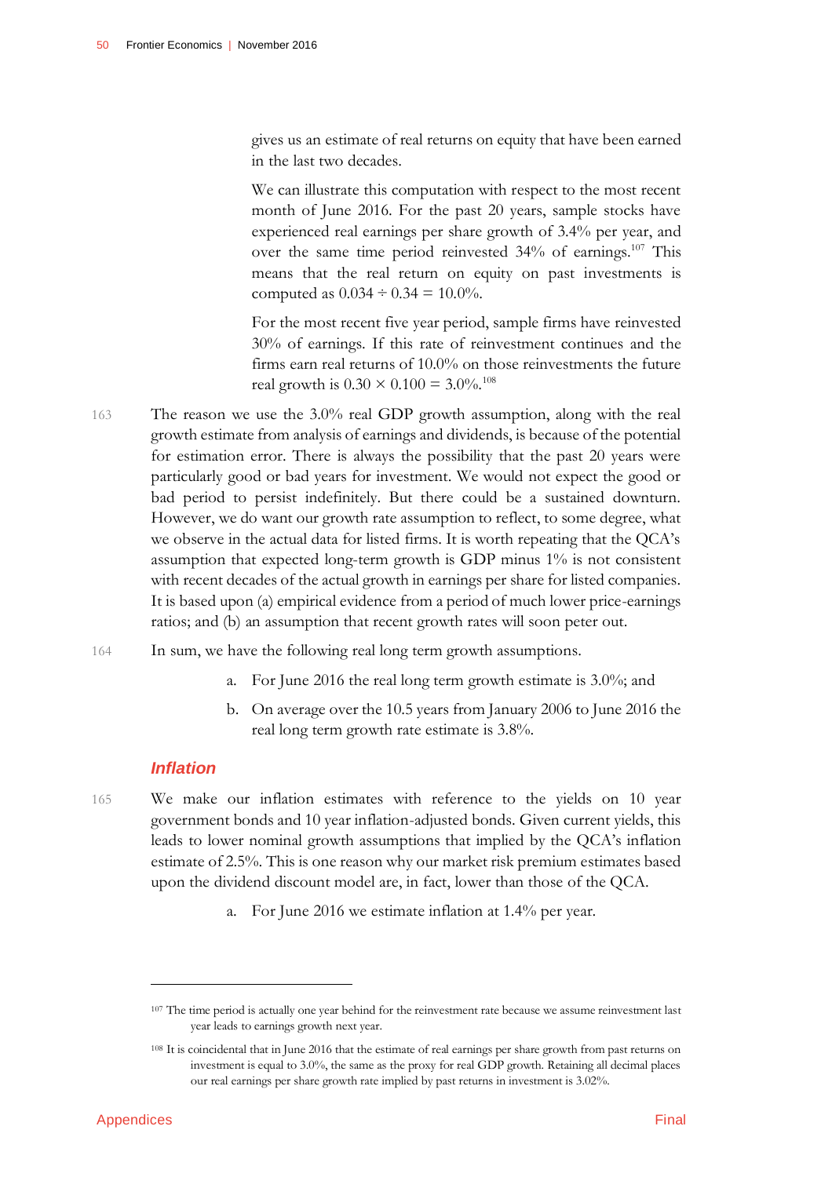gives us an estimate of real returns on equity that have been earned in the last two decades.

We can illustrate this computation with respect to the most recent month of June 2016. For the past 20 years, sample stocks have experienced real earnings per share growth of 3.4% per year, and over the same time period reinvested 34% of earnings.[107] This means that the real return on equity on past investments is computed as $0.034 \div 0.34 = 10.0\%$.

For the most recent five year period, sample firms have reinvested 30% of earnings. If this rate of reinvestment continues and the firms earn real returns of 10.0% on those reinvestments the future real growth is $0.30 \times 0.100 = 3.0\%$.[108]

163 The reason we use the 3.0% real GDP growth assumption, along with the real growth estimate from analysis of earnings and dividends, is because of the potential for estimation error. There is always the possibility that the past 20 years were particularly good or bad years for investment. We would not expect the good or bad period to persist indefinitely. But there could be a sustained downturn. However, we do want our growth rate assumption to reflect, to some degree, what we observe in the actual data for listed firms. It is worth repeating that the QCA's assumption that expected long-term growth is GDP minus 1% is not consistent with recent decades of the actual growth in earnings per share for listed companies. It is based upon (a) empirical evidence from a period of much lower price-earnings ratios; and (b) an assumption that recent growth rates will soon peter out.

164 In sum, we have the following real long term growth assumptions.

a. For June 2016 the real long term growth estimate is 3.0%; and

b. On average over the 10.5 years from January 2006 to June 2016 the real long term growth rate estimate is 3.8%.

### *Inflation*

165 We make our inflation estimates with reference to the yields on 10 year government bonds and 10 year inflation-adjusted bonds. Given current yields, this leads to lower nominal growth assumptions that implied by the QCA's inflation estimate of 2.5%. This is one reason why our market risk premium estimates based upon the dividend discount model are, in fact, lower than those of the QCA.

a. For June 2016 we estimate inflation at 1.4% per year.

---

[107] The time period is actually one year behind for the reinvestment rate because we assume reinvestment last year leads to earnings growth next year.

[108] It is coincidental that in June 2016 that the estimate of real earnings per share growth from past returns on investment is equal to 3.0%, the same as the proxy for real GDP growth. Retaining all decimal places our real earnings per share growth rate implied by past returns in investment is 3.02%.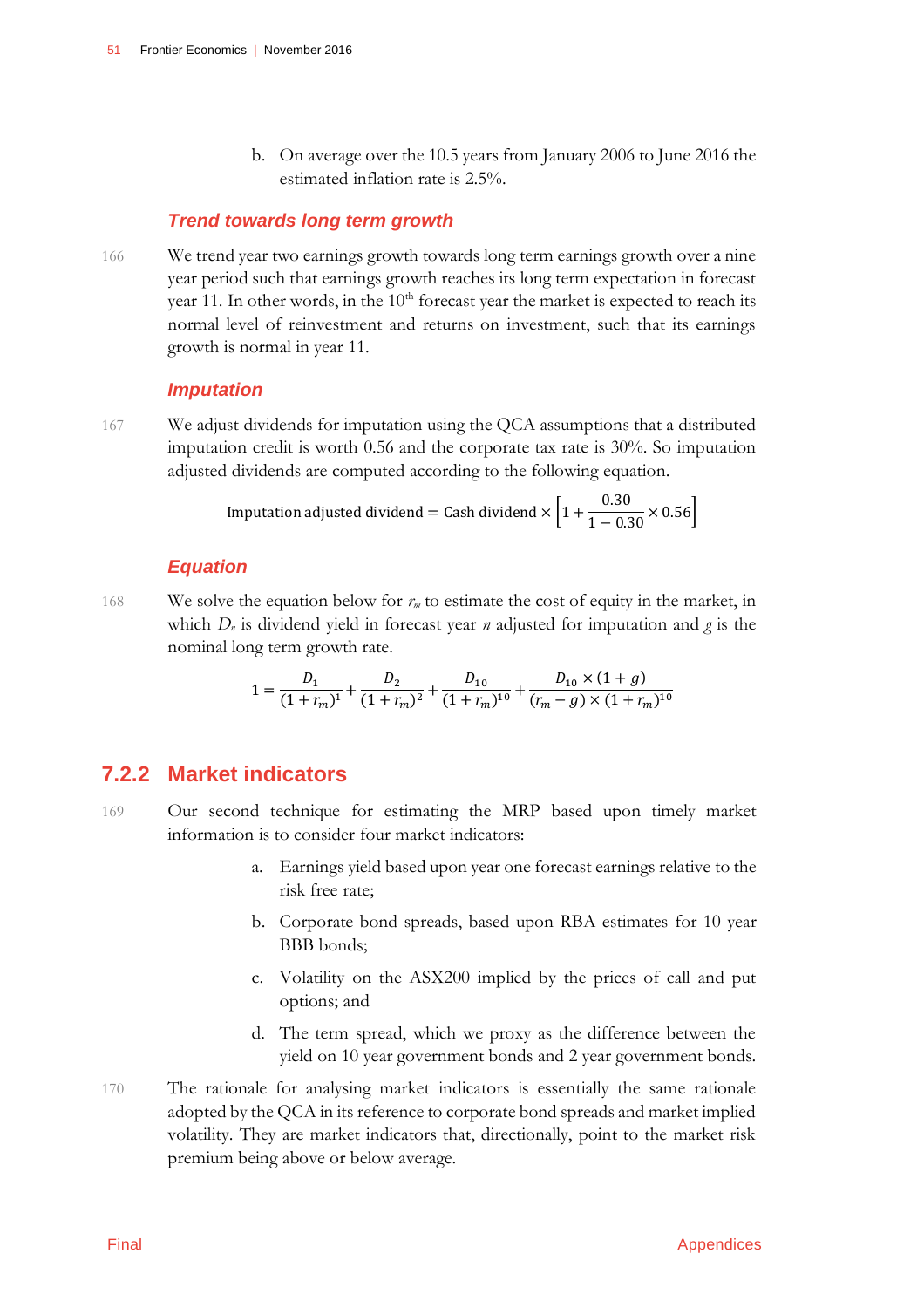b. On average over the 10.5 years from January 2006 to June 2016 the estimated inflation rate is 2.5%.

### *Trend towards long term growth*

166 We trend year two earnings growth towards long term earnings growth over a nine year period such that earnings growth reaches its long term expectation in forecast year 11. In other words, in the 10th forecast year the market is expected to reach its normal level of reinvestment and returns on investment, such that its earnings growth is normal in year 11.

### *Imputation*

167 We adjust dividends for imputation using the QCA assumptions that a distributed imputation credit is worth 0.56 and the corporate tax rate is 30%. So imputation adjusted dividends are computed according to the following equation.

$$\text{Imputation adjusted dividend} = \text{Cash dividend} \times \left[1 + \frac{0.30}{1 - 0.30} \times 0.56\right]$$

### *Equation*

168 We solve the equation below for $r_m$ to estimate the cost of equity in the market, in which $D_n$ is dividend yield in forecast year $n$ adjusted for imputation and $g$ is the nominal long term growth rate.

$$1 = \frac{D_1}{(1 + r_m)^1} + \frac{D_2}{(1 + r_m)^2} + \frac{D_{10}}{(1 + r_m)^{10}} + \frac{D_{10} \times (1 + g)}{(r_m - g) \times (1 + r_m)^{10}}$$

## 7.2.2 Market indicators

169 Our second technique for estimating the MRP based upon timely market information is to consider four market indicators:

a. Earnings yield based upon year one forecast earnings relative to the risk free rate;

b. Corporate bond spreads, based upon RBA estimates for 10 year BBB bonds;

c. Volatility on the ASX200 implied by the prices of call and put options; and

d. The term spread, which we proxy as the difference between the yield on 10 year government bonds and 2 year government bonds.

170 The rationale for analysing market indicators is essentially the same rationale adopted by the QCA in its reference to corporate bond spreads and market implied volatility. They are market indicators that, directionally, point to the market risk premium being above or below average.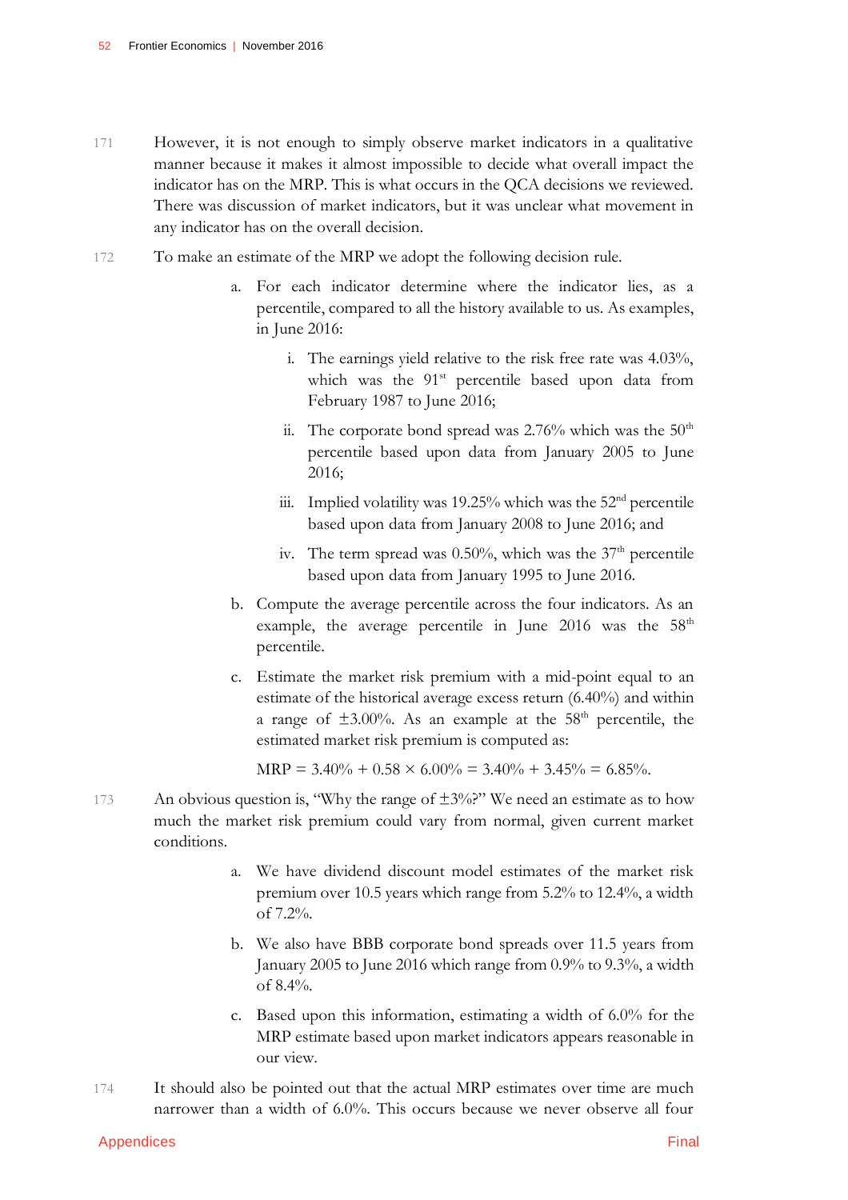171 However, it is not enough to simply observe market indicators in a qualitative manner because it makes it almost impossible to decide what overall impact the indicator has on the MRP. This is what occurs in the QCA decisions we reviewed. There was discussion of market indicators, but it was unclear what movement in any indicator has on the overall decision.

172 To make an estimate of the MRP we adopt the following decision rule.

a. For each indicator determine where the indicator lies, as a percentile, compared to all the history available to us. As examples, in June 2016:

   i. The earnings yield relative to the risk free rate was 4.03%, which was the 91st percentile based upon data from February 1987 to June 2016;

   ii. The corporate bond spread was 2.76% which was the 50th percentile based upon data from January 2005 to June 2016;

   iii. Implied volatility was 19.25% which was the 52nd percentile based upon data from January 2008 to June 2016; and

   iv. The term spread was 0.50%, which was the 37th percentile based upon data from January 1995 to June 2016.

b. Compute the average percentile across the four indicators. As an example, the average percentile in June 2016 was the 58th percentile.

c. Estimate the market risk premium with a mid-point equal to an estimate of the historical average excess return (6.40%) and within a range of ±3.00%. As an example at the 58th percentile, the estimated market risk premium is computed as:

$$\text{MRP} = 3.40\% + 0.58 \times 6.00\% = 3.40\% + 3.45\% = 6.85\%.$$

173 An obvious question is, "Why the range of ±3%?" We need an estimate as to how much the market risk premium could vary from normal, given current market conditions.

a. We have dividend discount model estimates of the market risk premium over 10.5 years which range from 5.2% to 12.4%, a width of 7.2%.

b. We also have BBB corporate bond spreads over 11.5 years from January 2005 to June 2016 which range from 0.9% to 9.3%, a width of 8.4%.

c. Based upon this information, estimating a width of 6.0% for the MRP estimate based upon market indicators appears reasonable in our view.

174 It should also be pointed out that the actual MRP estimates over time are much narrower than a width of 6.0%. This occurs because we never observe all four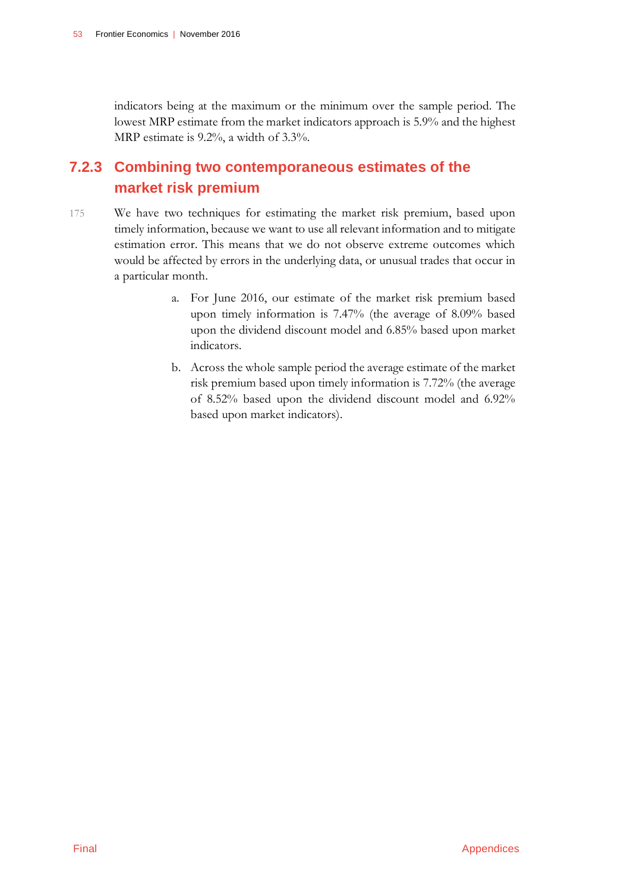indicators being at the maximum or the minimum over the sample period. The lowest MRP estimate from the market indicators approach is 5.9% and the highest MRP estimate is 9.2%, a width of 3.3%.

### 7.2.3 Combining two contemporaneous estimates of the market risk premium

175 We have two techniques for estimating the market risk premium, based upon timely information, because we want to use all relevant information and to mitigate estimation error. This means that we do not observe extreme outcomes which would be affected by errors in the underlying data, or unusual trades that occur in a particular month.

a. For June 2016, our estimate of the market risk premium based upon timely information is 7.47% (the average of 8.09% based upon the dividend discount model and 6.85% based upon market indicators.

b. Across the whole sample period the average estimate of the market risk premium based upon timely information is 7.72% (the average of 8.52% based upon the dividend discount model and 6.92% based upon market indicators).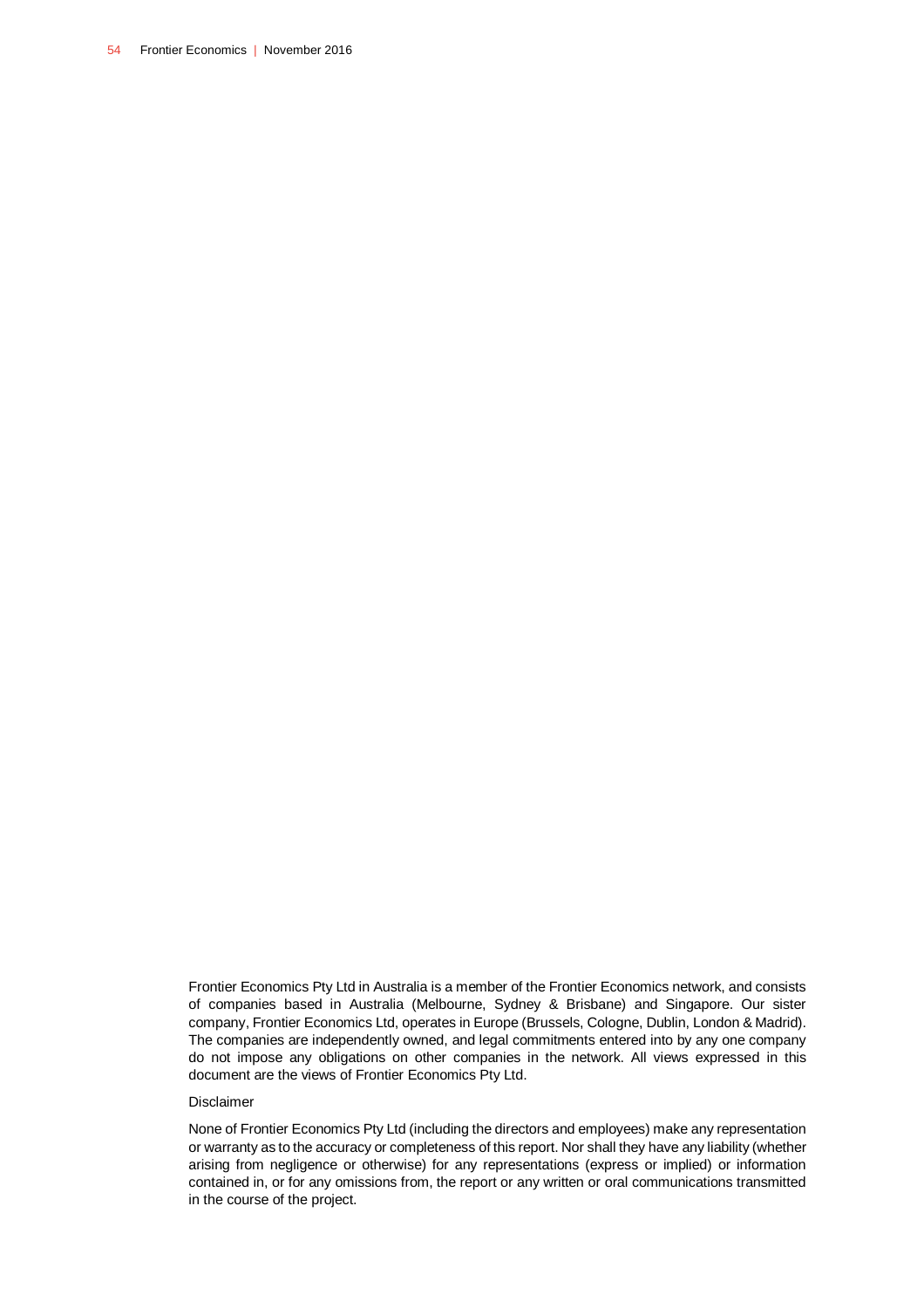Frontier Economics Pty Ltd in Australia is a member of the Frontier Economics network, and consists of companies based in Australia (Melbourne, Sydney & Brisbane) and Singapore. Our sister company, Frontier Economics Ltd, operates in Europe (Brussels, Cologne, Dublin, London & Madrid). The companies are independently owned, and legal commitments entered into by any one company do not impose any obligations on other companies in the network. All views expressed in this document are the views of Frontier Economics Pty Ltd.

Disclaimer

None of Frontier Economics Pty Ltd (including the directors and employees) make any representation or warranty as to the accuracy or completeness of this report. Nor shall they have any liability (whether arising from negligence or otherwise) for any representations (express or implied) or information contained in, or for any omissions from, the report or any written or oral communications transmitted in the course of the project.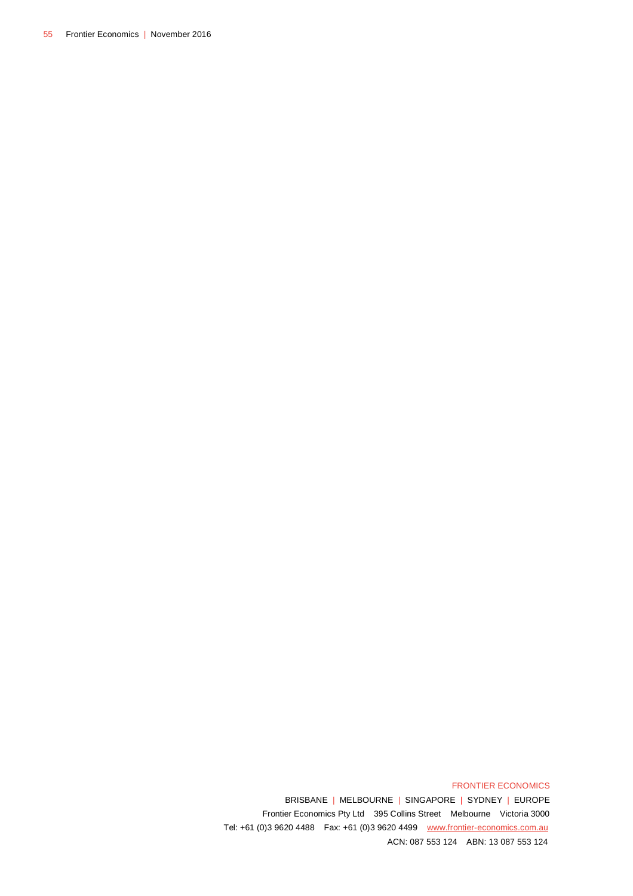FRONTIER ECONOMICS

BRISBANE | MELBOURNE | SINGAPORE | SYDNEY | EUROPE

Frontier Economics Pty Ltd 395 Collins Street Melbourne Victoria 3000

Tel: +61 (0)3 9620 4488 Fax: +61 (0)3 9620 4499 www.frontier-economics.com.au

ACN: 087 553 124 ABN: 13 087 553 124